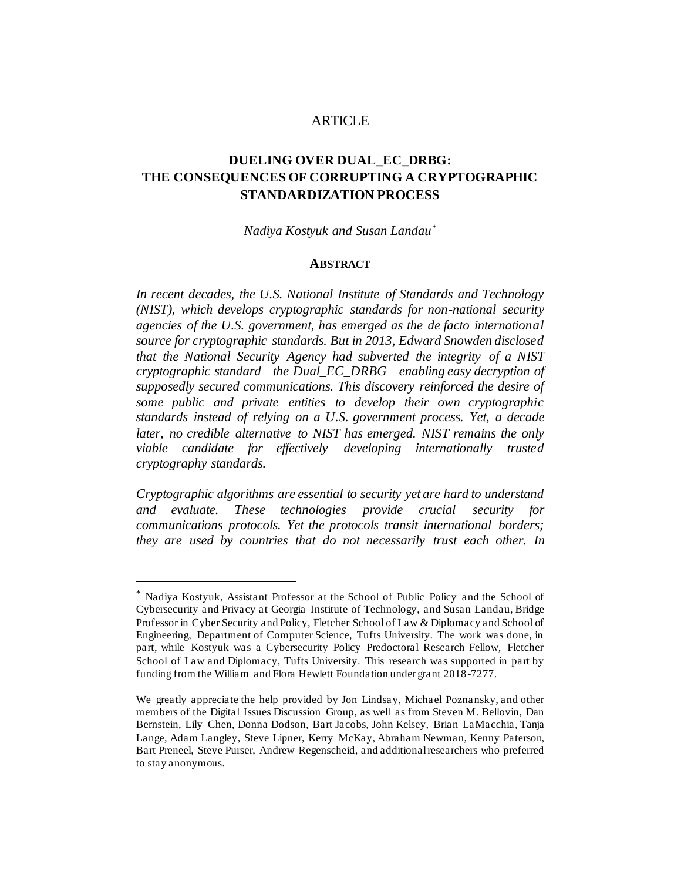ARTICLE

# DUELING OVER DUAL_EC_DRBG: THE CONSEQUENCES OF CORRUPTING A CRYPTOGRAPHIC STANDARDIZATION PROCESS

*Nadiya Kostyuk and Susan Landau*[*]

## ABSTRACT

*In recent decades, the U.S. National Institute of Standards and Technology (NIST), which develops cryptographic standards for non-national security agencies of the U.S. government, has emerged as the de facto international source for cryptographic standards. But in 2013, Edward Snowden disclosed that the National Security Agency had subverted the integrity of a NIST cryptographic standard—the Dual_EC_DRBG—enabling easy decryption of supposedly secured communications. This discovery reinforced the desire of some public and private entities to develop their own cryptographic standards instead of relying on a U.S. government process. Yet, a decade later, no credible alternative to NIST has emerged. NIST remains the only viable candidate for effectively developing internationally trusted cryptography standards.*

*Cryptographic algorithms are essential to security yet are hard to understand and evaluate. These technologies provide crucial security for communications protocols. Yet the protocols transit international borders; they are used by countries that do not necessarily trust each other. In*

---

[*] Nadiya Kostyuk, Assistant Professor at the School of Public Policy and the School of Cybersecurity and Privacy at Georgia Institute of Technology, and Susan Landau, Bridge Professor in Cyber Security and Policy, Fletcher School of Law & Diplomacy and School of Engineering, Department of Computer Science, Tufts University. The work was done, in part, while Kostyuk was a Cybersecurity Policy Predoctoral Research Fellow, Fletcher School of Law and Diplomacy, Tufts University. This research was supported in part by funding from the William and Flora Hewlett Foundation under grant 2018-7277.

We greatly appreciate the help provided by Jon Lindsay, Michael Poznansky, and other members of the Digital Issues Discussion Group, as well as from Steven M. Bellovin, Dan Bernstein, Lily Chen, Donna Dodson, Bart Jacobs, John Kelsey, Brian LaMacchia, Tanja Lange, Adam Langley, Steve Lipner, Kerry McKay, Abraham Newman, Kenny Paterson, Bart Preneel, Steve Purser, Andrew Regenscheid, and additional researchers who preferred to stay anonymous.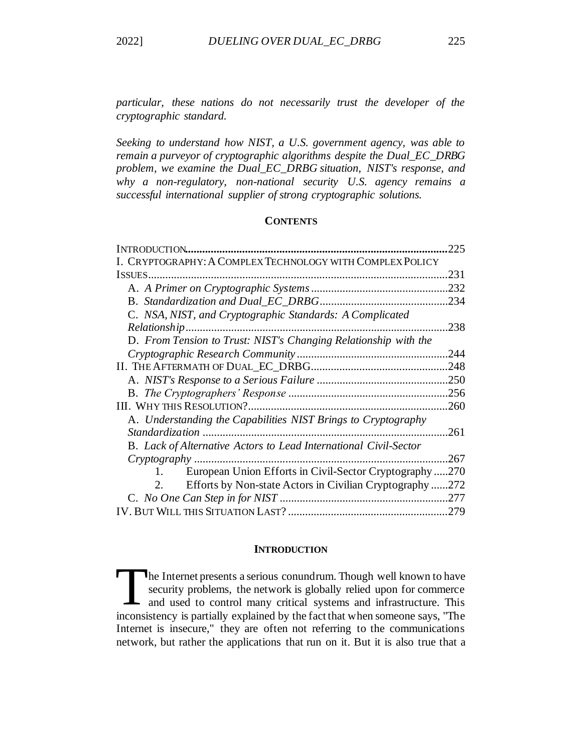*particular, these nations do not necessarily trust the developer of the cryptographic standard.*

*Seeking to understand how NIST, a U.S. government agency, was able to remain a purveyor of cryptographic algorithms despite the Dual_EC_DRBG problem, we examine the Dual_EC_DRBG situation, NIST's response, and why a non-regulatory, non-national security U.S. agency remains a successful international supplier of strong cryptographic solutions.*

**CONTENTS**

INTRODUCTION ..... 225
I. CRYPTOGRAPHY: A COMPLEX TECHNOLOGY WITH COMPLEX POLICY ISSUES ..... 231
  A. *A Primer on Cryptographic Systems* ..... 232
  B. *Standardization and Dual_EC_DRBG* ..... 234
  C. *NSA, NIST, and Cryptographic Standards: A Complicated Relationship* ..... 238
  D. *From Tension to Trust: NIST's Changing Relationship with the Cryptographic Research Community* ..... 244
II. THE AFTERMATH OF DUAL_EC_DRBG ..... 248
  A. *NIST's Response to a Serious Failure* ..... 250
  B. *The Cryptographers' Response* ..... 256
III. WHY THIS RESOLUTION? ..... 260
  A. *Understanding the Capabilities NIST Brings to Cryptography Standardization* ..... 261
  B. *Lack of Alternative Actors to Lead International Civil-Sector Cryptography* ..... 267
    1. European Union Efforts in Civil-Sector Cryptography ..... 270
    2. Efforts by Non-state Actors in Civilian Cryptography ..... 272
  C. *No One Can Step in for NIST* ..... 277
IV. BUT WILL THIS SITUATION LAST? ..... 279

## INTRODUCTION

The Internet presents a serious conundrum. Though well known to have security problems, the network is globally relied upon for commerce and used to control many critical systems and infrastructure. This inconsistency is partially explained by the fact that when someone says, "The Internet is insecure," they are often not referring to the communications network, but rather the applications that run on it. But it is also true that a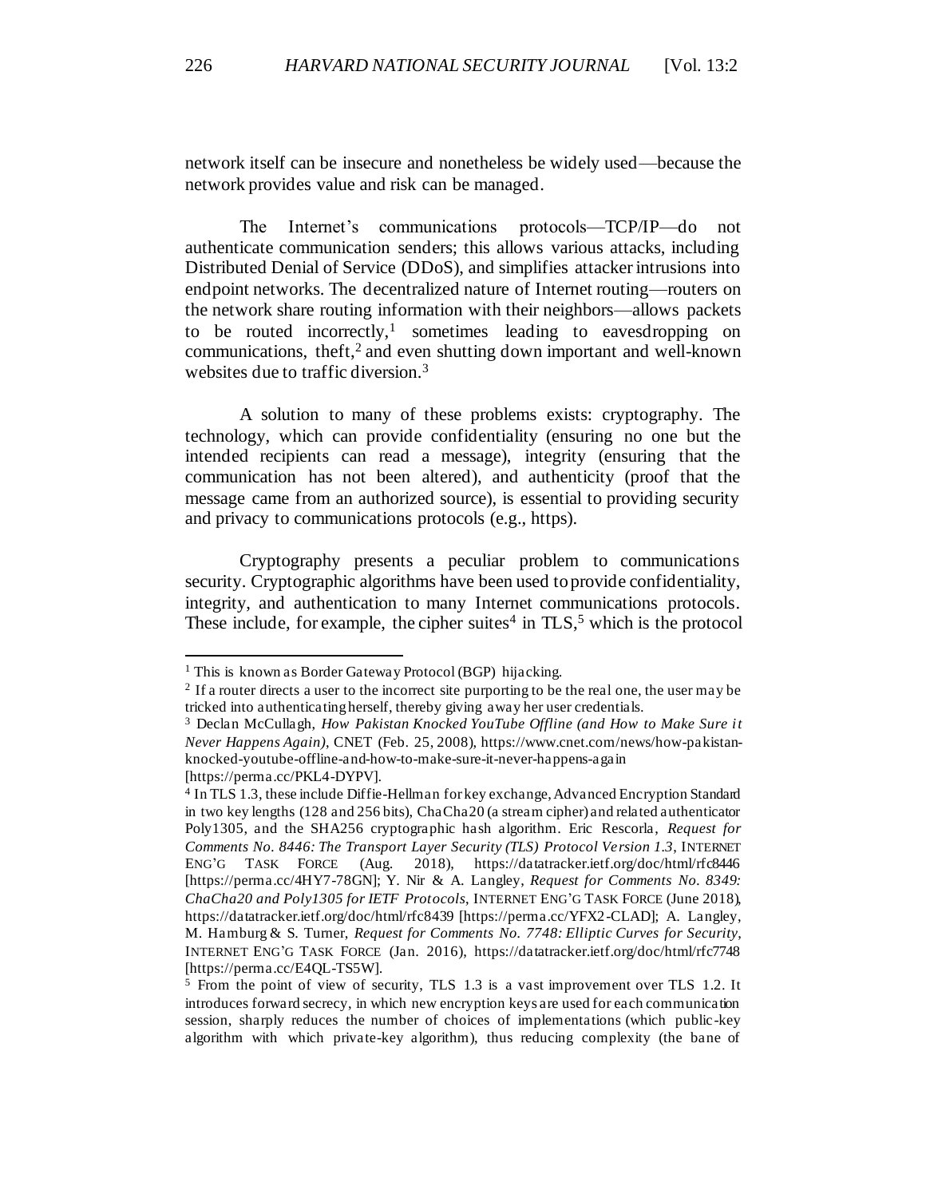network itself can be insecure and nonetheless be widely used—because the network provides value and risk can be managed.

The Internet's communications protocols—TCP/IP—do not authenticate communication senders; this allows various attacks, including Distributed Denial of Service (DDoS), and simplifies attacker intrusions into endpoint networks. The decentralized nature of Internet routing—routers on the network share routing information with their neighbors—allows packets to be routed incorrectly,[1] sometimes leading to eavesdropping on communications, theft,[2] and even shutting down important and well-known websites due to traffic diversion.[3]

A solution to many of these problems exists: cryptography. The technology, which can provide confidentiality (ensuring no one but the intended recipients can read a message), integrity (ensuring that the communication has not been altered), and authenticity (proof that the message came from an authorized source), is essential to providing security and privacy to communications protocols (e.g., https).

Cryptography presents a peculiar problem to communications security. Cryptographic algorithms have been used to provide confidentiality, integrity, and authentication to many Internet communications protocols. These include, for example, the cipher suites[4] in TLS,[5] which is the protocol

---

[1] This is known as Border Gateway Protocol (BGP) hijacking.

[2] If a router directs a user to the incorrect site purporting to be the real one, the user may be tricked into authenticating herself, thereby giving away her user credentials.

[3] Declan McCullagh, *How Pakistan Knocked YouTube Offline (and How to Make Sure it Never Happens Again)*, CNET (Feb. 25, 2008), https://www.cnet.com/news/how-pakistan-knocked-youtube-offline-and-how-to-make-sure-it-never-happens-again [https://perma.cc/PKL4-DYPV].

[4] In TLS 1.3, these include Diffie-Hellman for key exchange, Advanced Encryption Standard in two key lengths (128 and 256 bits), ChaCha20 (a stream cipher) and related authenticator Poly1305, and the SHA256 cryptographic hash algorithm. Eric Rescorla, *Request for Comments No. 8446: The Transport Layer Security (TLS) Protocol Version 1.3*, INTERNET ENG'G TASK FORCE (Aug. 2018), https://datatracker.ietf.org/doc/html/rfc8446 [https://perma.cc/4HY7-78GN]; Y. Nir & A. Langley, *Request for Comments No. 8349: ChaCha20 and Poly1305 for IETF Protocols*, INTERNET ENG'G TASK FORCE (June 2018), https://datatracker.ietf.org/doc/html/rfc8439 [https://perma.cc/YFX2-CLAD]; A. Langley, M. Hamburg & S. Turner, *Request for Comments No. 7748: Elliptic Curves for Security*, INTERNET ENG'G TASK FORCE (Jan. 2016), https://datatracker.ietf.org/doc/html/rfc7748 [https://perma.cc/E4QL-TS5W].

[5] From the point of view of security, TLS 1.3 is a vast improvement over TLS 1.2. It introduces forward secrecy, in which new encryption keys are used for each communication session, sharply reduces the number of choices of implementations (which public-key algorithm with which private-key algorithm), thus reducing complexity (the bane of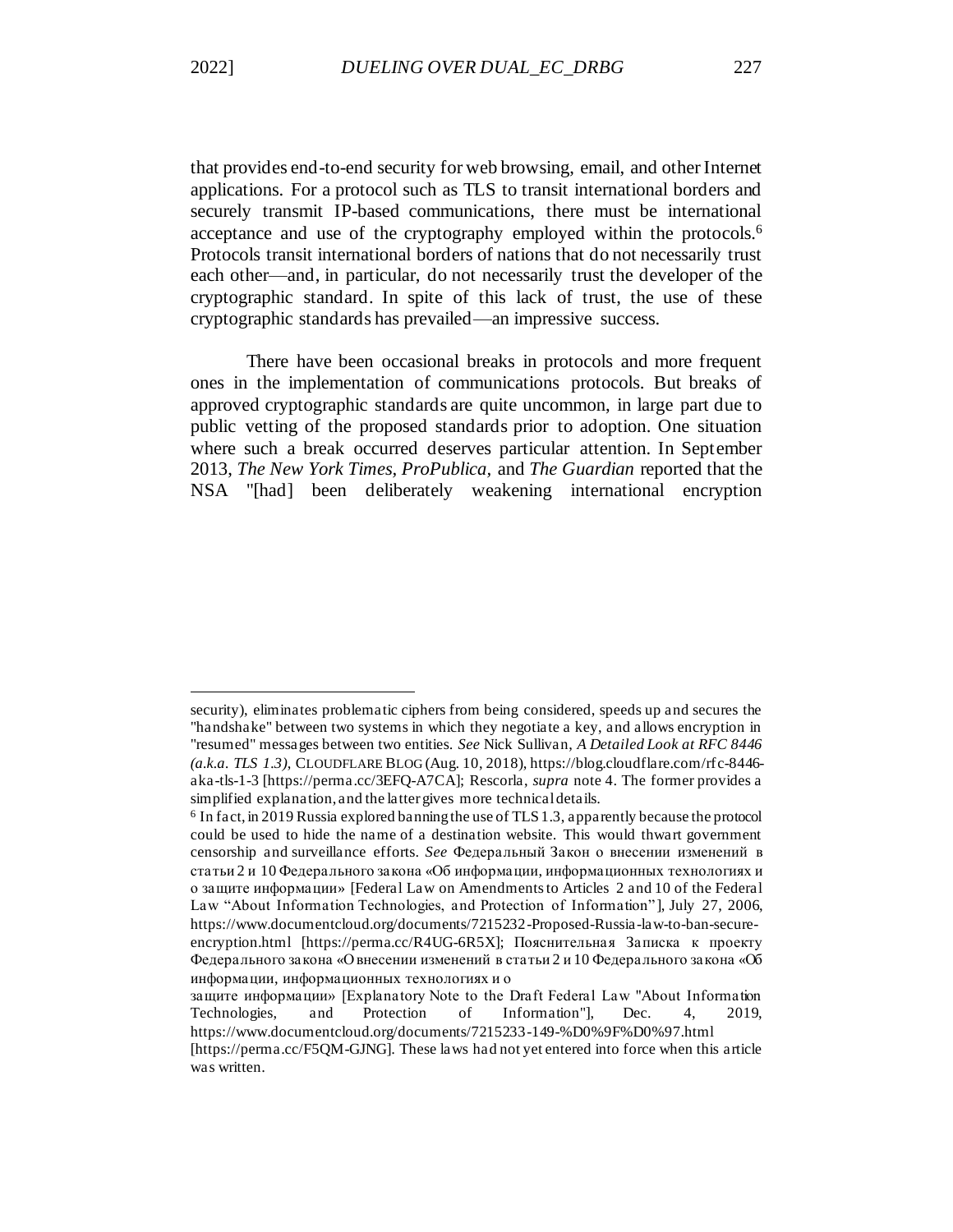that provides end-to-end security for web browsing, email, and other Internet applications. For a protocol such as TLS to transit international borders and securely transmit IP-based communications, there must be international acceptance and use of the cryptography employed within the protocols.[6] Protocols transit international borders of nations that do not necessarily trust each other—and, in particular, do not necessarily trust the developer of the cryptographic standard. In spite of this lack of trust, the use of these cryptographic standards has prevailed—an impressive success.

There have been occasional breaks in protocols and more frequent ones in the implementation of communications protocols. But breaks of approved cryptographic standards are quite uncommon, in large part due to public vetting of the proposed standards prior to adoption. One situation where such a break occurred deserves particular attention. In September 2013, *The New York Times, ProPublica,* and *The Guardian* reported that the NSA "[had] been deliberately weakening international encryption

---

security), eliminates problematic ciphers from being considered, speeds up and secures the "handshake" between two systems in which they negotiate a key, and allows encryption in "resumed" messages between two entities. *See* Nick Sullivan, *A Detailed Look at RFC 8446 (a.k.a. TLS 1.3)*, CLOUDFLARE BLOG (Aug. 10, 2018), https://blog.cloudflare.com/rfc-8446-aka-tls-1-3 [https://perma.cc/3EFQ-A7CA]; Rescorla, *supra* note 4. The former provides a simplified explanation, and the latter gives more technical details.

[6] In fact, in 2019 Russia explored banning the use of TLS 1.3, apparently because the protocol could be used to hide the name of a destination website. This would thwart government censorship and surveillance efforts. *See* Федеральный Закон о внесении изменений в статьи 2 и 10 Федерального закона «Об информации, информационных технологиях и о защите информации» [Federal Law on Amendments to Articles 2 and 10 of the Federal Law "About Information Technologies, and Protection of Information"], July 27, 2006, https://www.documentcloud.org/documents/7215232-Proposed-Russia-law-to-ban-secure-encryption.html [https://perma.cc/R4UG-6R5X]; Пояснительная Записка к проекту Федерального закона «О внесении изменений в статьи 2 и 10 Федерального закона «Об информации, информационных технологиях и о защите информации» [Explanatory Note to the Draft Federal Law "About Information Technologies, and Protection of Information"], Dec. 4, 2019, https://www.documentcloud.org/documents/7215233-149-%D0%9F%D0%97.html [https://perma.cc/F5QM-GJNG]. These laws had not yet entered into force when this article was written.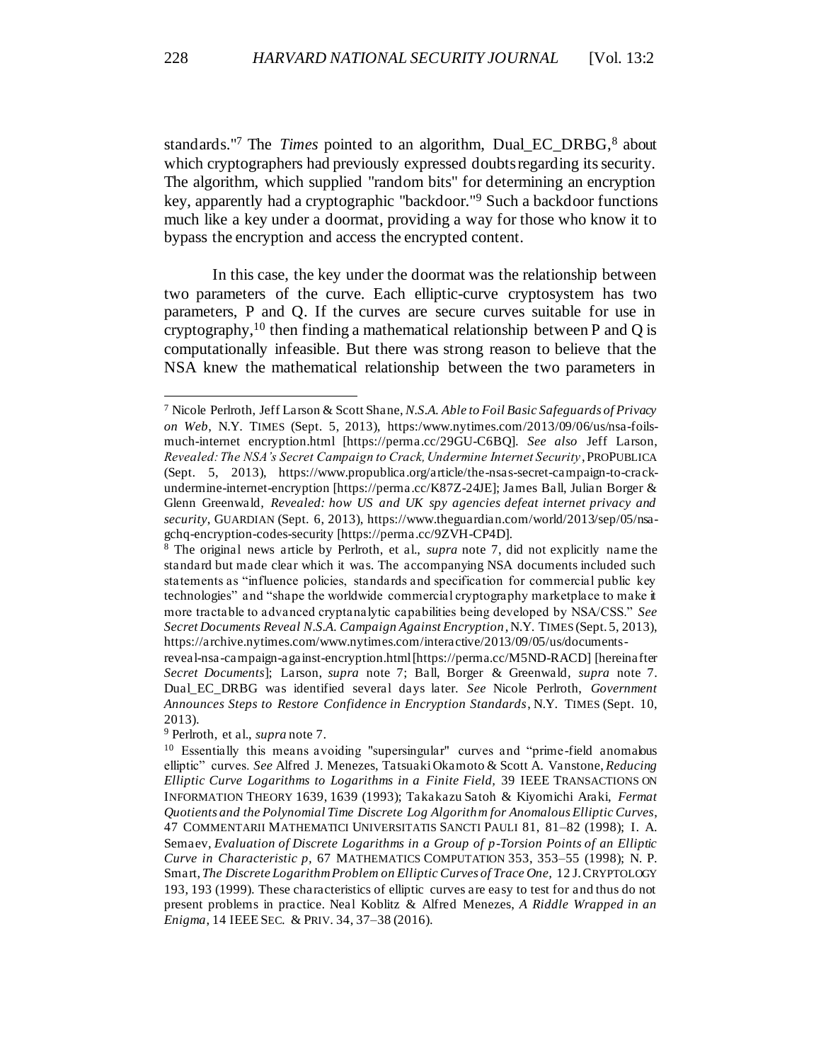standards."[7] The *Times* pointed to an algorithm, Dual_EC_DRBG,[8] about which cryptographers had previously expressed doubts regarding its security. The algorithm, which supplied "random bits" for determining an encryption key, apparently had a cryptographic "backdoor."[9] Such a backdoor functions much like a key under a doormat, providing a way for those who know it to bypass the encryption and access the encrypted content.

In this case, the key under the doormat was the relationship between two parameters of the curve. Each elliptic-curve cryptosystem has two parameters, P and Q. If the curves are secure curves suitable for use in cryptography,[10] then finding a mathematical relationship between P and Q is computationally infeasible. But there was strong reason to believe that the NSA knew the mathematical relationship between the two parameters in

---

[7] Nicole Perlroth, Jeff Larson & Scott Shane, *N.S.A. Able to Foil Basic Safeguards of Privacy on Web*, N.Y. TIMES (Sept. 5, 2013), https:/www.nytimes.com/2013/09/06/us/nsa-foils-much-internet encryption.html [https://perma.cc/29GU-C6BQ]. *See also* Jeff Larson, *Revealed: The NSA's Secret Campaign to Crack, Undermine Internet Security*, PROPUBLICA (Sept. 5, 2013), https://www.propublica.org/article/the-nsas-secret-campaign-to-crack-undermine-internet-encryption [https://perma.cc/K87Z-24JE]; James Ball, Julian Borger & Glenn Greenwald, *Revealed: how US and UK spy agencies defeat internet privacy and security*, GUARDIAN (Sept. 6, 2013), https://www.theguardian.com/world/2013/sep/05/nsa-gchq-encryption-codes-security [https://perma.cc/9ZVH-CP4D].

[8] The original news article by Perlroth, et al., *supra* note 7, did not explicitly name the standard but made clear which it was. The accompanying NSA documents included such statements as "influence policies, standards and specification for commercial public key technologies" and "shape the worldwide commercial cryptography marketplace to make it more tractable to advanced cryptanalytic capabilities being developed by NSA/CSS." *See Secret Documents Reveal N.S.A. Campaign Against Encryption*, N.Y. TIMES (Sept. 5, 2013), https://archive.nytimes.com/www.nytimes.com/interactive/2013/09/05/us/documents-reveal-nsa-campaign-against-encryption.html [https://perma.cc/M5ND-RACD] [hereinafter *Secret Documents*]; Larson, *supra* note 7; Ball, Borger & Greenwald, *supra* note 7. Dual_EC_DRBG was identified several days later. *See* Nicole Perlroth, *Government Announces Steps to Restore Confidence in Encryption Standards*, N.Y. TIMES (Sept. 10, 2013).

[9] Perlroth, et al., *supra* note 7.

[10] Essentially this means avoiding "supersingular" curves and "prime-field anomalous elliptic" curves. *See* Alfred J. Menezes, Tatsuaki Okamoto & Scott A. Vanstone, *Reducing Elliptic Curve Logarithms to Logarithms in a Finite Field*, 39 IEEE TRANSACTIONS ON INFORMATION THEORY 1639, 1639 (1993); Takakazu Satoh & Kiyomichi Araki, *Fermat Quotients and the Polynomial Time Discrete Log Algorithm for Anomalous Elliptic Curves*, 47 COMMENTARII MATHEMATICI UNIVERSITATIS SANCTI PAULI 81, 81–82 (1998); I. A. Semaev, *Evaluation of Discrete Logarithms in a Group of p-Torsion Points of an Elliptic Curve in Characteristic p*, 67 MATHEMATICS COMPUTATION 353, 353–55 (1998); N. P. Smart, *The Discrete Logarithm Problem on Elliptic Curves of Trace One*, 12 J. CRYPTOLOGY 193, 193 (1999). These characteristics of elliptic curves are easy to test for and thus do not present problems in practice. Neal Koblitz & Alfred Menezes, *A Riddle Wrapped in an Enigma*, 14 IEEE SEC. & PRIV. 34, 37–38 (2016).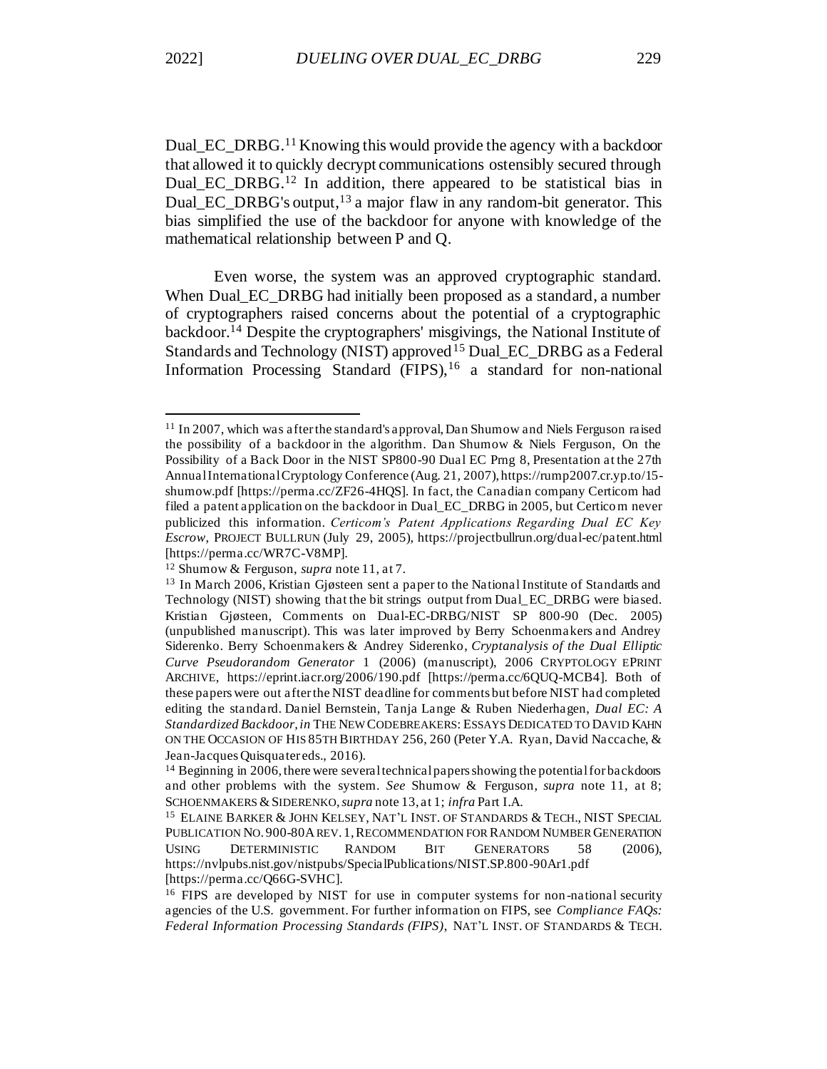Dual_EC_DRBG.[11] Knowing this would provide the agency with a backdoor that allowed it to quickly decrypt communications ostensibly secured through Dual_EC_DRBG.[12] In addition, there appeared to be statistical bias in Dual_EC_DRBG's output,[13] a major flaw in any random-bit generator. This bias simplified the use of the backdoor for anyone with knowledge of the mathematical relationship between P and Q.

Even worse, the system was an approved cryptographic standard. When Dual_EC_DRBG had initially been proposed as a standard, a number of cryptographers raised concerns about the potential of a cryptographic backdoor.[14] Despite the cryptographers' misgivings, the National Institute of Standards and Technology (NIST) approved[15] Dual_EC_DRBG as a Federal Information Processing Standard (FIPS),[16] a standard for non-national

---

[11] In 2007, which was after the standard's approval, Dan Shumow and Niels Ferguson raised the possibility of a backdoor in the algorithm. Dan Shumow & Niels Ferguson, On the Possibility of a Back Door in the NIST SP800-90 Dual EC Prng 8, Presentation at the 27th Annual International Cryptology Conference (Aug. 21, 2007), https://rump2007.cr.yp.to/15-shumow.pdf [https://perma.cc/ZF26-4HQS]. In fact, the Canadian company Certicom had filed a patent application on the backdoor in Dual_EC_DRBG in 2005, but Certicom never publicized this information. *Certicom's Patent Applications Regarding Dual EC Key Escrow*, PROJECT BULLRUN (July 29, 2005), https://projectbullrun.org/dual-ec/patent.html [https://perma.cc/WR7C-V8MP].

[12] Shumow & Ferguson, *supra* note 11, at 7.

[13] In March 2006, Kristian Gjøsteen sent a paper to the National Institute of Standards and Technology (NIST) showing that the bit strings output from Dual_EC_DRBG were biased. Kristian Gjøsteen, Comments on Dual-EC-DRBG/NIST SP 800-90 (Dec. 2005) (unpublished manuscript). This was later improved by Berry Schoenmakers and Andrey Siderenko. Berry Schoenmakers & Andrey Siderenko, *Cryptanalysis of the Dual Elliptic Curve Pseudorandom Generator* 1 (2006) (manuscript), 2006 CRYPTOLOGY EPRINT ARCHIVE, https://eprint.iacr.org/2006/190.pdf [https://perma.cc/6QUQ-MCB4]. Both of these papers were out after the NIST deadline for comments but before NIST had completed editing the standard. Daniel Bernstein, Tanja Lange & Ruben Niederhagen, *Dual EC: A Standardized Backdoor*, *in* THE NEW CODEBREAKERS: ESSAYS DEDICATED TO DAVID KAHN ON THE OCCASION OF HIS 85TH BIRTHDAY 256, 260 (Peter Y.A. Ryan, David Naccache, & Jean-Jacques Quisquater eds., 2016).

[14] Beginning in 2006, there were several technical papers showing the potential for backdoors and other problems with the system. *See* Shumow & Ferguson, *supra* note 11, at 8; SCHOENMAKERS & SIDERENKO, *supra* note 13, at 1; *infra* Part I.A.

[15] ELAINE BARKER & JOHN KELSEY, NAT'L INST. OF STANDARDS & TECH., NIST SPECIAL PUBLICATION NO. 900-80A REV. 1, RECOMMENDATION FOR RANDOM NUMBER GENERATION USING DETERMINISTIC RANDOM BIT GENERATORS 58 (2006), https://nvlpubs.nist.gov/nistpubs/SpecialPublications/NIST.SP.800-90Ar1.pdf [https://perma.cc/Q66G-SVHC].

[16] FIPS are developed by NIST for use in computer systems for non-national security agencies of the U.S. government. For further information on FIPS, see *Compliance FAQs: Federal Information Processing Standards (FIPS)*, NAT'L INST. OF STANDARDS & TECH.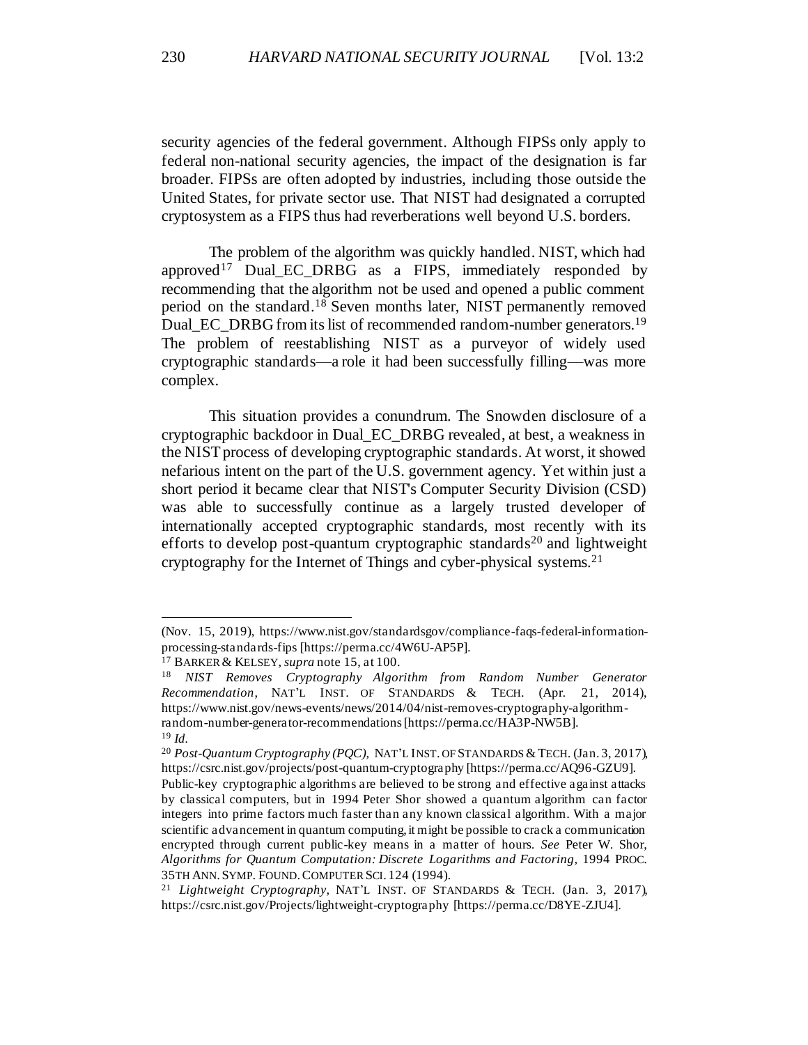security agencies of the federal government. Although FIPSs only apply to federal non-national security agencies, the impact of the designation is far broader. FIPSs are often adopted by industries, including those outside the United States, for private sector use. That NIST had designated a corrupted cryptosystem as a FIPS thus had reverberations well beyond U.S. borders.

The problem of the algorithm was quickly handled. NIST, which had approved[17] Dual_EC_DRBG as a FIPS, immediately responded by recommending that the algorithm not be used and opened a public comment period on the standard.[18] Seven months later, NIST permanently removed Dual_EC_DRBG from its list of recommended random-number generators.[19] The problem of reestablishing NIST as a purveyor of widely used cryptographic standards—a role it had been successfully filling—was more complex.

This situation provides a conundrum. The Snowden disclosure of a cryptographic backdoor in Dual_EC_DRBG revealed, at best, a weakness in the NIST process of developing cryptographic standards. At worst, it showed nefarious intent on the part of the U.S. government agency. Yet within just a short period it became clear that NIST's Computer Security Division (CSD) was able to successfully continue as a largely trusted developer of internationally accepted cryptographic standards, most recently with its efforts to develop post-quantum cryptographic standards[20] and lightweight cryptography for the Internet of Things and cyber-physical systems.[21]

---

(Nov. 15, 2019), https://www.nist.gov/standardsgov/compliance-faqs-federal-information-processing-standards-fips [https://perma.cc/4W6U-AP5P].

[17] BARKER & KELSEY, *supra* note 15, at 100.

[18] *NIST Removes Cryptography Algorithm from Random Number Generator Recommendation*, NAT'L INST. OF STANDARDS & TECH. (Apr. 21, 2014), https://www.nist.gov/news-events/news/2014/04/nist-removes-cryptography-algorithm-random-number-generator-recommendations [https://perma.cc/HA3P-NW5B].

[19] *Id.*

[20] *Post-Quantum Cryptography (PQC)*, NAT'L INST. OF STANDARDS & TECH. (Jan. 3, 2017), https://csrc.nist.gov/projects/post-quantum-cryptography [https://perma.cc/AQ96-GZU9]. Public-key cryptographic algorithms are believed to be strong and effective against attacks by classical computers, but in 1994 Peter Shor showed a quantum algorithm can factor integers into prime factors much faster than any known classical algorithm. With a major scientific advancement in quantum computing, it might be possible to crack a communication encrypted through current public-key means in a matter of hours. *See* Peter W. Shor, *Algorithms for Quantum Computation: Discrete Logarithms and Factoring*, 1994 PROC. 35TH ANN. SYMP. FOUND. COMPUTER SCI. 124 (1994).

[21] *Lightweight Cryptography*, NAT'L INST. OF STANDARDS & TECH. (Jan. 3, 2017), https://csrc.nist.gov/Projects/lightweight-cryptography [https://perma.cc/D8YE-ZJU4].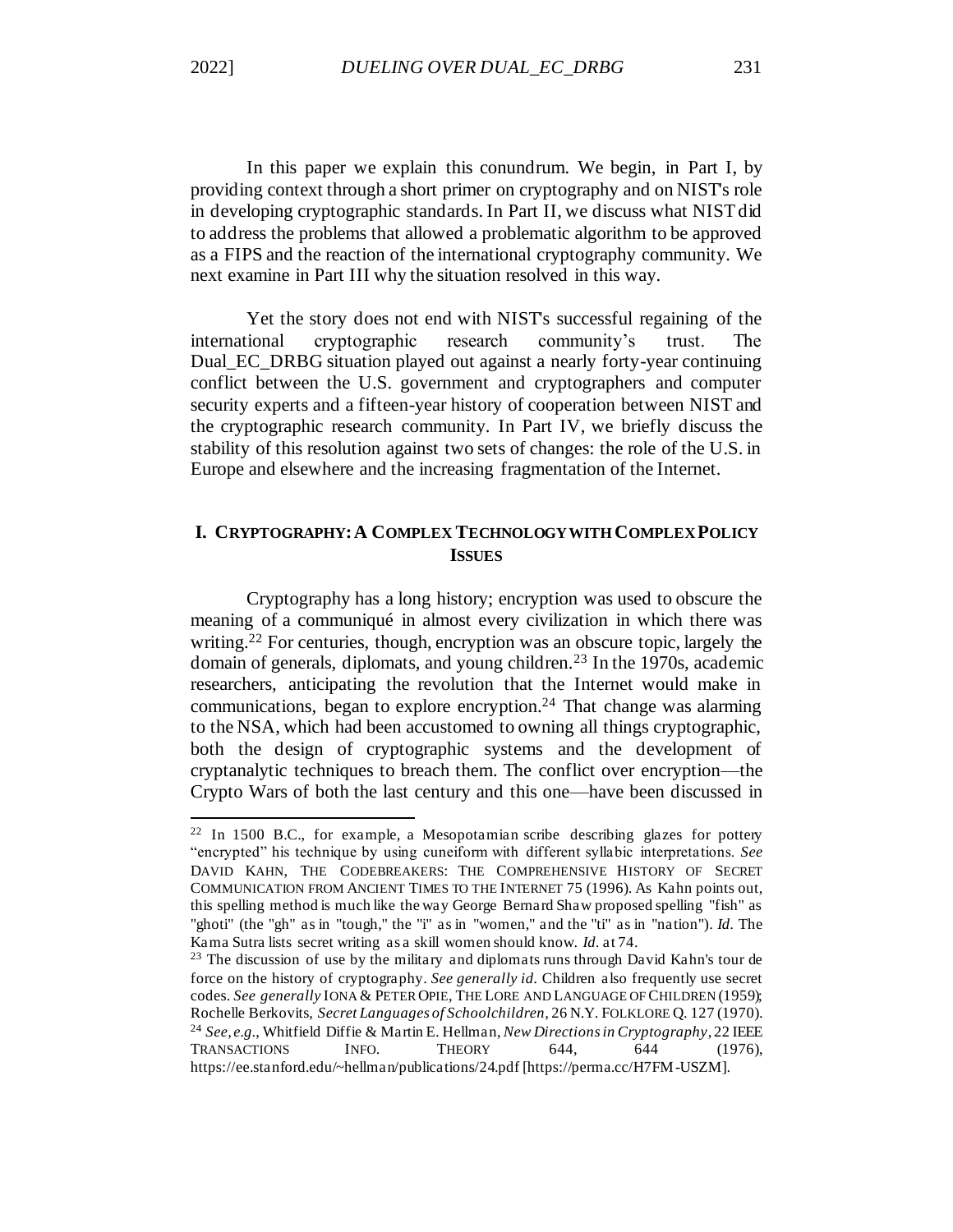In this paper we explain this conundrum. We begin, in Part I, by providing context through a short primer on cryptography and on NIST's role in developing cryptographic standards. In Part II, we discuss what NIST did to address the problems that allowed a problematic algorithm to be approved as a FIPS and the reaction of the international cryptography community. We next examine in Part III why the situation resolved in this way.

Yet the story does not end with NIST's successful regaining of the international cryptographic research community's trust. The Dual_EC_DRBG situation played out against a nearly forty-year continuing conflict between the U.S. government and cryptographers and computer security experts and a fifteen-year history of cooperation between NIST and the cryptographic research community. In Part IV, we briefly discuss the stability of this resolution against two sets of changes: the role of the U.S. in Europe and elsewhere and the increasing fragmentation of the Internet.

## I. CRYPTOGRAPHY: A COMPLEX TECHNOLOGY WITH COMPLEX POLICY ISSUES

Cryptography has a long history; encryption was used to obscure the meaning of a communiqué in almost every civilization in which there was writing.[22] For centuries, though, encryption was an obscure topic, largely the domain of generals, diplomats, and young children.[23] In the 1970s, academic researchers, anticipating the revolution that the Internet would make in communications, began to explore encryption.[24] That change was alarming to the NSA, which had been accustomed to owning all things cryptographic, both the design of cryptographic systems and the development of cryptanalytic techniques to breach them. The conflict over encryption—the Crypto Wars of both the last century and this one—have been discussed in

---

[22] In 1500 B.C., for example, a Mesopotamian scribe describing glazes for pottery "encrypted" his technique by using cuneiform with different syllabic interpretations. *See* DAVID KAHN, THE CODEBREAKERS: THE COMPREHENSIVE HISTORY OF SECRET COMMUNICATION FROM ANCIENT TIMES TO THE INTERNET 75 (1996). As Kahn points out, this spelling method is much like the way George Bernard Shaw proposed spelling "fish" as "ghoti" (the "gh" as in "tough," the "i" as in "women," and the "ti" as in "nation"). *Id*. The Kama Sutra lists secret writing as a skill women should know. *Id*. at 74.

[23] The discussion of use by the military and diplomats runs through David Kahn's tour de force on the history of cryptography. *See generally id*. Children also frequently use secret codes. *See generally* IONA & PETER OPIE, THE LORE AND LANGUAGE OF CHILDREN (1959); Rochelle Berkovits, *Secret Languages of Schoolchildren*, 26 N.Y. FOLKLORE Q. 127 (1970).

[24] *See, e.g.*, Whitfield Diffie & Martin E. Hellman, *New Directions in Cryptography*, 22 IEEE TRANSACTIONS INFO. THEORY 644, 644 (1976), https://ee.stanford.edu/~hellman/publications/24.pdf [https://perma.cc/H7FM-USZM].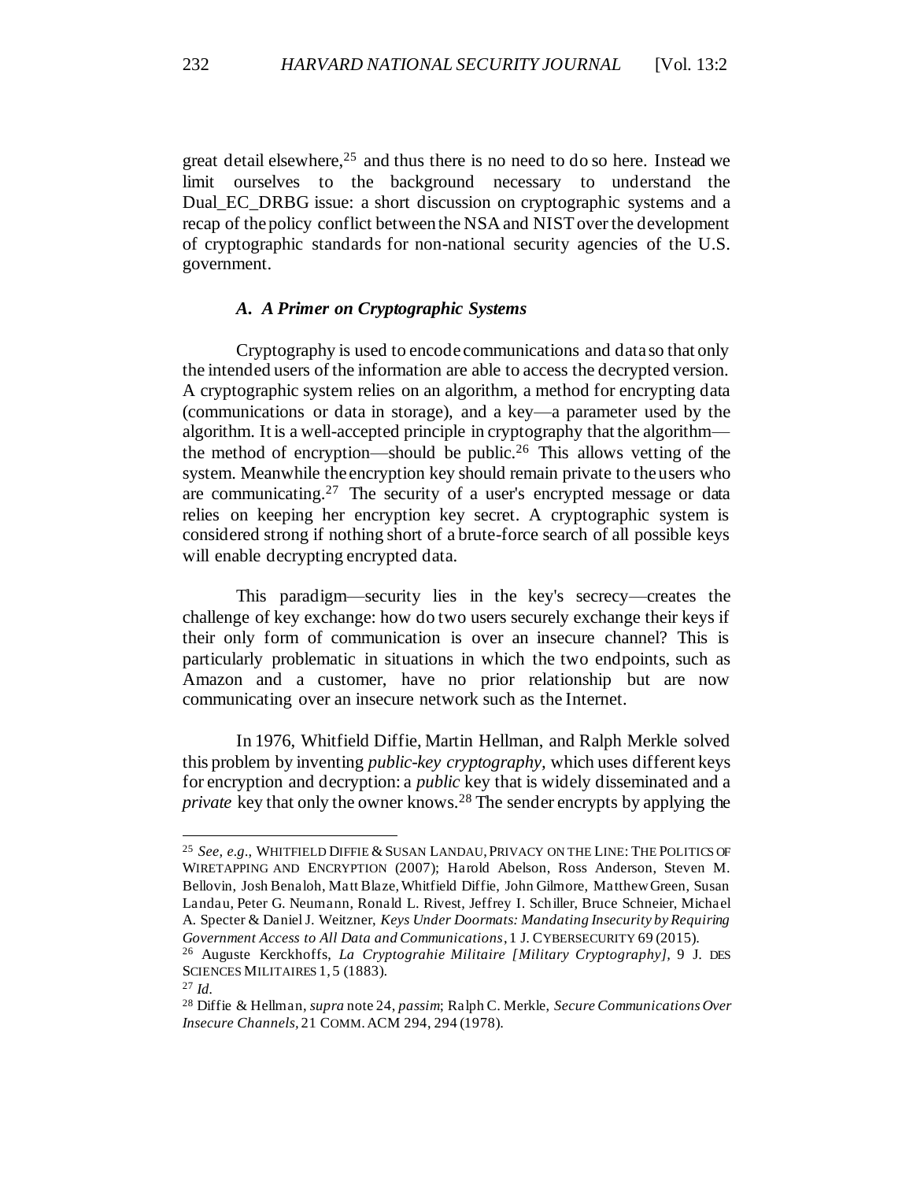great detail elsewhere,[25] and thus there is no need to do so here. Instead we limit ourselves to the background necessary to understand the Dual_EC_DRBG issue: a short discussion on cryptographic systems and a recap of the policy conflict between the NSA and NIST over the development of cryptographic standards for non-national security agencies of the U.S. government.

### *A. A Primer on Cryptographic Systems*

Cryptography is used to encode communications and data so that only the intended users of the information are able to access the decrypted version. A cryptographic system relies on an algorithm, a method for encrypting data (communications or data in storage), and a key—a parameter used by the algorithm. It is a well-accepted principle in cryptography that the algorithm—the method of encryption—should be public.[26] This allows vetting of the system. Meanwhile the encryption key should remain private to the users who are communicating.[27] The security of a user's encrypted message or data relies on keeping her encryption key secret. A cryptographic system is considered strong if nothing short of a brute-force search of all possible keys will enable decrypting encrypted data.

This paradigm—security lies in the key's secrecy—creates the challenge of key exchange: how do two users securely exchange their keys if their only form of communication is over an insecure channel? This is particularly problematic in situations in which the two endpoints, such as Amazon and a customer, have no prior relationship but are now communicating over an insecure network such as the Internet.

In 1976, Whitfield Diffie, Martin Hellman, and Ralph Merkle solved this problem by inventing *public-key cryptography,* which uses different keys for encryption and decryption: a *public* key that is widely disseminated and a *private* key that only the owner knows.[28] The sender encrypts by applying the

---

[25] *See, e.g*., WHITFIELD DIFFIE & SUSAN LANDAU, PRIVACY ON THE LINE: THE POLITICS OF WIRETAPPING AND ENCRYPTION (2007); Harold Abelson, Ross Anderson, Steven M. Bellovin, Josh Benaloh, Matt Blaze, Whitfield Diffie, John Gilmore, Matthew Green, Susan Landau, Peter G. Neumann, Ronald L. Rivest, Jeffrey I. Schiller, Bruce Schneier, Michael A. Specter & Daniel J. Weitzner, *Keys Under Doormats: Mandating Insecurity by Requiring Government Access to All Data and Communications*, 1 J. CYBERSECURITY 69 (2015).

[26] Auguste Kerckhoffs, *La Cryptograhie Militaire [Military Cryptography]*, 9 J. DES SCIENCES MILITAIRES 1, 5 (1883).

[27] *Id.*

[28] Diffie & Hellman, *supra* note 24, *passim*; Ralph C. Merkle, *Secure Communications Over Insecure Channels*, 21 COMM. ACM 294, 294 (1978).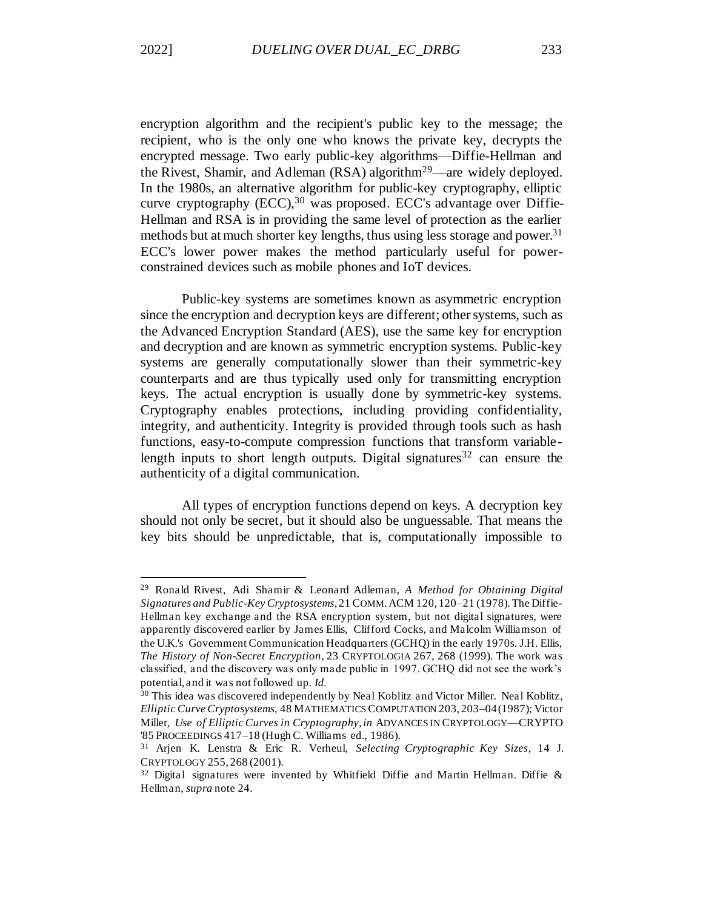encryption algorithm and the recipient's public key to the message; the recipient, who is the only one who knows the private key, decrypts the encrypted message. Two early public-key algorithms—Diffie-Hellman and the Rivest, Shamir, and Adleman (RSA) algorithm[29]—are widely deployed. In the 1980s, an alternative algorithm for public-key cryptography, elliptic curve cryptography (ECC),[30] was proposed. ECC's advantage over Diffie-Hellman and RSA is in providing the same level of protection as the earlier methods but at much shorter key lengths, thus using less storage and power.[31] ECC's lower power makes the method particularly useful for power-constrained devices such as mobile phones and IoT devices.

Public-key systems are sometimes known as asymmetric encryption since the encryption and decryption keys are different; other systems, such as the Advanced Encryption Standard (AES), use the same key for encryption and decryption and are known as symmetric encryption systems. Public-key systems are generally computationally slower than their symmetric-key counterparts and are thus typically used only for transmitting encryption keys. The actual encryption is usually done by symmetric-key systems. Cryptography enables protections, including providing confidentiality, integrity, and authenticity. Integrity is provided through tools such as hash functions, easy-to-compute compression functions that transform variable-length inputs to short length outputs. Digital signatures[32] can ensure the authenticity of a digital communication.

All types of encryption functions depend on keys. A decryption key should not only be secret, but it should also be unguessable. That means the key bits should be unpredictable, that is, computationally impossible to

---

[29] Ronald Rivest, Adi Shamir & Leonard Adleman, *A Method for Obtaining Digital Signatures and Public-Key Cryptosystems*, 21 COMM. ACM 120, 120–21 (1978). The Diffie-Hellman key exchange and the RSA encryption system, but not digital signatures, were apparently discovered earlier by James Ellis, Clifford Cocks, and Malcolm Williamson of the U.K.'s Government Communication Headquarters (GCHQ) in the early 1970s. J.H. Ellis, *The History of Non-Secret Encryption*, 23 CRYPTOLOGIA 267, 268 (1999). The work was classified, and the discovery was only made public in 1997. GCHQ did not see the work's potential, and it was not followed up. *Id.*

[30] This idea was discovered independently by Neal Koblitz and Victor Miller. Neal Koblitz, *Elliptic Curve Cryptosystems*, 48 MATHEMATICS COMPUTATION 203, 203–04 (1987); Victor Miller, *Use of Elliptic Curves in Cryptography*, *in* ADVANCES IN CRYPTOLOGY—CRYPTO '85 PROCEEDINGS 417–18 (Hugh C. Williams ed., 1986).

[31] Arjen K. Lenstra & Eric R. Verheul, *Selecting Cryptographic Key Sizes*, 14 J. CRYPTOLOGY 255, 268 (2001).

[32] Digital signatures were invented by Whitfield Diffie and Martin Hellman. Diffie & Hellman, *supra* note 24.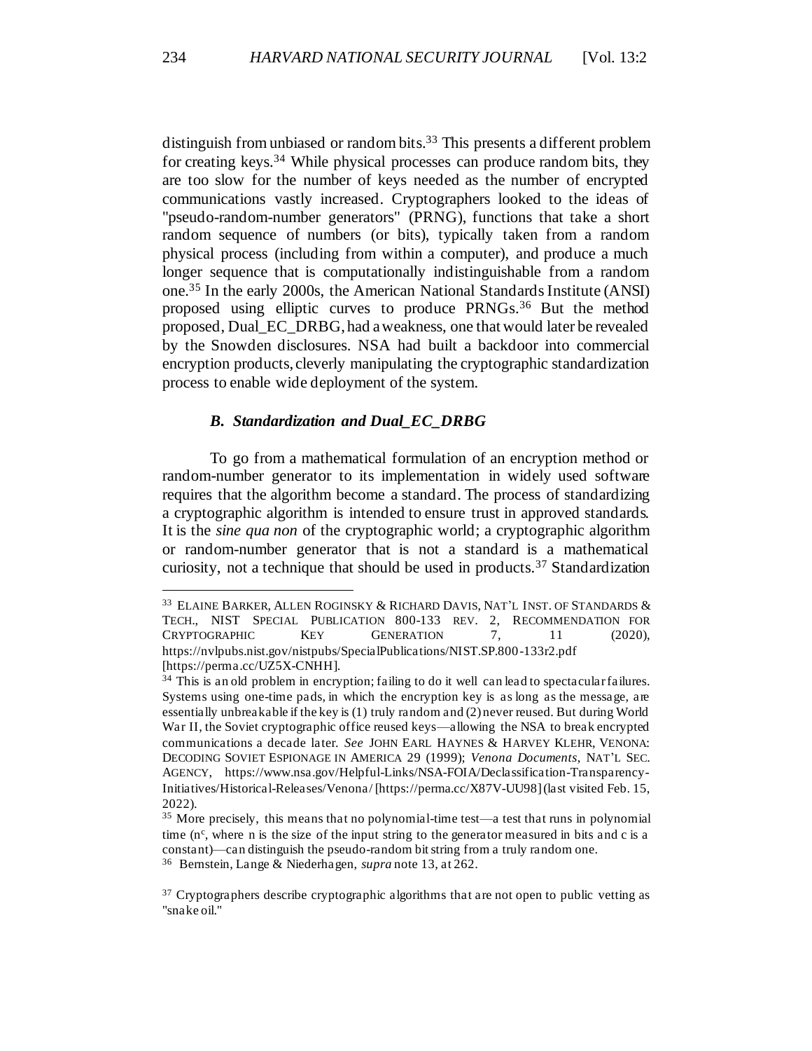distinguish from unbiased or random bits.[33] This presents a different problem for creating keys.[34] While physical processes can produce random bits, they are too slow for the number of keys needed as the number of encrypted communications vastly increased. Cryptographers looked to the ideas of "pseudo-random-number generators" (PRNG), functions that take a short random sequence of numbers (or bits), typically taken from a random physical process (including from within a computer), and produce a much longer sequence that is computationally indistinguishable from a random one.[35] In the early 2000s, the American National Standards Institute (ANSI) proposed using elliptic curves to produce PRNGs.[36] But the method proposed, Dual_EC_DRBG, had a weakness, one that would later be revealed by the Snowden disclosures. NSA had built a backdoor into commercial encryption products, cleverly manipulating the cryptographic standardization process to enable wide deployment of the system.

### *B. Standardization and Dual_EC_DRBG*

To go from a mathematical formulation of an encryption method or random-number generator to its implementation in widely used software requires that the algorithm become a standard. The process of standardizing a cryptographic algorithm is intended to ensure trust in approved standards. It is the *sine qua non* of the cryptographic world; a cryptographic algorithm or random-number generator that is not a standard is a mathematical curiosity, not a technique that should be used in products.[37] Standardization

---

[33] ELAINE BARKER, ALLEN ROGINSKY & RICHARD DAVIS, NAT'L INST. OF STANDARDS & TECH., NIST SPECIAL PUBLICATION 800-133 REV. 2, RECOMMENDATION FOR CRYPTOGRAPHIC KEY GENERATION 7, 11 (2020), https://nvlpubs.nist.gov/nistpubs/SpecialPublications/NIST.SP.800-133r2.pdf [https://perma.cc/UZ5X-CNHH].

[34] This is an old problem in encryption; failing to do it well can lead to spectacular failures. Systems using one-time pads, in which the encryption key is as long as the message, are essentially unbreakable if the key is (1) truly random and (2) never reused. But during World War II, the Soviet cryptographic office reused keys—allowing the NSA to break encrypted communications a decade later. *See* JOHN EARL HAYNES & HARVEY KLEHR, VENONA: DECODING SOVIET ESPIONAGE IN AMERICA 29 (1999); *Venona Documents*, NAT'L SEC. AGENCY, https://www.nsa.gov/Helpful-Links/NSA-FOIA/Declassification-Transparency-Initiatives/Historical-Releases/Venona/ [https://perma.cc/X87V-UU98] (last visited Feb. 15, 2022).

[35] More precisely, this means that no polynomial-time test—a test that runs in polynomial time ($n^c$, where n is the size of the input string to the generator measured in bits and c is a constant)—can distinguish the pseudo-random bit string from a truly random one.

[36] Bernstein, Lange & Niederhagen, *supra* note 13, at 262.

[37] Cryptographers describe cryptographic algorithms that are not open to public vetting as "snake oil."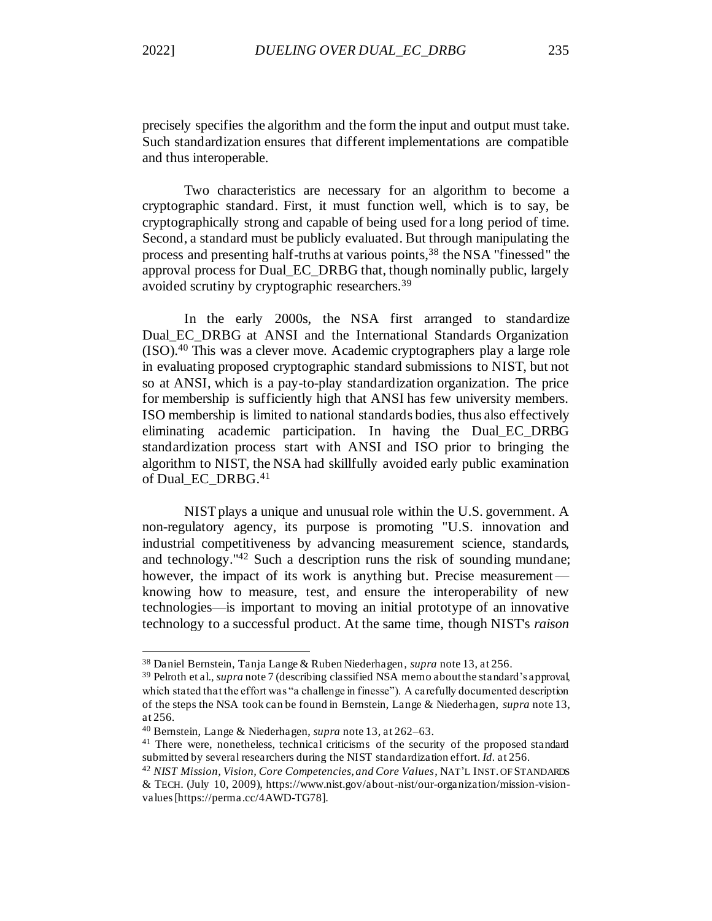precisely specifies the algorithm and the form the input and output must take. Such standardization ensures that different implementations are compatible and thus interoperable.

Two characteristics are necessary for an algorithm to become a cryptographic standard. First, it must function well, which is to say, be cryptographically strong and capable of being used for a long period of time. Second, a standard must be publicly evaluated. But through manipulating the process and presenting half-truths at various points,[38] the NSA "finessed" the approval process for Dual_EC_DRBG that, though nominally public, largely avoided scrutiny by cryptographic researchers.[39]

In the early 2000s, the NSA first arranged to standardize Dual_EC_DRBG at ANSI and the International Standards Organization (ISO).[40] This was a clever move. Academic cryptographers play a large role in evaluating proposed cryptographic standard submissions to NIST, but not so at ANSI, which is a pay-to-play standardization organization. The price for membership is sufficiently high that ANSI has few university members. ISO membership is limited to national standards bodies, thus also effectively eliminating academic participation. In having the Dual_EC_DRBG standardization process start with ANSI and ISO prior to bringing the algorithm to NIST, the NSA had skillfully avoided early public examination of Dual_EC_DRBG.[41]

NIST plays a unique and unusual role within the U.S. government. A non-regulatory agency, its purpose is promoting "U.S. innovation and industrial competitiveness by advancing measurement science, standards, and technology."[42] Such a description runs the risk of sounding mundane; however, the impact of its work is anything but. Precise measurement—knowing how to measure, test, and ensure the interoperability of new technologies—is important to moving an initial prototype of an innovative technology to a successful product. At the same time, though NIST's *raison*

---

[38] Daniel Bernstein, Tanja Lange & Ruben Niederhagen, *supra* note 13, at 256.

[39] Pelroth et al., *supra* note 7 (describing classified NSA memo about the standard's approval, which stated that the effort was "a challenge in finesse"). A carefully documented description of the steps the NSA took can be found in Bernstein, Lange & Niederhagen, *supra* note 13, at 256.

[40] Bernstein, Lange & Niederhagen, *supra* note 13, at 262–63.

[41] There were, nonetheless, technical criticisms of the security of the proposed standard submitted by several researchers during the NIST standardization effort. *Id.* at 256.

[42] *NIST Mission, Vision, Core Competencies, and Core Values*, NAT'L INST. OF STANDARDS & TECH. (July 10, 2009), https://www.nist.gov/about-nist/our-organization/mission-vision-values [https://perma.cc/4AWD-TG78].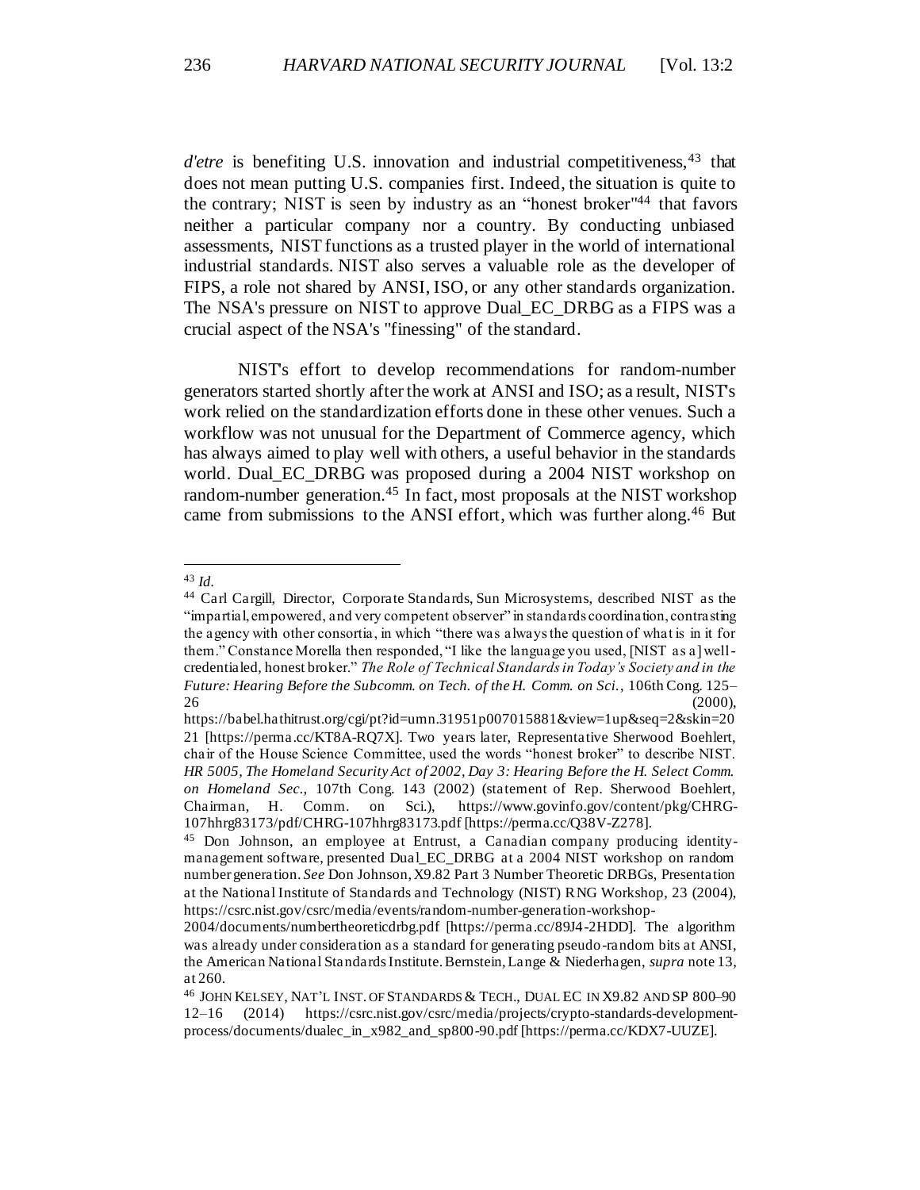*d'etre* is benefiting U.S. innovation and industrial competitiveness,[43] that does not mean putting U.S. companies first. Indeed, the situation is quite to the contrary; NIST is seen by industry as an "honest broker"[44] that favors neither a particular company nor a country. By conducting unbiased assessments, NIST functions as a trusted player in the world of international industrial standards. NIST also serves a valuable role as the developer of FIPS, a role not shared by ANSI, ISO, or any other standards organization. The NSA's pressure on NIST to approve Dual_EC_DRBG as a FIPS was a crucial aspect of the NSA's "finessing" of the standard.

NIST's effort to develop recommendations for random-number generators started shortly after the work at ANSI and ISO; as a result, NIST's work relied on the standardization efforts done in these other venues. Such a workflow was not unusual for the Department of Commerce agency, which has always aimed to play well with others, a useful behavior in the standards world. Dual_EC_DRBG was proposed during a 2004 NIST workshop on random-number generation.[45] In fact, most proposals at the NIST workshop came from submissions to the ANSI effort, which was further along.[46] But

---

[43] *Id.*

[44] Carl Cargill, Director, Corporate Standards, Sun Microsystems, described NIST as the "impartial, empowered, and very competent observer" in standards coordination, contrasting the agency with other consortia, in which "there was always the question of what is in it for them." Constance Morella then responded, "I like the language you used, [NIST as a] well-credentialed, honest broker." *The Role of Technical Standards in Today's Society and in the Future: Hearing Before the Subcomm. on Tech. of the H. Comm. on Sci.*, 106th Cong. 125–26 (2000), https://babel.hathitrust.org/cgi/pt?id=umn.31951p007015881&view=1up&seq=2&skin=2021 [https://perma.cc/KT8A-RQ7X]. Two years later, Representative Sherwood Boehlert, chair of the House Science Committee, used the words "honest broker" to describe NIST. *HR 5005, The Homeland Security Act of 2002, Day 3: Hearing Before the H. Select Comm. on Homeland Sec.*, 107th Cong. 143 (2002) (statement of Rep. Sherwood Boehlert, Chairman, H. Comm. on Sci.), https://www.govinfo.gov/content/pkg/CHRG-107hhrg83173/pdf/CHRG-107hhrg83173.pdf [https://perma.cc/Q38V-Z278].

[45] Don Johnson, an employee at Entrust, a Canadian company producing identity-management software, presented Dual_EC_DRBG at a 2004 NIST workshop on random number generation. *See* Don Johnson, X9.82 Part 3 Number Theoretic DRBGs, Presentation at the National Institute of Standards and Technology (NIST) RNG Workshop, 23 (2004), https://csrc.nist.gov/csrc/media/events/random-number-generation-workshop-2004/documents/numbertheoreticdrbg.pdf [https://perma.cc/89J4-2HDD]. The algorithm was already under consideration as a standard for generating pseudo-random bits at ANSI, the American National Standards Institute. Bernstein, Lange & Niederhagen, *supra* note 13, at 260.

[46] JOHN KELSEY, NAT'L INST. OF STANDARDS & TECH., DUAL EC IN X9.82 AND SP 800–90 12–16 (2014) https://csrc.nist.gov/csrc/media/projects/crypto-standards-development-process/documents/dualec_in_x982_and_sp800-90.pdf [https://perma.cc/KDX7-UUZE].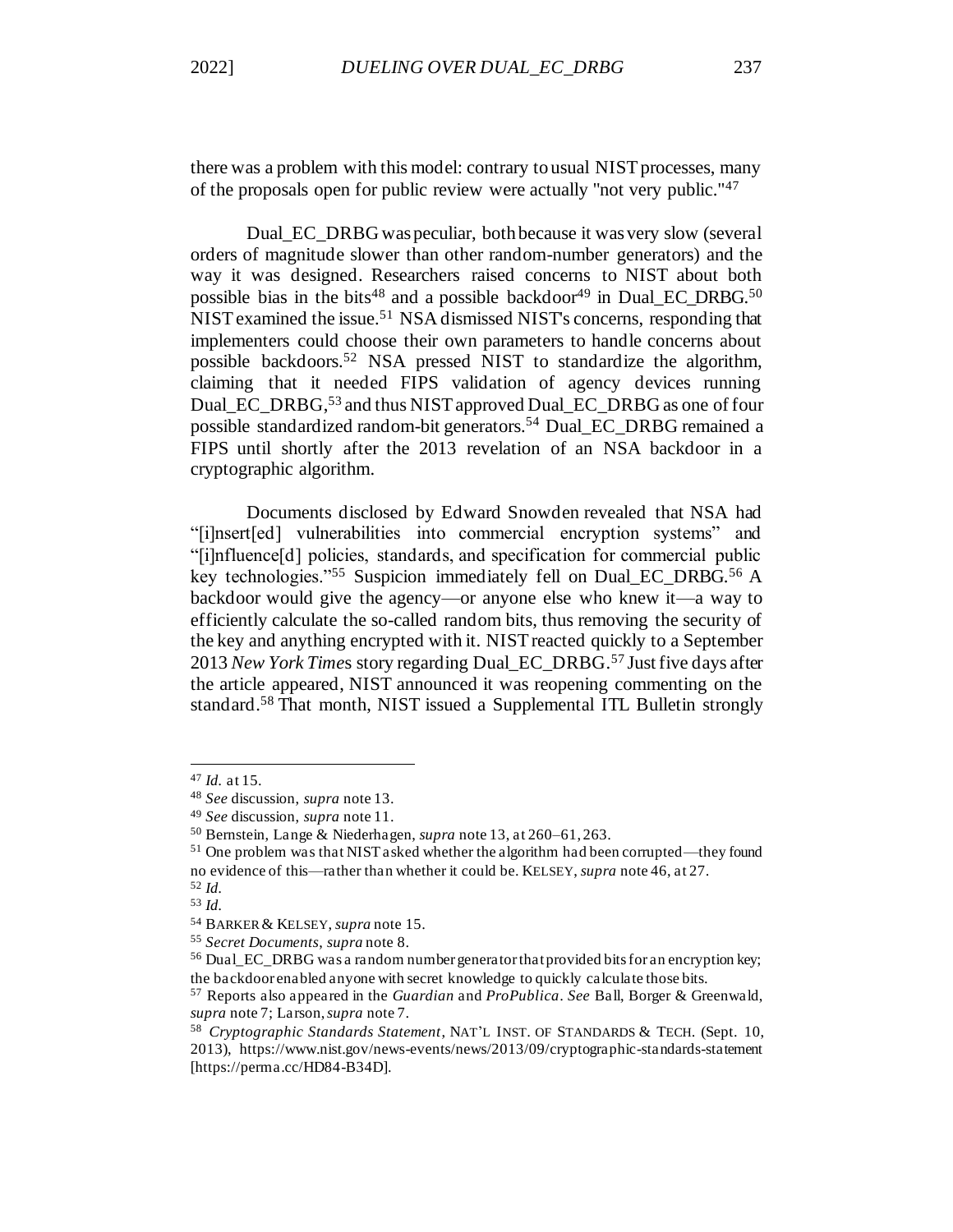there was a problem with this model: contrary to usual NIST processes, many of the proposals open for public review were actually "not very public."[47]

Dual_EC_DRBG was peculiar, both because it was very slow (several orders of magnitude slower than other random-number generators) and the way it was designed. Researchers raised concerns to NIST about both possible bias in the bits[48] and a possible backdoor[49] in Dual_EC_DRBG.[50] NIST examined the issue.[51] NSA dismissed NIST's concerns, responding that implementers could choose their own parameters to handle concerns about possible backdoors.[52] NSA pressed NIST to standardize the algorithm, claiming that it needed FIPS validation of agency devices running Dual_EC_DRBG,[53] and thus NIST approved Dual_EC_DRBG as one of four possible standardized random-bit generators.[54] Dual_EC_DRBG remained a FIPS until shortly after the 2013 revelation of an NSA backdoor in a cryptographic algorithm.

Documents disclosed by Edward Snowden revealed that NSA had "[i]nsert[ed] vulnerabilities into commercial encryption systems" and "[i]nfluence[d] policies, standards, and specification for commercial public key technologies."[55] Suspicion immediately fell on Dual_EC_DRBG.[56] A backdoor would give the agency—or anyone else who knew it—a way to efficiently calculate the so-called random bits, thus removing the security of the key and anything encrypted with it. NIST reacted quickly to a September 2013 *New York Times* story regarding Dual_EC_DRBG.[57] Just five days after the article appeared, NIST announced it was reopening commenting on the standard.[58] That month, NIST issued a Supplemental ITL Bulletin strongly

---

[47] *Id.* at 15.

[48] *See* discussion, *supra* note 13.

[49] *See* discussion, *supra* note 11.

[50] Bernstein, Lange & Niederhagen, *supra* note 13, at 260–61, 263.

[51] One problem was that NIST asked whether the algorithm had been corrupted—they found no evidence of this—rather than whether it could be. KELSEY, *supra* note 46, at 27.

[52] *Id.*

[53] *Id.*

[54] BARKER & KELSEY, *supra* note 15.

[55] *Secret Documents*, *supra* note 8.

[56] Dual_EC_DRBG was a random number generator that provided bits for an encryption key; the backdoor enabled anyone with secret knowledge to quickly calculate those bits.

[57] Reports also appeared in the *Guardian* and *ProPublica*. *See* Ball, Borger & Greenwald, *supra* note 7; Larson, *supra* note 7.

[58] *Cryptographic Standards Statement*, NAT'L INST. OF STANDARDS & TECH. (Sept. 10, 2013), https://www.nist.gov/news-events/news/2013/09/cryptographic-standards-statement [https://perma.cc/HD84-B34D].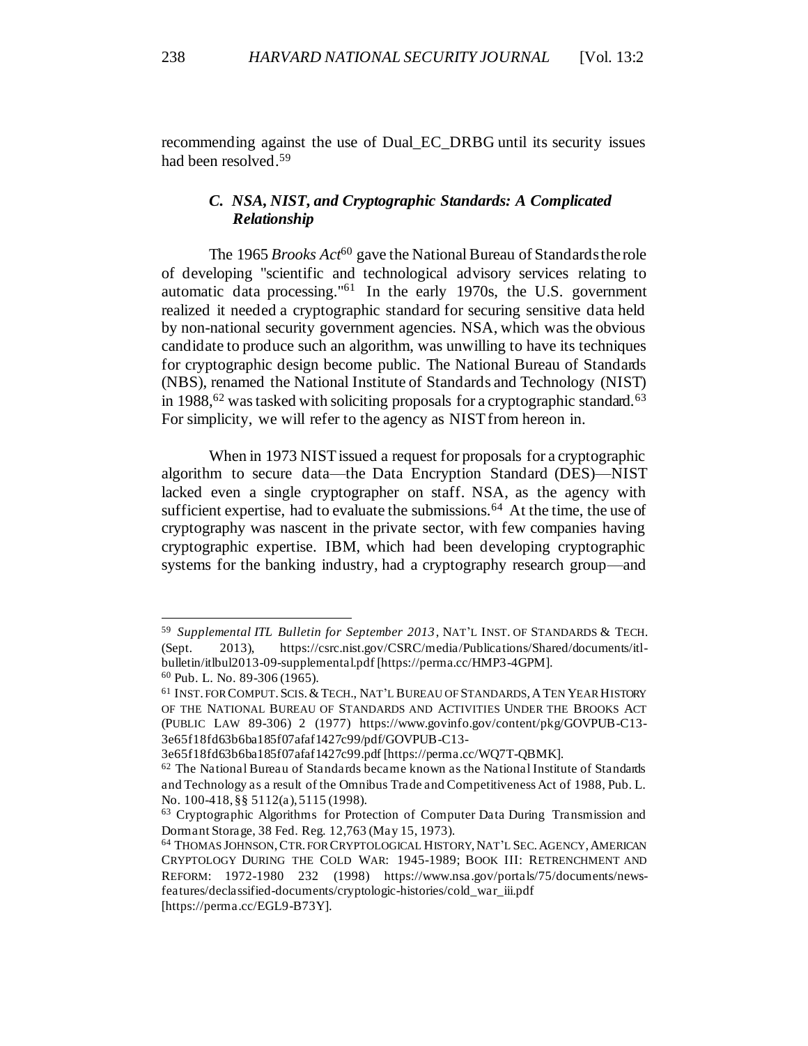recommending against the use of Dual_EC_DRBG until its security issues had been resolved.[59]

### *C. NSA, NIST, and Cryptographic Standards: A Complicated Relationship*

The 1965 *Brooks Act*[60] gave the National Bureau of Standards the role of developing "scientific and technological advisory services relating to automatic data processing."[61] In the early 1970s, the U.S. government realized it needed a cryptographic standard for securing sensitive data held by non-national security government agencies. NSA, which was the obvious candidate to produce such an algorithm, was unwilling to have its techniques for cryptographic design become public. The National Bureau of Standards (NBS), renamed the National Institute of Standards and Technology (NIST) in 1988,[62] was tasked with soliciting proposals for a cryptographic standard.[63] For simplicity, we will refer to the agency as NIST from hereon in.

When in 1973 NIST issued a request for proposals for a cryptographic algorithm to secure data—the Data Encryption Standard (DES)—NIST lacked even a single cryptographer on staff. NSA, as the agency with sufficient expertise, had to evaluate the submissions.[64] At the time, the use of cryptography was nascent in the private sector, with few companies having cryptographic expertise. IBM, which had been developing cryptographic systems for the banking industry, had a cryptography research group—and

---

[59] *Supplemental ITL Bulletin for September 2013*, NAT'L INST. OF STANDARDS & TECH. (Sept. 2013), https://csrc.nist.gov/CSRC/media/Publications/Shared/documents/itl-bulletin/itlbul2013-09-supplemental.pdf [https://perma.cc/HMP3-4GPM].

[60] Pub. L. No. 89-306 (1965).

[61] INST. FOR COMPUT. SCIS. & TECH., NAT'L BUREAU OF STANDARDS, A TEN YEAR HISTORY OF THE NATIONAL BUREAU OF STANDARDS AND ACTIVITIES UNDER THE BROOKS ACT (PUBLIC LAW 89-306) 2 (1977) https://www.govinfo.gov/content/pkg/GOVPUB-C13-3e65f18fd63b6ba185f07afaf1427c99/pdf/GOVPUB-C13-3e65f18fd63b6ba185f07afaf1427c99.pdf [https://perma.cc/WQ7T-QBMK].

[62] The National Bureau of Standards became known as the National Institute of Standards and Technology as a result of the Omnibus Trade and Competitiveness Act of 1988, Pub. L. No. 100-418, §§ 5112(a), 5115 (1998).

[63] Cryptographic Algorithms for Protection of Computer Data During Transmission and Dormant Storage, 38 Fed. Reg. 12,763 (May 15, 1973).

[64] THOMAS JOHNSON, CTR. FOR CRYPTOLOGICAL HISTORY, NAT'L SEC. AGENCY, AMERICAN CRYPTOLOGY DURING THE COLD WAR: 1945-1989; BOOK III: RETRENCHMENT AND REFORM: 1972-1980 232 (1998) https://www.nsa.gov/portals/75/documents/news-features/declassified-documents/cryptologic-histories/cold_war_iii.pdf [https://perma.cc/EGL9-B73Y].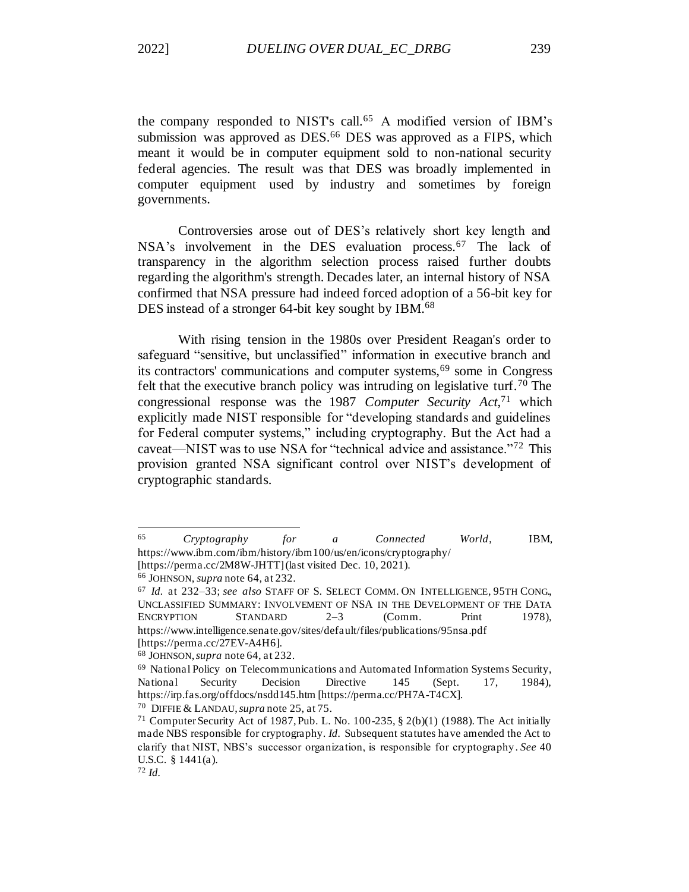the company responded to NIST's call.[65] A modified version of IBM's submission was approved as DES.[66] DES was approved as a FIPS, which meant it would be in computer equipment sold to non-national security federal agencies. The result was that DES was broadly implemented in computer equipment used by industry and sometimes by foreign governments.

Controversies arose out of DES's relatively short key length and NSA's involvement in the DES evaluation process.[67] The lack of transparency in the algorithm selection process raised further doubts regarding the algorithm's strength. Decades later, an internal history of NSA confirmed that NSA pressure had indeed forced adoption of a 56-bit key for DES instead of a stronger 64-bit key sought by IBM.[68]

With rising tension in the 1980s over President Reagan's order to safeguard "sensitive, but unclassified" information in executive branch and its contractors' communications and computer systems,[69] some in Congress felt that the executive branch policy was intruding on legislative turf.[70] The congressional response was the 1987 *Computer Security Act*,[71] which explicitly made NIST responsible for "developing standards and guidelines for Federal computer systems," including cryptography. But the Act had a caveat—NIST was to use NSA for "technical advice and assistance."[72] This provision granted NSA significant control over NIST's development of cryptographic standards.

---

[65] *Cryptography for a Connected World*, IBM, https://www.ibm.com/ibm/history/ibm100/us/en/icons/cryptography/ [https://perma.cc/2M8W-JHTT] (last visited Dec. 10, 2021).

[66] JOHNSON, *supra* note 64, at 232.

[67] *Id.* at 232–33; *see also* STAFF OF S. SELECT COMM. ON INTELLIGENCE, 95TH CONG., UNCLASSIFIED SUMMARY: INVOLVEMENT OF NSA IN THE DEVELOPMENT OF THE DATA ENCRYPTION STANDARD 2–3 (Comm. Print 1978), https://www.intelligence.senate.gov/sites/default/files/publications/95nsa.pdf [https://perma.cc/27EV-A4H6].

[68] JOHNSON, *supra* note 64, at 232.

[69] National Policy on Telecommunications and Automated Information Systems Security, National Security Decision Directive 145 (Sept. 17, 1984), https://irp.fas.org/offdocs/nsdd145.htm [https://perma.cc/PH7A-T4CX].

[70] DIFFIE & LANDAU, *supra* note 25, at 75.

[71] Computer Security Act of 1987, Pub. L. No. 100-235, § 2(b)(1) (1988). The Act initially made NBS responsible for cryptography. *Id.* Subsequent statutes have amended the Act to clarify that NIST, NBS's successor organization, is responsible for cryptography. *See* 40 U.S.C. § 1441(a).

[72] *Id.*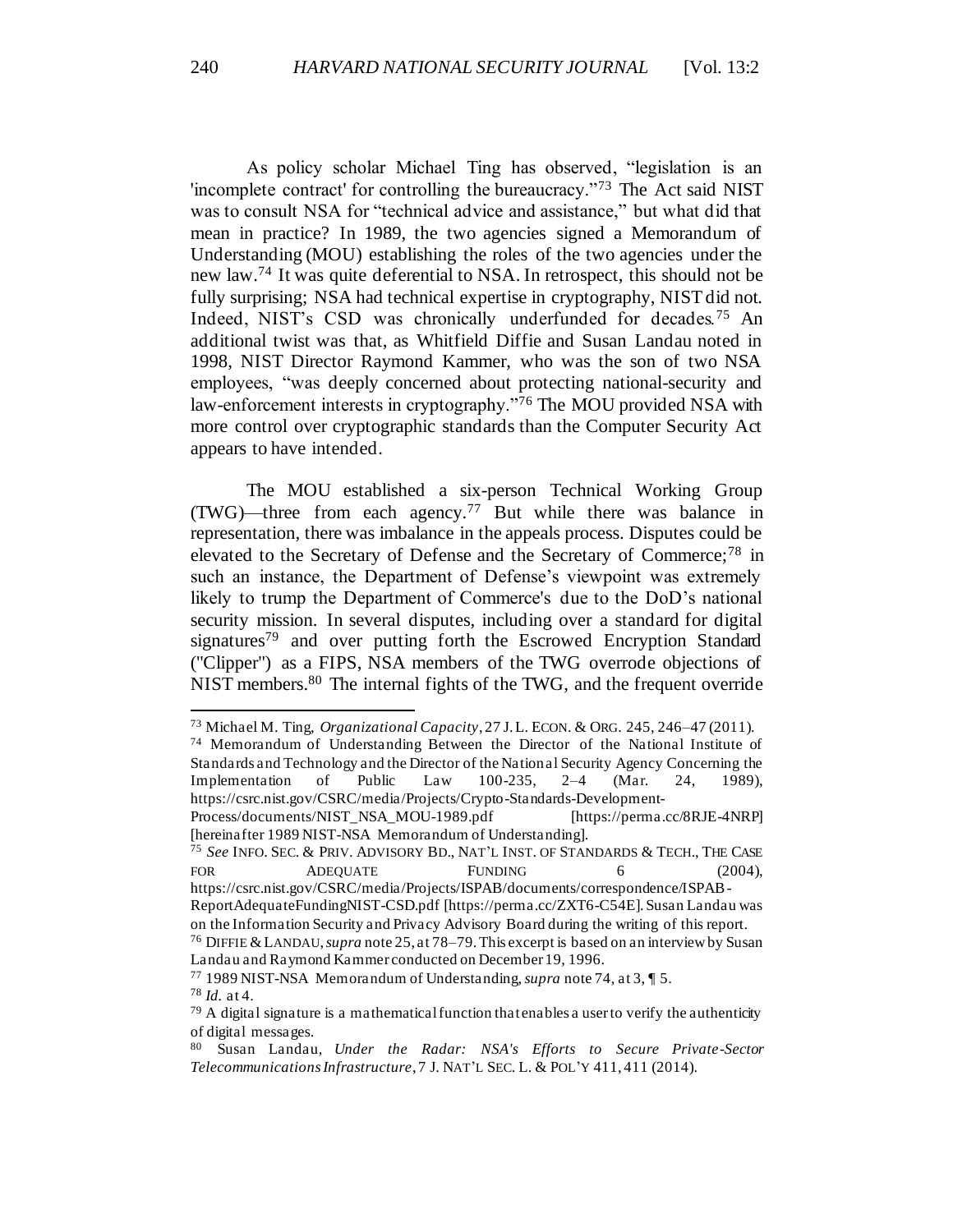As policy scholar Michael Ting has observed, "legislation is an 'incomplete contract' for controlling the bureaucracy."[73] The Act said NIST was to consult NSA for "technical advice and assistance," but what did that mean in practice? In 1989, the two agencies signed a Memorandum of Understanding (MOU) establishing the roles of the two agencies under the new law.[74] It was quite deferential to NSA. In retrospect, this should not be fully surprising; NSA had technical expertise in cryptography, NIST did not. Indeed, NIST's CSD was chronically underfunded for decades.[75] An additional twist was that, as Whitfield Diffie and Susan Landau noted in 1998, NIST Director Raymond Kammer, who was the son of two NSA employees, "was deeply concerned about protecting national-security and law-enforcement interests in cryptography."[76] The MOU provided NSA with more control over cryptographic standards than the Computer Security Act appears to have intended.

The MOU established a six-person Technical Working Group (TWG)—three from each agency.[77] But while there was balance in representation, there was imbalance in the appeals process. Disputes could be elevated to the Secretary of Defense and the Secretary of Commerce;[78] in such an instance, the Department of Defense's viewpoint was extremely likely to trump the Department of Commerce's due to the DoD's national security mission. In several disputes, including over a standard for digital signatures[79] and over putting forth the Escrowed Encryption Standard ("Clipper") as a FIPS, NSA members of the TWG overrode objections of NIST members.[80] The internal fights of the TWG, and the frequent override

---

[73] Michael M. Ting, *Organizational Capacity*, 27 J. L. ECON. & ORG. 245, 246–47 (2011).

[74] Memorandum of Understanding Between the Director of the National Institute of Standards and Technology and the Director of the National Security Agency Concerning the Implementation of Public Law 100-235, 2–4 (Mar. 24, 1989), https://csrc.nist.gov/CSRC/media/Projects/Crypto-Standards-Development-Process/documents/NIST_NSA_MOU-1989.pdf [https://perma.cc/8RJE-4NRP] [hereinafter 1989 NIST-NSA Memorandum of Understanding].

[75] *See* INFO. SEC. & PRIV. ADVISORY BD., NAT'L INST. OF STANDARDS & TECH., THE CASE FOR ADEQUATE FUNDING 6 (2004), https://csrc.nist.gov/CSRC/media/Projects/ISPAB/documents/correspondence/ISPAB-ReportAdequateFundingNIST-CSD.pdf [https://perma.cc/ZXT6-C54E]. Susan Landau was on the Information Security and Privacy Advisory Board during the writing of this report.

[76] DIFFIE & LANDAU, *supra* note 25, at 78–79. This excerpt is based on an interview by Susan Landau and Raymond Kammer conducted on December 19, 1996.

[77] 1989 NIST-NSA Memorandum of Understanding, *supra* note 74, at 3, ¶ 5.

[78] *Id.* at 4.

[79] A digital signature is a mathematical function that enables a user to verify the authenticity of digital messages.

[80] Susan Landau, *Under the Radar: NSA's Efforts to Secure Private-Sector Telecommunications Infrastructure*, 7 J. NAT'L SEC. L. & POL'Y 411, 411 (2014).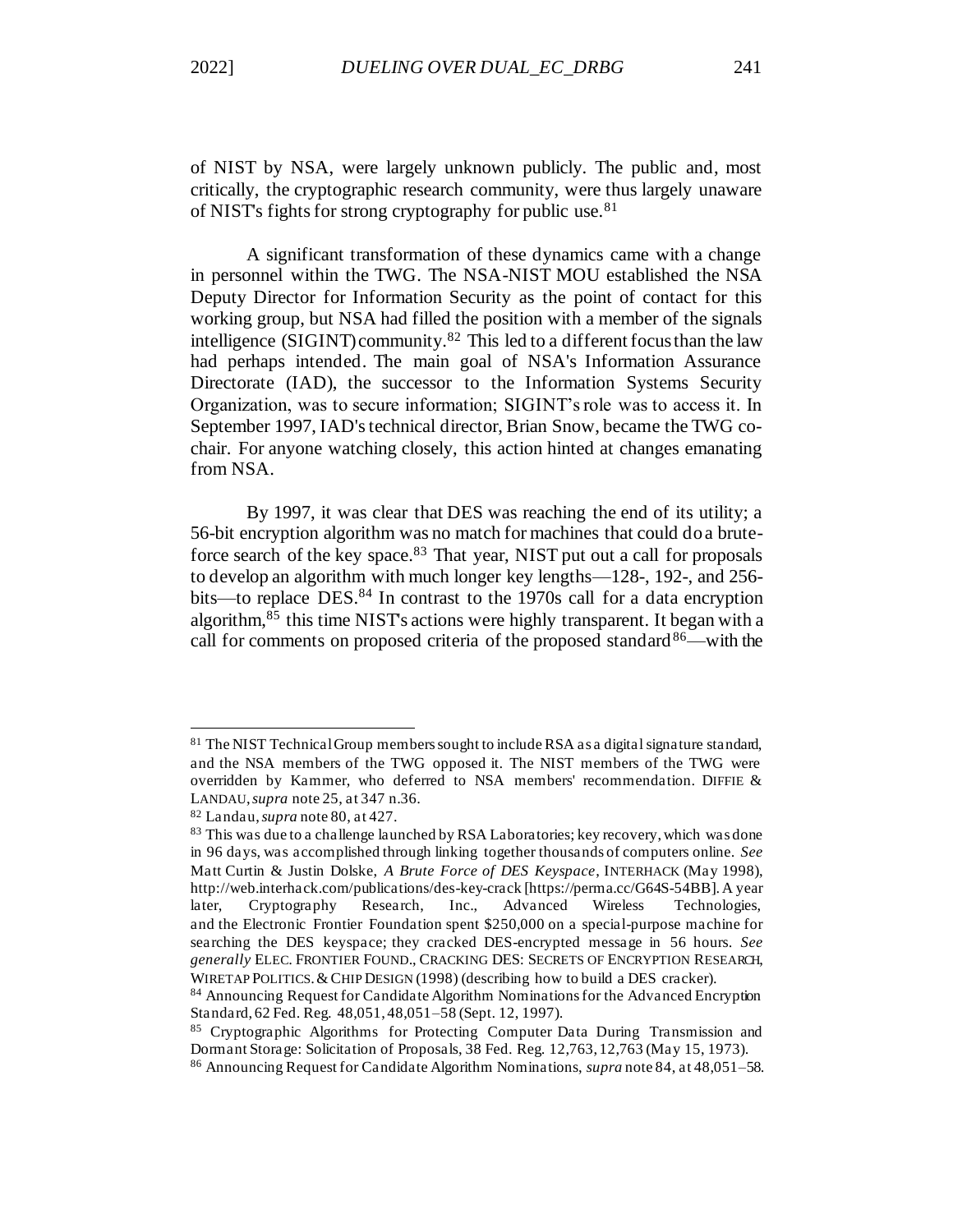of NIST by NSA, were largely unknown publicly. The public and, most critically, the cryptographic research community, were thus largely unaware of NIST's fights for strong cryptography for public use.[81]

A significant transformation of these dynamics came with a change in personnel within the TWG. The NSA-NIST MOU established the NSA Deputy Director for Information Security as the point of contact for this working group, but NSA had filled the position with a member of the signals intelligence (SIGINT) community.[82] This led to a different focus than the law had perhaps intended. The main goal of NSA's Information Assurance Directorate (IAD), the successor to the Information Systems Security Organization, was to secure information; SIGINT's role was to access it. In September 1997, IAD's technical director, Brian Snow, became the TWG co-chair. For anyone watching closely, this action hinted at changes emanating from NSA.

By 1997, it was clear that DES was reaching the end of its utility; a 56-bit encryption algorithm was no match for machines that could do a brute-force search of the key space.[83] That year, NIST put out a call for proposals to develop an algorithm with much longer key lengths—128-, 192-, and 256-bits—to replace DES.[84] In contrast to the 1970s call for a data encryption algorithm,[85] this time NIST's actions were highly transparent. It began with a call for comments on proposed criteria of the proposed standard[86]—with the

---

[81] The NIST Technical Group members sought to include RSA as a digital signature standard, and the NSA members of the TWG opposed it. The NIST members of the TWG were overridden by Kammer, who deferred to NSA members' recommendation. DIFFIE & LANDAU, *supra* note 25, at 347 n.36.

[82] Landau, *supra* note 80, at 427.

[83] This was due to a challenge launched by RSA Laboratories; key recovery, which was done in 96 days, was accomplished through linking together thousands of computers online. *See* Matt Curtin & Justin Dolske, *A Brute Force of DES Keyspace*, INTERHACK (May 1998), http://web.interhack.com/publications/des-key-crack [https://perma.cc/G64S-54BB]. A year later, Cryptography Research, Inc., Advanced Wireless Technologies, and the Electronic Frontier Foundation spent $250,000 on a special-purpose machine for searching the DES keyspace; they cracked DES-encrypted message in 56 hours. *See generally* ELEC. FRONTIER FOUND., CRACKING DES: SECRETS OF ENCRYPTION RESEARCH, WIRETAP POLITICS. & CHIP DESIGN (1998) (describing how to build a DES cracker).

[84] Announcing Request for Candidate Algorithm Nominations for the Advanced Encryption Standard, 62 Fed. Reg. 48,051, 48,051–58 (Sept. 12, 1997).

[85] Cryptographic Algorithms for Protecting Computer Data During Transmission and Dormant Storage: Solicitation of Proposals, 38 Fed. Reg. 12,763, 12,763 (May 15, 1973).

[86] Announcing Request for Candidate Algorithm Nominations, *supra* note 84, at 48,051–58.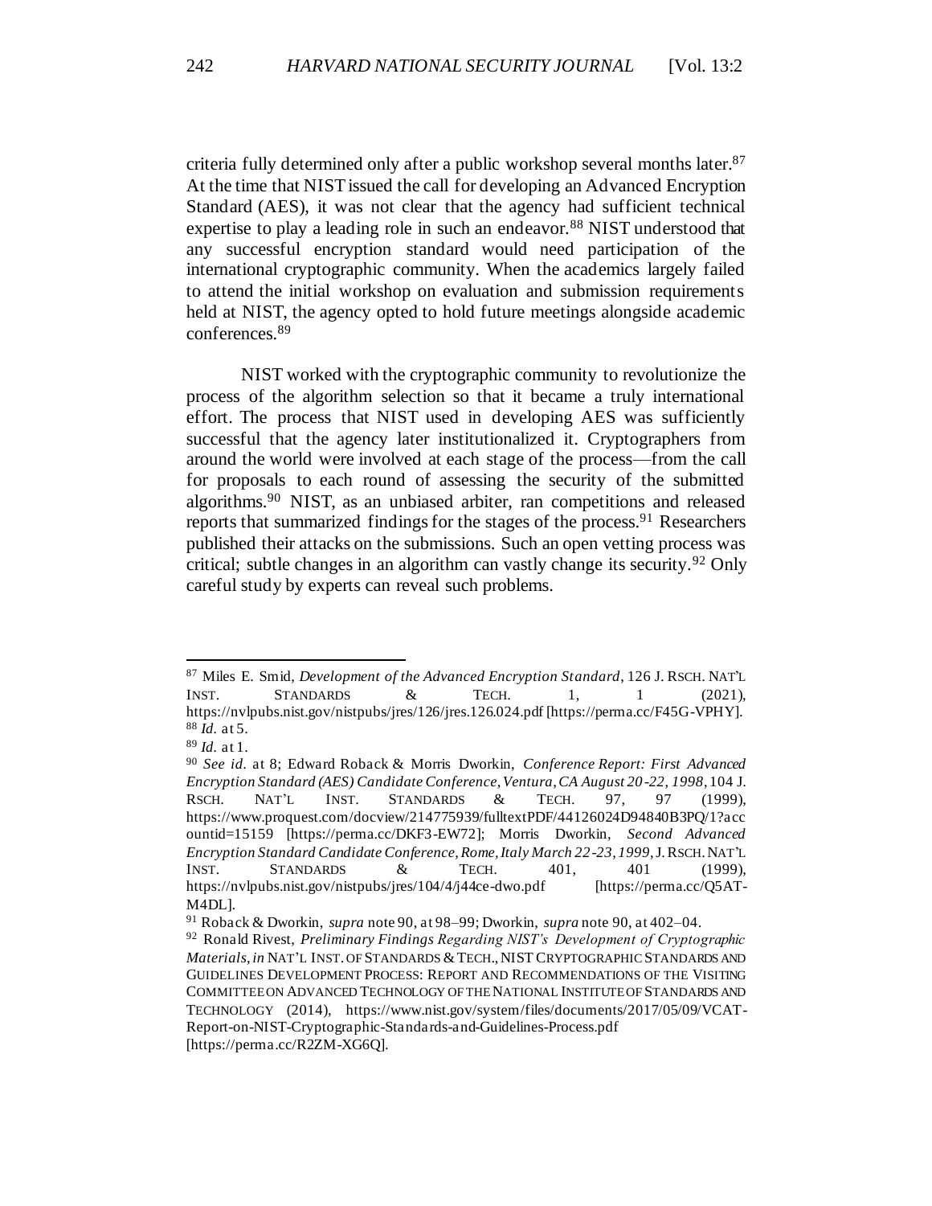criteria fully determined only after a public workshop several months later.[87] At the time that NIST issued the call for developing an Advanced Encryption Standard (AES), it was not clear that the agency had sufficient technical expertise to play a leading role in such an endeavor.[88] NIST understood that any successful encryption standard would need participation of the international cryptographic community. When the academics largely failed to attend the initial workshop on evaluation and submission requirements held at NIST, the agency opted to hold future meetings alongside academic conferences.[89]

NIST worked with the cryptographic community to revolutionize the process of the algorithm selection so that it became a truly international effort. The process that NIST used in developing AES was sufficiently successful that the agency later institutionalized it. Cryptographers from around the world were involved at each stage of the process—from the call for proposals to each round of assessing the security of the submitted algorithms.[90] NIST, as an unbiased arbiter, ran competitions and released reports that summarized findings for the stages of the process.[91] Researchers published their attacks on the submissions. Such an open vetting process was critical; subtle changes in an algorithm can vastly change its security.[92] Only careful study by experts can reveal such problems.

---

[87] Miles E. Smid, *Development of the Advanced Encryption Standard*, 126 J. RSCH. NAT'L INST. STANDARDS & TECH. 1, 1 (2021), https://nvlpubs.nist.gov/nistpubs/jres/126/jres.126.024.pdf [https://perma.cc/F45G-VPHY].

[88] *Id.* at 5.

[89] *Id.* at 1.

[90] *See id.* at 8; Edward Roback & Morris Dworkin, *Conference Report: First Advanced Encryption Standard (AES) Candidate Conference, Ventura, CA August 20-22, 1998*, 104 J. RSCH. NAT'L INST. STANDARDS & TECH. 97, 97 (1999), https://www.proquest.com/docview/214775939/fulltextPDF/44126024D94840B3PQ/1?accountid=15159 [https://perma.cc/DKF3-EW72]; Morris Dworkin, *Second Advanced Encryption Standard Candidate Conference, Rome, Italy March 22-23, 1999*, J. RSCH. NAT'L INST. STANDARDS & TECH. 401, 401 (1999), https://nvlpubs.nist.gov/nistpubs/jres/104/4/j44ce-dwo.pdf [https://perma.cc/Q5AT-M4DL].

[91] Roback & Dworkin, *supra* note 90, at 98–99; Dworkin, *supra* note 90, at 402–04.

[92] Ronald Rivest, *Preliminary Findings Regarding NIST's Development of Cryptographic Materials*, *in* NAT'L INST. OF STANDARDS & TECH., NIST CRYPTOGRAPHIC STANDARDS AND GUIDELINES DEVELOPMENT PROCESS: REPORT AND RECOMMENDATIONS OF THE VISITING COMMITTEE ON ADVANCED TECHNOLOGY OF THE NATIONAL INSTITUTE OF STANDARDS AND TECHNOLOGY (2014), https://www.nist.gov/system/files/documents/2017/05/09/VCAT-Report-on-NIST-Cryptographic-Standards-and-Guidelines-Process.pdf [https://perma.cc/R2ZM-XG6Q].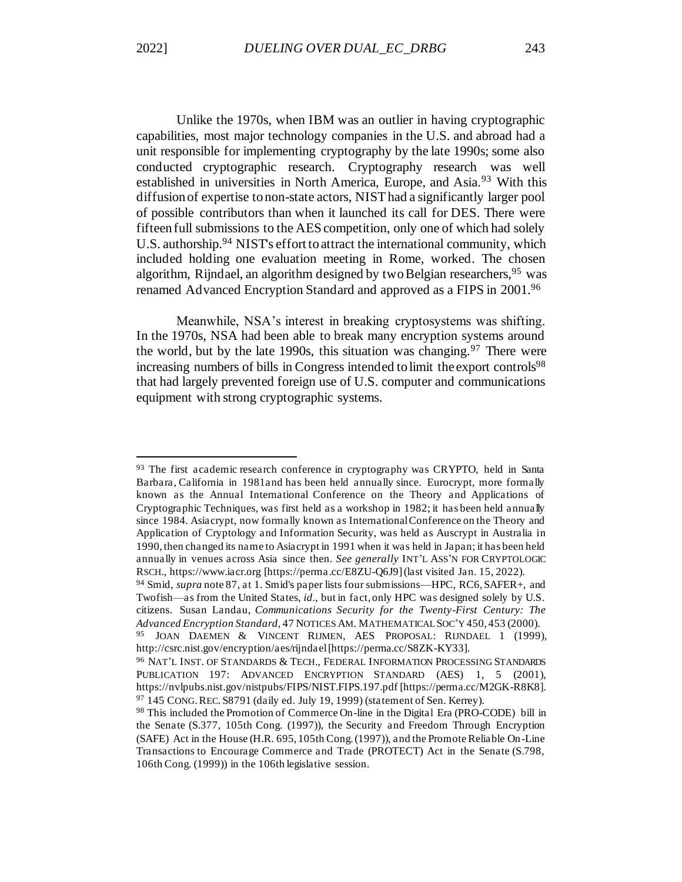Unlike the 1970s, when IBM was an outlier in having cryptographic capabilities, most major technology companies in the U.S. and abroad had a unit responsible for implementing cryptography by the late 1990s; some also conducted cryptographic research. Cryptography research was well established in universities in North America, Europe, and Asia.[93] With this diffusion of expertise to non-state actors, NIST had a significantly larger pool of possible contributors than when it launched its call for DES. There were fifteen full submissions to the AES competition, only one of which had solely U.S. authorship.[94] NIST's effort to attract the international community, which included holding one evaluation meeting in Rome, worked. The chosen algorithm, Rijndael, an algorithm designed by two Belgian researchers,[95] was renamed Advanced Encryption Standard and approved as a FIPS in 2001.[96]

Meanwhile, NSA's interest in breaking cryptosystems was shifting. In the 1970s, NSA had been able to break many encryption systems around the world, but by the late 1990s, this situation was changing.[97] There were increasing numbers of bills in Congress intended to limit the export controls[98] that had largely prevented foreign use of U.S. computer and communications equipment with strong cryptographic systems.

---

[93] The first academic research conference in cryptography was CRYPTO, held in Santa Barbara, California in 1981and has been held annually since. Eurocrypt, more formally known as the Annual International Conference on the Theory and Applications of Cryptographic Techniques, was first held as a workshop in 1982; it has been held annually since 1984. Asiacrypt, now formally known as International Conference on the Theory and Application of Cryptology and Information Security, was held as Auscrypt in Australia in 1990, then changed its name to Asiacrypt in 1991 when it was held in Japan; it has been held annually in venues across Asia since then. *See generally* INT'L ASS'N FOR CRYPTOLOGIC RSCH., https://www.iacr.org [https://perma.cc/E8ZU-Q6J9] (last visited Jan. 15, 2022).

[94] Smid, *supra* note 87, at 1. Smid's paper lists four submissions—HPC, RC6, SAFER+, and Twofish—as from the United States, *id*., but in fact, only HPC was designed solely by U.S. citizens. Susan Landau, *Communications Security for the Twenty-First Century: The Advanced Encryption Standard*, 47 NOTICES AM. MATHEMATICAL SOC'Y 450, 453 (2000).

[95] JOAN DAEMEN & VINCENT RIJMEN, AES PROPOSAL: RIJNDAEL 1 (1999), http://csrc.nist.gov/encryption/aes/rijndael [https://perma.cc/S8ZK-KY33].

[96] NAT'L INST. OF STANDARDS & TECH., FEDERAL INFORMATION PROCESSING STANDARDS PUBLICATION 197: ADVANCED ENCRYPTION STANDARD (AES) 1, 5 (2001), https://nvlpubs.nist.gov/nistpubs/FIPS/NIST.FIPS.197.pdf [https://perma.cc/M2GK-R8K8].

[97] 145 CONG. REC. S8791 (daily ed. July 19, 1999) (statement of Sen. Kerrey).

[98] This included the Promotion of Commerce On-line in the Digital Era (PRO-CODE) bill in the Senate (S.377, 105th Cong. (1997)), the Security and Freedom Through Encryption (SAFE) Act in the House (H.R. 695, 105th Cong. (1997)), and the Promote Reliable On-Line Transactions to Encourage Commerce and Trade (PROTECT) Act in the Senate (S.798, 106th Cong. (1999)) in the 106th legislative session.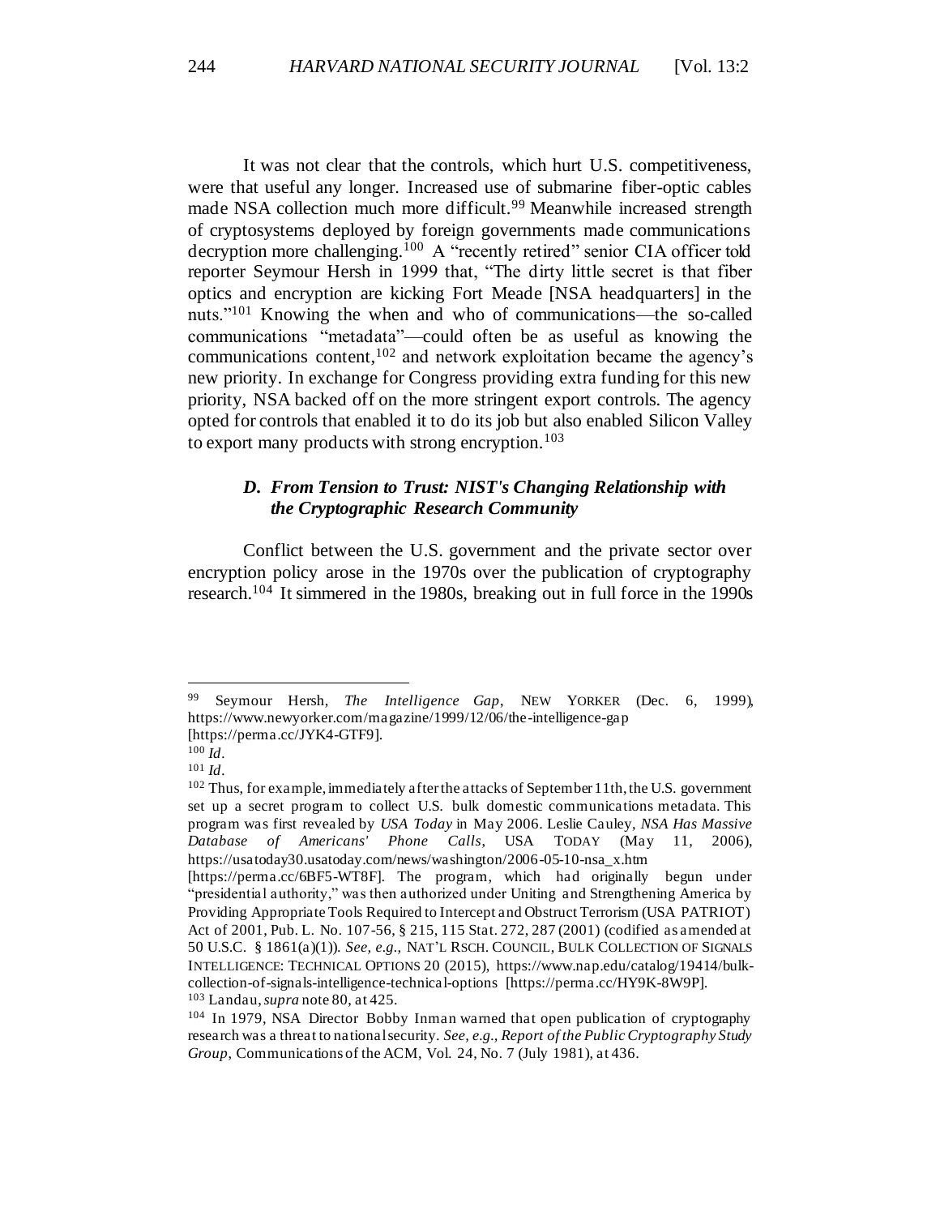It was not clear that the controls, which hurt U.S. competitiveness, were that useful any longer. Increased use of submarine fiber-optic cables made NSA collection much more difficult.[99] Meanwhile increased strength of cryptosystems deployed by foreign governments made communications decryption more challenging.[100] A "recently retired" senior CIA officer told reporter Seymour Hersh in 1999 that, "The dirty little secret is that fiber optics and encryption are kicking Fort Meade [NSA headquarters] in the nuts."[101] Knowing the when and who of communications—the so-called communications "metadata"—could often be as useful as knowing the communications content,[102] and network exploitation became the agency's new priority. In exchange for Congress providing extra funding for this new priority, NSA backed off on the more stringent export controls. The agency opted for controls that enabled it to do its job but also enabled Silicon Valley to export many products with strong encryption.[103]

### *D. From Tension to Trust: NIST's Changing Relationship with the Cryptographic Research Community*

Conflict between the U.S. government and the private sector over encryption policy arose in the 1970s over the publication of cryptography research.[104] It simmered in the 1980s, breaking out in full force in the 1990s

---

[99] Seymour Hersh, *The Intelligence Gap*, NEW YORKER (Dec. 6, 1999), https://www.newyorker.com/magazine/1999/12/06/the-intelligence-gap [https://perma.cc/JYK4-GTF9].

[100] *Id*.

[101] *Id*.

[102] Thus, for example, immediately after the attacks of September 11th, the U.S. government set up a secret program to collect U.S. bulk domestic communications metadata. This program was first revealed by *USA Today* in May 2006. Leslie Cauley, *NSA Has Massive Database of Americans' Phone Calls*, USA TODAY (May 11, 2006), https://usatoday30.usatoday.com/news/washington/2006-05-10-nsa_x.htm [https://perma.cc/6BF5-WT8F]. The program, which had originally begun under "presidential authority," was then authorized under Uniting and Strengthening America by Providing Appropriate Tools Required to Intercept and Obstruct Terrorism (USA PATRIOT) Act of 2001, Pub. L. No. 107-56, § 215, 115 Stat. 272, 287 (2001) (codified as amended at 50 U.S.C. § 1861(a)(1)). *See, e.g.*, NAT'L RSCH. COUNCIL, BULK COLLECTION OF SIGNALS INTELLIGENCE: TECHNICAL OPTIONS 20 (2015), https://www.nap.edu/catalog/19414/bulk-collection-of-signals-intelligence-technical-options [https://perma.cc/HY9K-8W9P].

[103] Landau, *supra* note 80, at 425.

[104] In 1979, NSA Director Bobby Inman warned that open publication of cryptography research was a threat to national security. *See, e.g.*, *Report of the Public Cryptography Study Group*, Communications of the ACM, Vol. 24, No. 7 (July 1981), at 436.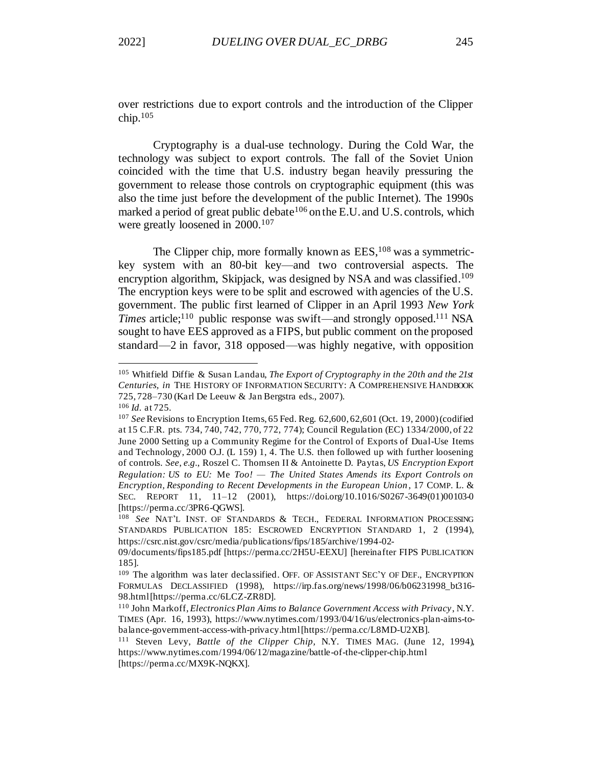over restrictions due to export controls and the introduction of the Clipper chip.[105]

Cryptography is a dual-use technology. During the Cold War, the technology was subject to export controls. The fall of the Soviet Union coincided with the time that U.S. industry began heavily pressuring the government to release those controls on cryptographic equipment (this was also the time just before the development of the public Internet). The 1990s marked a period of great public debate[106] on the E.U. and U.S. controls, which were greatly loosened in 2000.[107]

The Clipper chip, more formally known as EES,[108] was a symmetric-key system with an 80-bit key—and two controversial aspects. The encryption algorithm, Skipjack, was designed by NSA and was classified.[109] The encryption keys were to be split and escrowed with agencies of the U.S. government. The public first learned of Clipper in an April 1993 *New York Times* article;[110] public response was swift—and strongly opposed.[111] NSA sought to have EES approved as a FIPS, but public comment on the proposed standard—2 in favor, 318 opposed—was highly negative, with opposition

---

[105] Whitfield Diffie & Susan Landau, *The Export of Cryptography in the 20th and the 21st Centuries*, *in* THE HISTORY OF INFORMATION SECURITY: A COMPREHENSIVE HANDBOOK 725, 728–730 (Karl De Leeuw & Jan Bergstra eds., 2007).

[106] *Id.* at 725.

[107] *See* Revisions to Encryption Items, 65 Fed. Reg. 62,600, 62,601 (Oct. 19, 2000) (codified at 15 C.F.R. pts. 734, 740, 742, 770, 772, 774); Council Regulation (EC) 1334/2000, of 22 June 2000 Setting up a Community Regime for the Control of Exports of Dual-Use Items and Technology, 2000 O.J. (L 159) 1, 4. The U.S. then followed up with further loosening of controls. *See, e.g.*, Roszel C. Thomsen II & Antoinette D. Paytas, *US Encryption Export Regulation: US to EU:* Me *Too! — The United States Amends its Export Controls on Encryption, Responding to Recent Developments in the European Union*, 17 COMP. L. & SEC. REPORT 11, 11–12 (2001), https://doi.org/10.1016/S0267-3649(01)00103-0 [https://perma.cc/3PR6-QGWS].

[108] *See* NAT'L INST. OF STANDARDS & TECH., FEDERAL INFORMATION PROCESSING STANDARDS PUBLICATION 185: ESCROWED ENCRYPTION STANDARD 1, 2 (1994), https://csrc.nist.gov/csrc/media/publications/fips/185/archive/1994-02-09/documents/fips185.pdf [https://perma.cc/2H5U-EEXU] [hereinafter FIPS PUBLICATION 185].

[109] The algorithm was later declassified. OFF. OF ASSISTANT SEC'Y OF DEF., ENCRYPTION FORMULAS DECLASSIFIED (1998), https://irp.fas.org/news/1998/06/b06231998_bt316-98.html [https://perma.cc/6LCZ-ZR8D].

[110] John Markoff, *Electronics Plan Aims to Balance Government Access with Privacy*, N.Y. TIMES (Apr. 16, 1993), https://www.nytimes.com/1993/04/16/us/electronics-plan-aims-to-balance-government-access-with-privacy.html [https://perma.cc/L8MD-U2XB].

[111] Steven Levy, *Battle of the Clipper Chip*, N.Y. TIMES MAG. (June 12, 1994), https://www.nytimes.com/1994/06/12/magazine/battle-of-the-clipper-chip.html [https://perma.cc/MX9K-NQKX].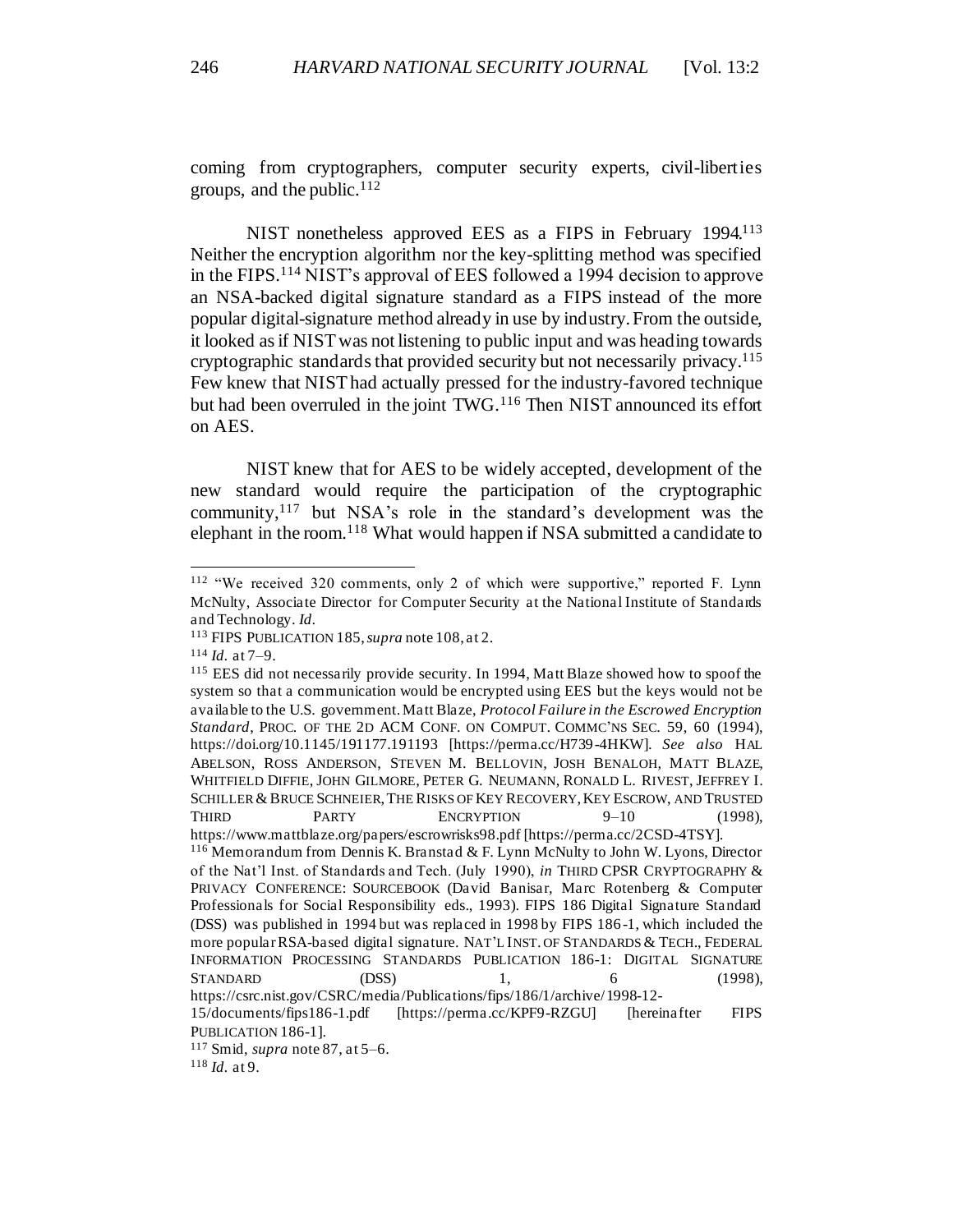coming from cryptographers, computer security experts, civil-liberties groups, and the public.[112]

NIST nonetheless approved EES as a FIPS in February 1994.[113] Neither the encryption algorithm nor the key-splitting method was specified in the FIPS.[114] NIST's approval of EES followed a 1994 decision to approve an NSA-backed digital signature standard as a FIPS instead of the more popular digital-signature method already in use by industry. From the outside, it looked as if NIST was not listening to public input and was heading towards cryptographic standards that provided security but not necessarily privacy.[115] Few knew that NIST had actually pressed for the industry-favored technique but had been overruled in the joint TWG.[116] Then NIST announced its effort on AES.

NIST knew that for AES to be widely accepted, development of the new standard would require the participation of the cryptographic community,[117] but NSA's role in the standard's development was the elephant in the room.[118] What would happen if NSA submitted a candidate to

---

[112] "We received 320 comments, only 2 of which were supportive," reported F. Lynn McNulty, Associate Director for Computer Security at the National Institute of Standards and Technology. *Id.*

[113] FIPS PUBLICATION 185, *supra* note 108, at 2.

[114] *Id.* at 7–9.

[115] EES did not necessarily provide security. In 1994, Matt Blaze showed how to spoof the system so that a communication would be encrypted using EES but the keys would not be available to the U.S. government. Matt Blaze, *Protocol Failure in the Escrowed Encryption Standard*, PROC. OF THE 2D ACM CONF. ON COMPUT. COMMC'NS SEC. 59, 60 (1994), https://doi.org/10.1145/191177.191193 [https://perma.cc/H739-4HKW]. *See also* HAL ABELSON, ROSS ANDERSON, STEVEN M. BELLOVIN, JOSH BENALOH, MATT BLAZE, WHITFIELD DIFFIE, JOHN GILMORE, PETER G. NEUMANN, RONALD L. RIVEST, JEFFREY I. SCHILLER & BRUCE SCHNEIER, THE RISKS OF KEY RECOVERY, KEY ESCROW, AND TRUSTED THIRD PARTY ENCRYPTION 9–10 (1998), https://www.mattblaze.org/papers/escrowrisks98.pdf [https://perma.cc/2CSD-4TSY].

[116] Memorandum from Dennis K. Branstad & F. Lynn McNulty to John W. Lyons, Director of the Nat'l Inst. of Standards and Tech. (July 1990), *in* THIRD CPSR CRYPTOGRAPHY & PRIVACY CONFERENCE: SOURCEBOOK (David Banisar, Marc Rotenberg & Computer Professionals for Social Responsibility eds., 1993). FIPS 186 Digital Signature Standard (DSS) was published in 1994 but was replaced in 1998 by FIPS 186-1, which included the more popular RSA-based digital signature. NAT'L INST. OF STANDARDS & TECH., FEDERAL INFORMATION PROCESSING STANDARDS PUBLICATION 186-1: DIGITAL SIGNATURE STANDARD (DSS) 1, 6 (1998), https://csrc.nist.gov/CSRC/media/Publications/fips/186/1/archive/1998-12-15/documents/fips186-1.pdf [https://perma.cc/KPF9-RZGU] [hereinafter FIPS PUBLICATION 186-1].

[117] Smid, *supra* note 87, at 5–6.

[118] *Id.* at 9.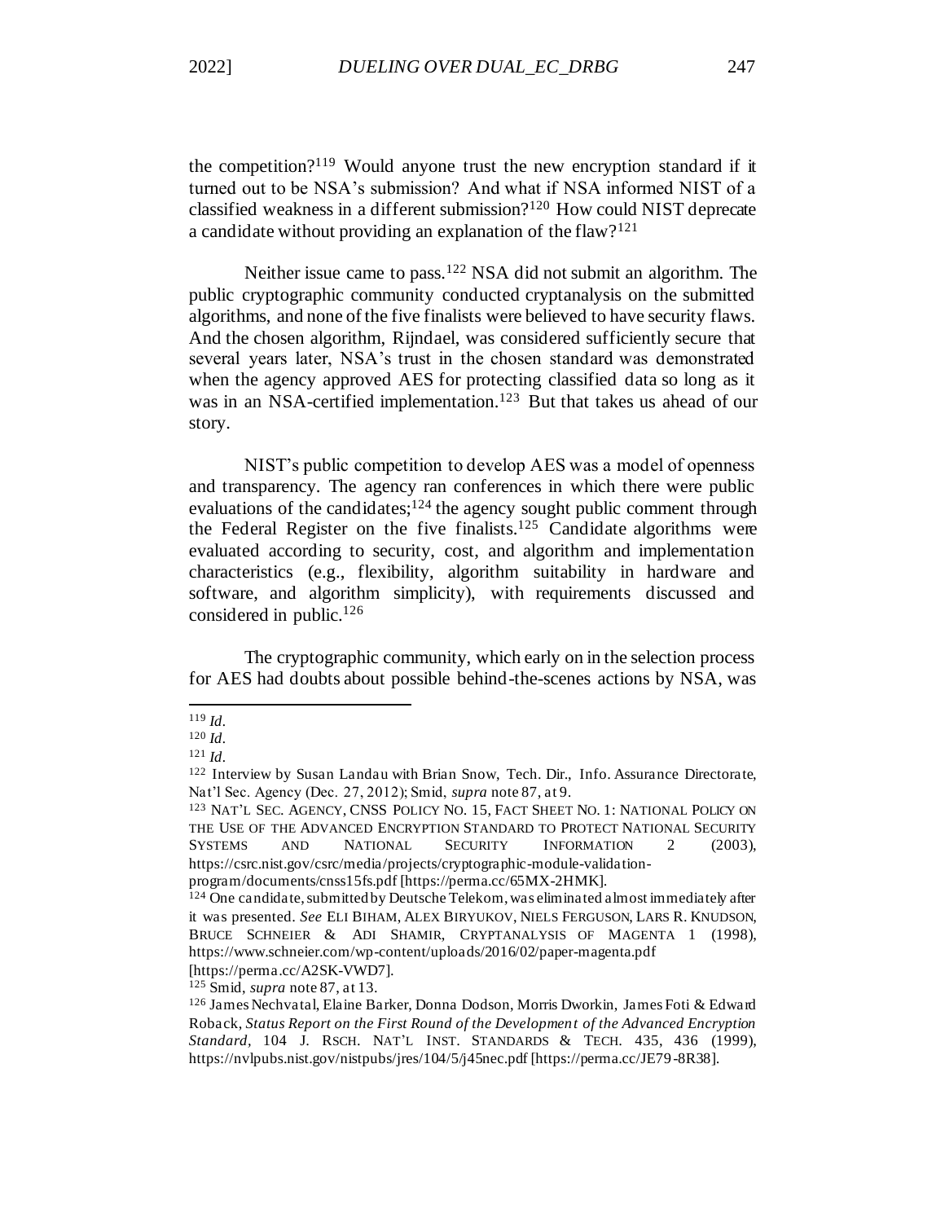the competition?[119] Would anyone trust the new encryption standard if it turned out to be NSA's submission? And what if NSA informed NIST of a classified weakness in a different submission?[120] How could NIST deprecate a candidate without providing an explanation of the flaw?[121]

Neither issue came to pass.[122] NSA did not submit an algorithm. The public cryptographic community conducted cryptanalysis on the submitted algorithms, and none of the five finalists were believed to have security flaws. And the chosen algorithm, Rijndael, was considered sufficiently secure that several years later, NSA's trust in the chosen standard was demonstrated when the agency approved AES for protecting classified data so long as it was in an NSA-certified implementation.[123] But that takes us ahead of our story.

NIST's public competition to develop AES was a model of openness and transparency. The agency ran conferences in which there were public evaluations of the candidates;[124] the agency sought public comment through the Federal Register on the five finalists.[125] Candidate algorithms were evaluated according to security, cost, and algorithm and implementation characteristics (e.g., flexibility, algorithm suitability in hardware and software, and algorithm simplicity), with requirements discussed and considered in public.[126]

The cryptographic community, which early on in the selection process for AES had doubts about possible behind-the-scenes actions by NSA, was

---

[119] *Id.*

[120] *Id.*

[121] *Id.*

[122] Interview by Susan Landau with Brian Snow, Tech. Dir., Info. Assurance Directorate, Nat'l Sec. Agency (Dec. 27, 2012); Smid, *supra* note 87, at 9.

[123] NAT'L SEC. AGENCY, CNSS POLICY NO. 15, FACT SHEET NO. 1: NATIONAL POLICY ON THE USE OF THE ADVANCED ENCRYPTION STANDARD TO PROTECT NATIONAL SECURITY SYSTEMS AND NATIONAL SECURITY INFORMATION 2 (2003), https://csrc.nist.gov/csrc/media/projects/cryptographic-module-validation-program/documents/cnss15fs.pdf [https://perma.cc/65MX-2HMK].

[124] One candidate, submitted by Deutsche Telekom, was eliminated almost immediately after it was presented. *See* ELI BIHAM, ALEX BIRYUKOV, NIELS FERGUSON, LARS R. KNUDSON, BRUCE SCHNEIER & ADI SHAMIR, CRYPTANALYSIS OF MAGENTA 1 (1998), https://www.schneier.com/wp-content/uploads/2016/02/paper-magenta.pdf [https://perma.cc/A2SK-VWD7].

[125] Smid, *supra* note 87, at 13.

[126] James Nechvatal, Elaine Barker, Donna Dodson, Morris Dworkin, James Foti & Edward Roback, *Status Report on the First Round of the Development of the Advanced Encryption Standard*, 104 J. RSCH. NAT'L INST. STANDARDS & TECH. 435, 436 (1999), https://nvlpubs.nist.gov/nistpubs/jres/104/5/j45nec.pdf [https://perma.cc/JE79-8R38].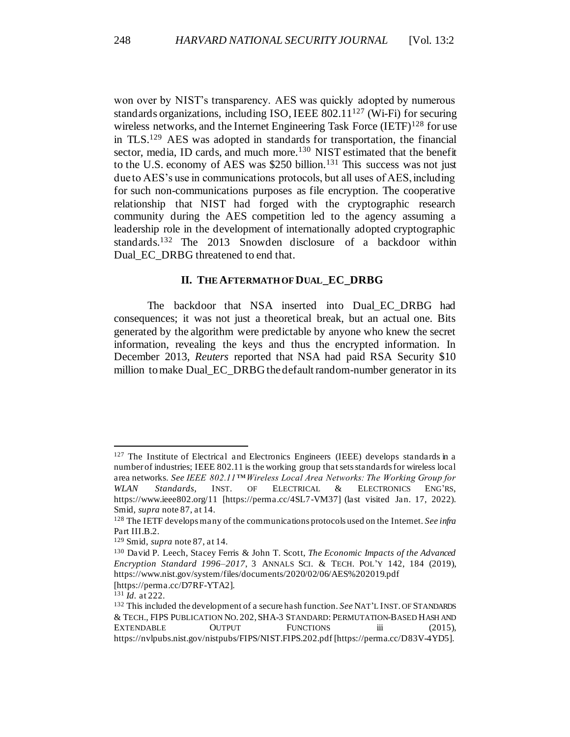won over by NIST's transparency. AES was quickly adopted by numerous standards organizations, including ISO, IEEE 802.11[127] (Wi-Fi) for securing wireless networks, and the Internet Engineering Task Force (IETF)[128] for use in TLS.[129] AES was adopted in standards for transportation, the financial sector, media, ID cards, and much more.[130] NIST estimated that the benefit to the U.S. economy of AES was $250 billion.[131] This success was not just due to AES's use in communications protocols, but all uses of AES, including for such non-communications purposes as file encryption. The cooperative relationship that NIST had forged with the cryptographic research community during the AES competition led to the agency assuming a leadership role in the development of internationally adopted cryptographic standards.[132] The 2013 Snowden disclosure of a backdoor within Dual_EC_DRBG threatened to end that.

## II. THE AFTERMATH OF DUAL_EC_DRBG

The backdoor that NSA inserted into Dual_EC_DRBG had consequences; it was not just a theoretical break, but an actual one. Bits generated by the algorithm were predictable by anyone who knew the secret information, revealing the keys and thus the encrypted information. In December 2013, *Reuters* reported that NSA had paid RSA Security $10 million to make Dual_EC_DRBG the default random-number generator in its

---

[127] The Institute of Electrical and Electronics Engineers (IEEE) develops standards in a number of industries; IEEE 802.11 is the working group that sets standards for wireless local area networks. *See IEEE 802.11™ Wireless Local Area Networks: The Working Group for WLAN Standards*, INST. OF ELECTRICAL & ELECTRONICS ENG'RS, https://www.ieee802.org/11 [https://perma.cc/4SL7-VM37] (last visited Jan. 17, 2022). Smid, *supra* note 87, at 14.

[128] The IETF develops many of the communications protocols used on the Internet. *See infra* Part III.B.2.

[129] Smid, *supra* note 87, at 14.

[130] David P. Leech, Stacey Ferris & John T. Scott, *The Economic Impacts of the Advanced Encryption Standard 1996–2017*, 3 ANNALS SCI. & TECH. POL'Y 142, 184 (2019), https://www.nist.gov/system/files/documents/2020/02/06/AES%202019.pdf [https://perma.cc/D7RF-YTA2].

[131] *Id.* at 222.

[132] This included the development of a secure hash function. *See* NAT'L INST. OF STANDARDS & TECH., FIPS PUBLICATION NO. 202, SHA-3 STANDARD: PERMUTATION-BASED HASH AND EXTENDABLE OUTPUT FUNCTIONS iii (2015), https://nvlpubs.nist.gov/nistpubs/FIPS/NIST.FIPS.202.pdf [https://perma.cc/D83V-4YD5].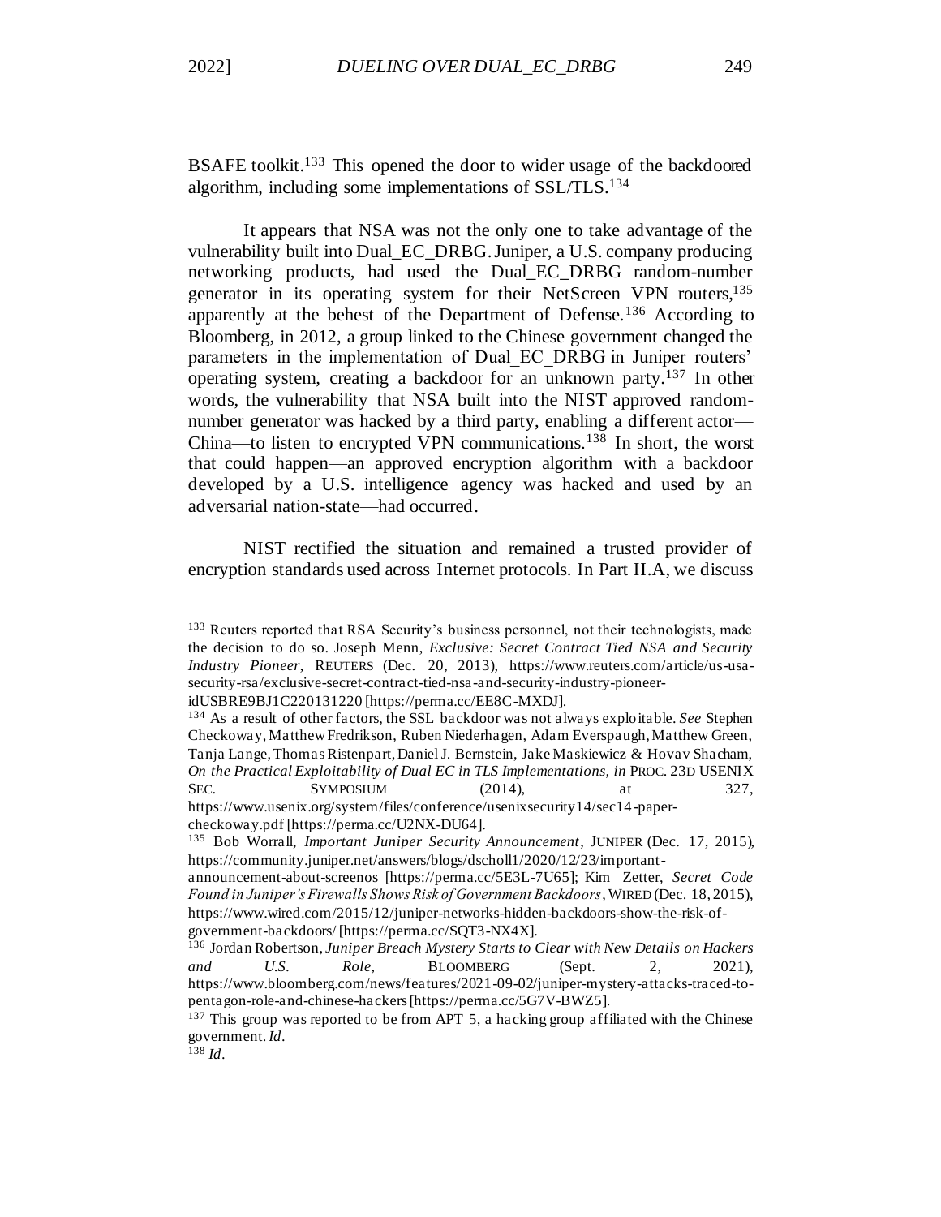BSAFE toolkit.[133] This opened the door to wider usage of the backdoored algorithm, including some implementations of SSL/TLS.[134]

It appears that NSA was not the only one to take advantage of the vulnerability built into Dual_EC_DRBG. Juniper, a U.S. company producing networking products, had used the Dual_EC_DRBG random-number generator in its operating system for their NetScreen VPN routers,[135] apparently at the behest of the Department of Defense.[136] According to Bloomberg, in 2012, a group linked to the Chinese government changed the parameters in the implementation of Dual_EC_DRBG in Juniper routers' operating system, creating a backdoor for an unknown party.[137] In other words, the vulnerability that NSA built into the NIST approved random-number generator was hacked by a third party, enabling a different actor—China—to listen to encrypted VPN communications.[138] In short, the worst that could happen—an approved encryption algorithm with a backdoor developed by a U.S. intelligence agency was hacked and used by an adversarial nation-state—had occurred.

NIST rectified the situation and remained a trusted provider of encryption standards used across Internet protocols. In Part II.A, we discuss

---

[133] Reuters reported that RSA Security's business personnel, not their technologists, made the decision to do so. Joseph Menn, *Exclusive: Secret Contract Tied NSA and Security Industry Pioneer*, REUTERS (Dec. 20, 2013), https://www.reuters.com/article/us-usa-security-rsa/exclusive-secret-contract-tied-nsa-and-security-industry-pioneer-idUSBRE9BJ1C220131220 [https://perma.cc/EE8C-MXDJ].

[134] As a result of other factors, the SSL backdoor was not always exploitable. *See* Stephen Checkoway, Matthew Fredrikson, Ruben Niederhagen, Adam Everspaugh, Matthew Green, Tanja Lange, Thomas Ristenpart, Daniel J. Bernstein, Jake Maskiewicz & Hovav Shacham, *On the Practical Exploitability of Dual EC in TLS Implementations*, *in* PROC. 23D USENIX SEC. SYMPOSIUM (2014), at 327, https://www.usenix.org/system/files/conference/usenixsecurity14/sec14-paper-checkoway.pdf [https://perma.cc/U2NX-DU64].

[135] Bob Worrall, *Important Juniper Security Announcement*, JUNIPER (Dec. 17, 2015), https://community.juniper.net/answers/blogs/dscholl1/2020/12/23/important-announcement-about-screenos [https://perma.cc/5E3L-7U65]; Kim Zetter, *Secret Code Found in Juniper's Firewalls Shows Risk of Government Backdoors*, WIRED (Dec. 18, 2015), https://www.wired.com/2015/12/juniper-networks-hidden-backdoors-show-the-risk-of-government-backdoors/ [https://perma.cc/SQT3-NX4X].

[136] Jordan Robertson, *Juniper Breach Mystery Starts to Clear with New Details on Hackers and U.S. Role*, BLOOMBERG (Sept. 2, 2021), https://www.bloomberg.com/news/features/2021-09-02/juniper-mystery-attacks-traced-to-pentagon-role-and-chinese-hackers [https://perma.cc/5G7V-BWZ5].

[137] This group was reported to be from APT 5, a hacking group affiliated with the Chinese government. *Id*.

[138] *Id*.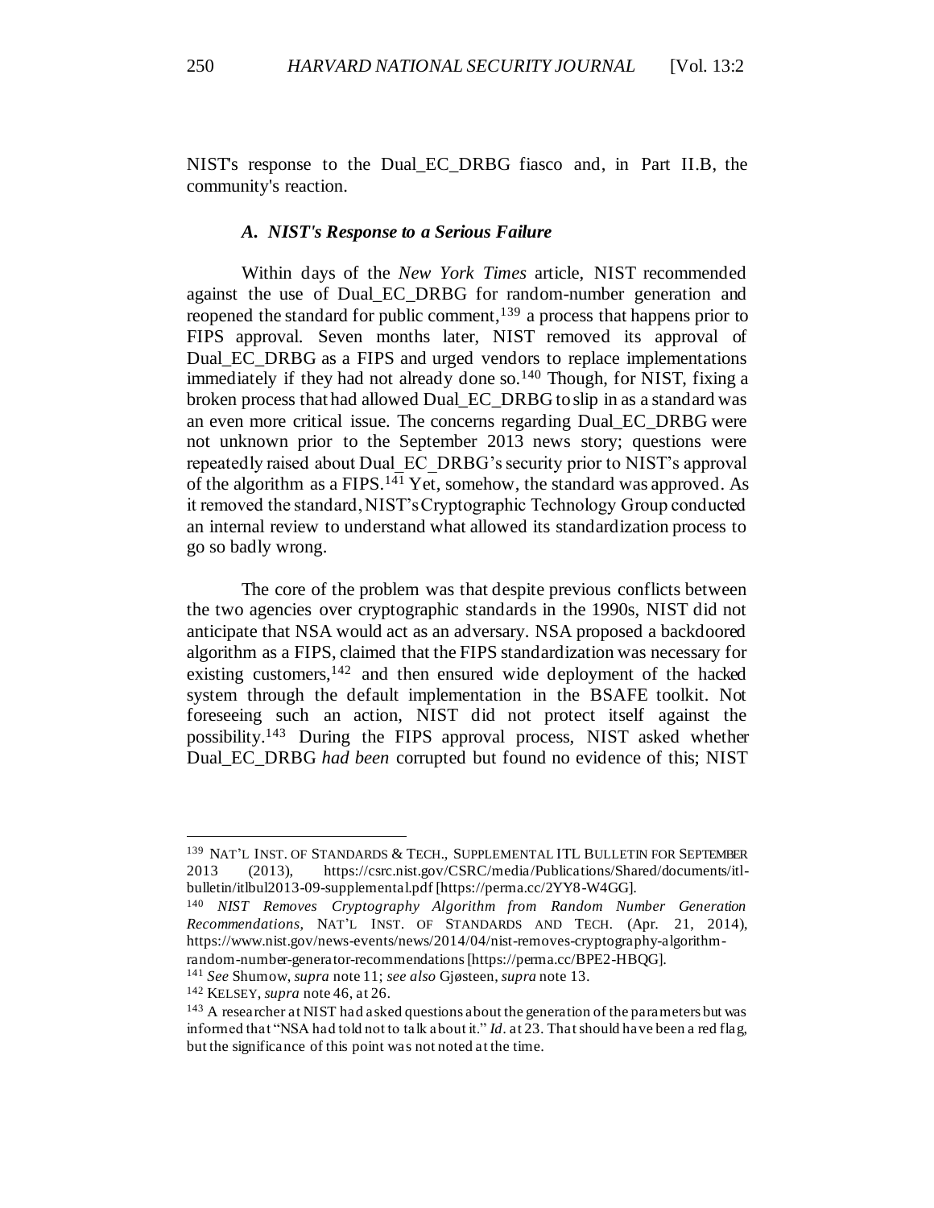NIST's response to the Dual_EC_DRBG fiasco and, in Part II.B, the community's reaction.

### *A. NIST's Response to a Serious Failure*

Within days of the *New York Times* article, NIST recommended against the use of Dual_EC_DRBG for random-number generation and reopened the standard for public comment,[139] a process that happens prior to FIPS approval. Seven months later, NIST removed its approval of Dual_EC_DRBG as a FIPS and urged vendors to replace implementations immediately if they had not already done so.[140] Though, for NIST, fixing a broken process that had allowed Dual_EC_DRBG to slip in as a standard was an even more critical issue. The concerns regarding Dual_EC_DRBG were not unknown prior to the September 2013 news story; questions were repeatedly raised about Dual_EC_DRBG's security prior to NIST's approval of the algorithm as a FIPS.[141] Yet, somehow, the standard was approved. As it removed the standard, NIST's Cryptographic Technology Group conducted an internal review to understand what allowed its standardization process to go so badly wrong.

The core of the problem was that despite previous conflicts between the two agencies over cryptographic standards in the 1990s, NIST did not anticipate that NSA would act as an adversary. NSA proposed a backdoored algorithm as a FIPS, claimed that the FIPS standardization was necessary for existing customers,[142] and then ensured wide deployment of the hacked system through the default implementation in the BSAFE toolkit. Not foreseeing such an action, NIST did not protect itself against the possibility.[143] During the FIPS approval process, NIST asked whether Dual_EC_DRBG *had been* corrupted but found no evidence of this; NIST

---

[139] NAT'L INST. OF STANDARDS & TECH., SUPPLEMENTAL ITL BULLETIN FOR SEPTEMBER 2013 (2013), https://csrc.nist.gov/CSRC/media/Publications/Shared/documents/itl-bulletin/itlbul2013-09-supplemental.pdf [https://perma.cc/2YY8-W4GG].

[140] *NIST Removes Cryptography Algorithm from Random Number Generation Recommendations*, NAT'L INST. OF STANDARDS AND TECH. (Apr. 21, 2014), https://www.nist.gov/news-events/news/2014/04/nist-removes-cryptography-algorithm-random-number-generator-recommendations [https://perma.cc/BPE2-HBQG].

[141] *See* Shumow, *supra* note 11; *see also* Gjøsteen, *supra* note 13.

[142] KELSEY, *supra* note 46, at 26.

[143] A researcher at NIST had asked questions about the generation of the parameters but was informed that "NSA had told not to talk about it." *Id.* at 23. That should have been a red flag, but the significance of this point was not noted at the time.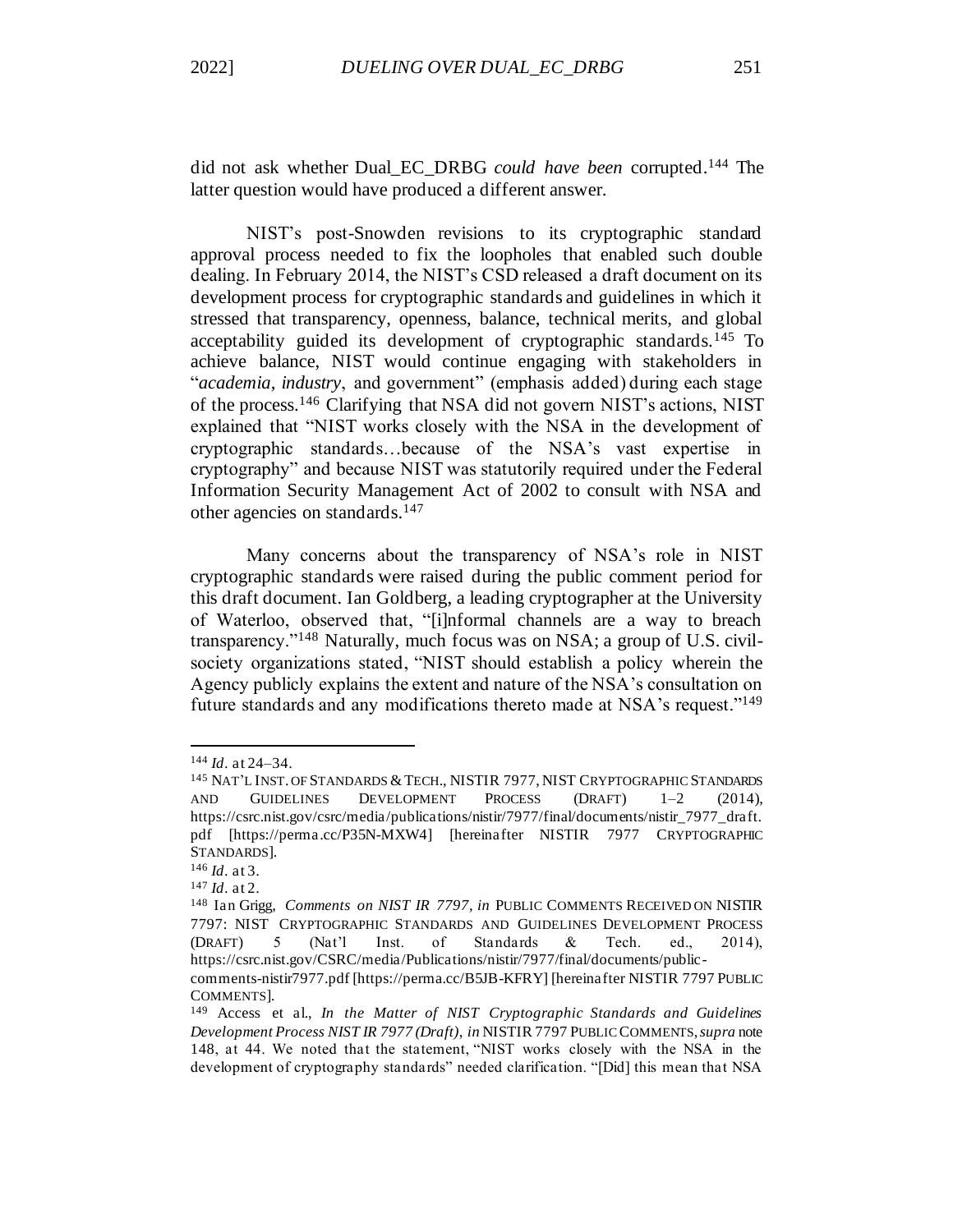did not ask whether Dual_EC_DRBG *could have been* corrupted.[144] The latter question would have produced a different answer.

NIST's post-Snowden revisions to its cryptographic standard approval process needed to fix the loopholes that enabled such double dealing. In February 2014, the NIST's CSD released a draft document on its development process for cryptographic standards and guidelines in which it stressed that transparency, openness, balance, technical merits, and global acceptability guided its development of cryptographic standards.[145] To achieve balance, NIST would continue engaging with stakeholders in "*academia, industry*, and government" (emphasis added) during each stage of the process.[146] Clarifying that NSA did not govern NIST's actions, NIST explained that "NIST works closely with the NSA in the development of cryptographic standards…because of the NSA's vast expertise in cryptography" and because NIST was statutorily required under the Federal Information Security Management Act of 2002 to consult with NSA and other agencies on standards.[147]

Many concerns about the transparency of NSA's role in NIST cryptographic standards were raised during the public comment period for this draft document. Ian Goldberg, a leading cryptographer at the University of Waterloo, observed that, "[i]nformal channels are a way to breach transparency."[148] Naturally, much focus was on NSA; a group of U.S. civil-society organizations stated, "NIST should establish a policy wherein the Agency publicly explains the extent and nature of the NSA's consultation on future standards and any modifications thereto made at NSA's request."[149]

---

[144] *Id.* at 24–34.

[145] NAT'L INST. OF STANDARDS & TECH., NISTIR 7977, NIST CRYPTOGRAPHIC STANDARDS AND GUIDELINES DEVELOPMENT PROCESS (DRAFT) 1–2 (2014), https://csrc.nist.gov/csrc/media/publications/nistir/7977/final/documents/nistir_7977_draft.pdf [https://perma.cc/P35N-MXW4] [hereinafter NISTIR 7977 CRYPTOGRAPHIC STANDARDS].

[146] *Id.* at 3.

[147] *Id.* at 2.

[148] Ian Grigg, *Comments on NIST IR 7797*, *in* PUBLIC COMMENTS RECEIVED ON NISTIR 7797: NIST CRYPTOGRAPHIC STANDARDS AND GUIDELINES DEVELOPMENT PROCESS (DRAFT) 5 (Nat'l Inst. of Standards & Tech. ed., 2014), https://csrc.nist.gov/CSRC/media/Publications/nistir/7977/final/documents/public-comments-nistir7977.pdf [https://perma.cc/B5JB-KFRY] [hereinafter NISTIR 7797 PUBLIC COMMENTS].

[149] Access et al., *In the Matter of NIST Cryptographic Standards and Guidelines Development Process NIST IR 7977 (Draft)*, *in* NISTIR 7797 PUBLIC COMMENTS, *supra* note 148, at 44. We noted that the statement, "NIST works closely with the NSA in the development of cryptography standards" needed clarification. "[Did] this mean that NSA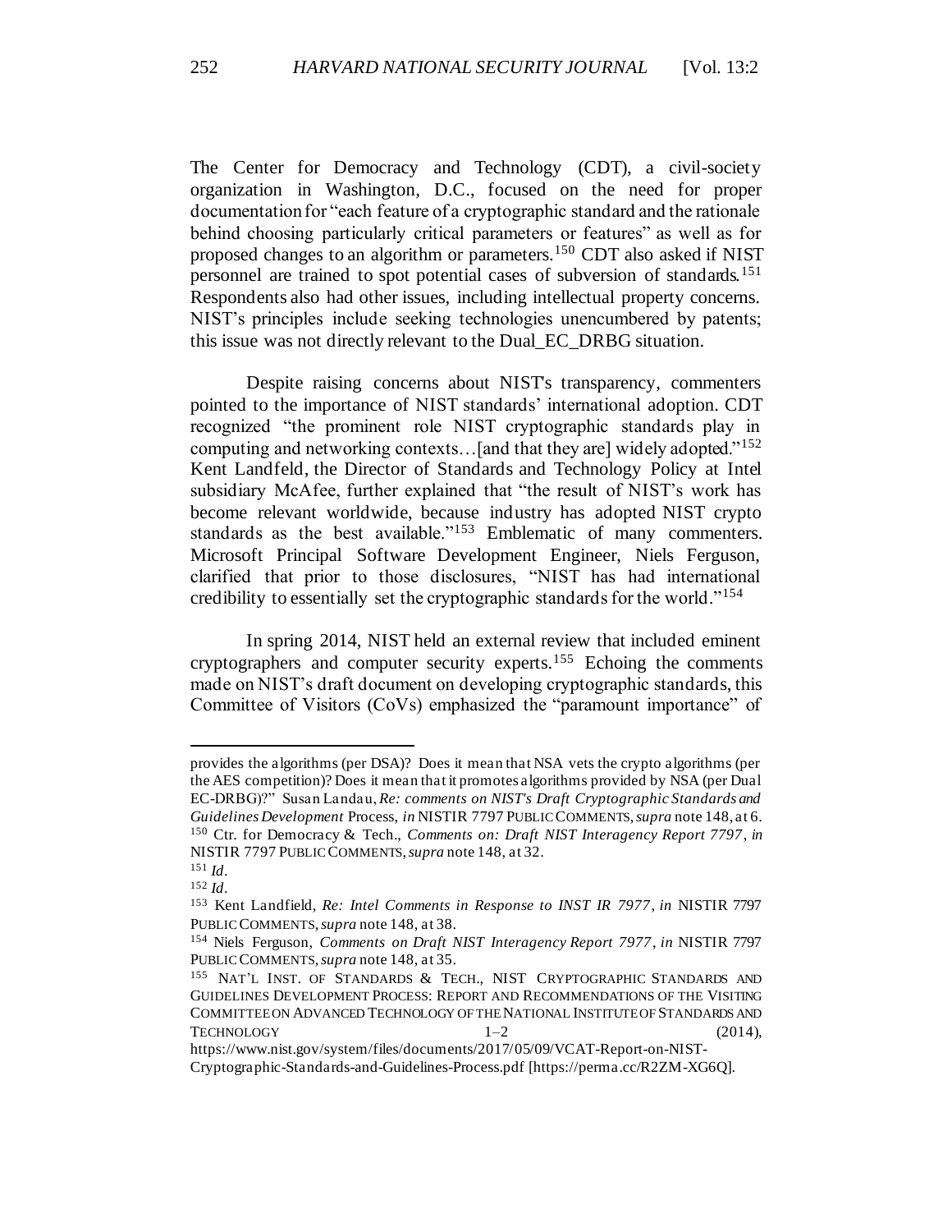The Center for Democracy and Technology (CDT), a civil-society organization in Washington, D.C., focused on the need for proper documentation for "each feature of a cryptographic standard and the rationale behind choosing particularly critical parameters or features" as well as for proposed changes to an algorithm or parameters.[150] CDT also asked if NIST personnel are trained to spot potential cases of subversion of standards.[151] Respondents also had other issues, including intellectual property concerns. NIST's principles include seeking technologies unencumbered by patents; this issue was not directly relevant to the Dual_EC_DRBG situation.

Despite raising concerns about NIST's transparency, commenters pointed to the importance of NIST standards' international adoption. CDT recognized "the prominent role NIST cryptographic standards play in computing and networking contexts…[and that they are] widely adopted."[152] Kent Landfeld, the Director of Standards and Technology Policy at Intel subsidiary McAfee, further explained that "the result of NIST's work has become relevant worldwide, because industry has adopted NIST crypto standards as the best available."[153] Emblematic of many commenters. Microsoft Principal Software Development Engineer, Niels Ferguson, clarified that prior to those disclosures, "NIST has had international credibility to essentially set the cryptographic standards for the world."[154]

In spring 2014, NIST held an external review that included eminent cryptographers and computer security experts.[155] Echoing the comments made on NIST's draft document on developing cryptographic standards, this Committee of Visitors (CoVs) emphasized the "paramount importance" of

---

provides the algorithms (per DSA)? Does it mean that NSA vets the crypto algorithms (per the AES competition)? Does it mean that it promotes algorithms provided by NSA (per Dual EC-DRBG)?" Susan Landau, *Re: comments on NIST's Draft Cryptographic Standards and Guidelines Development* Process, *in* NISTIR 7797 PUBLIC COMMENTS, *supra* note 148, at 6.

[150] Ctr. for Democracy & Tech., *Comments on: Draft NIST Interagency Report 7797*, *in* NISTIR 7797 PUBLIC COMMENTS, *supra* note 148, at 32.

[151] *Id*.

[152] *Id*.

[153] Kent Landfield, *Re: Intel Comments in Response to INST IR 7977*, *in* NISTIR 7797 PUBLIC COMMENTS, *supra* note 148, at 38.

[154] Niels Ferguson, *Comments on Draft NIST Interagency Report 7977*, *in* NISTIR 7797 PUBLIC COMMENTS, *supra* note 148, at 35.

[155] NAT'L INST. OF STANDARDS & TECH., NIST CRYPTOGRAPHIC STANDARDS AND GUIDELINES DEVELOPMENT PROCESS: REPORT AND RECOMMENDATIONS OF THE VISITING COMMITTEE ON ADVANCED TECHNOLOGY OF THE NATIONAL INSTITUTE OF STANDARDS AND TECHNOLOGY 1–2 (2014), https://www.nist.gov/system/files/documents/2017/05/09/VCAT-Report-on-NIST-Cryptographic-Standards-and-Guidelines-Process.pdf [https://perma.cc/R2ZM-XG6Q].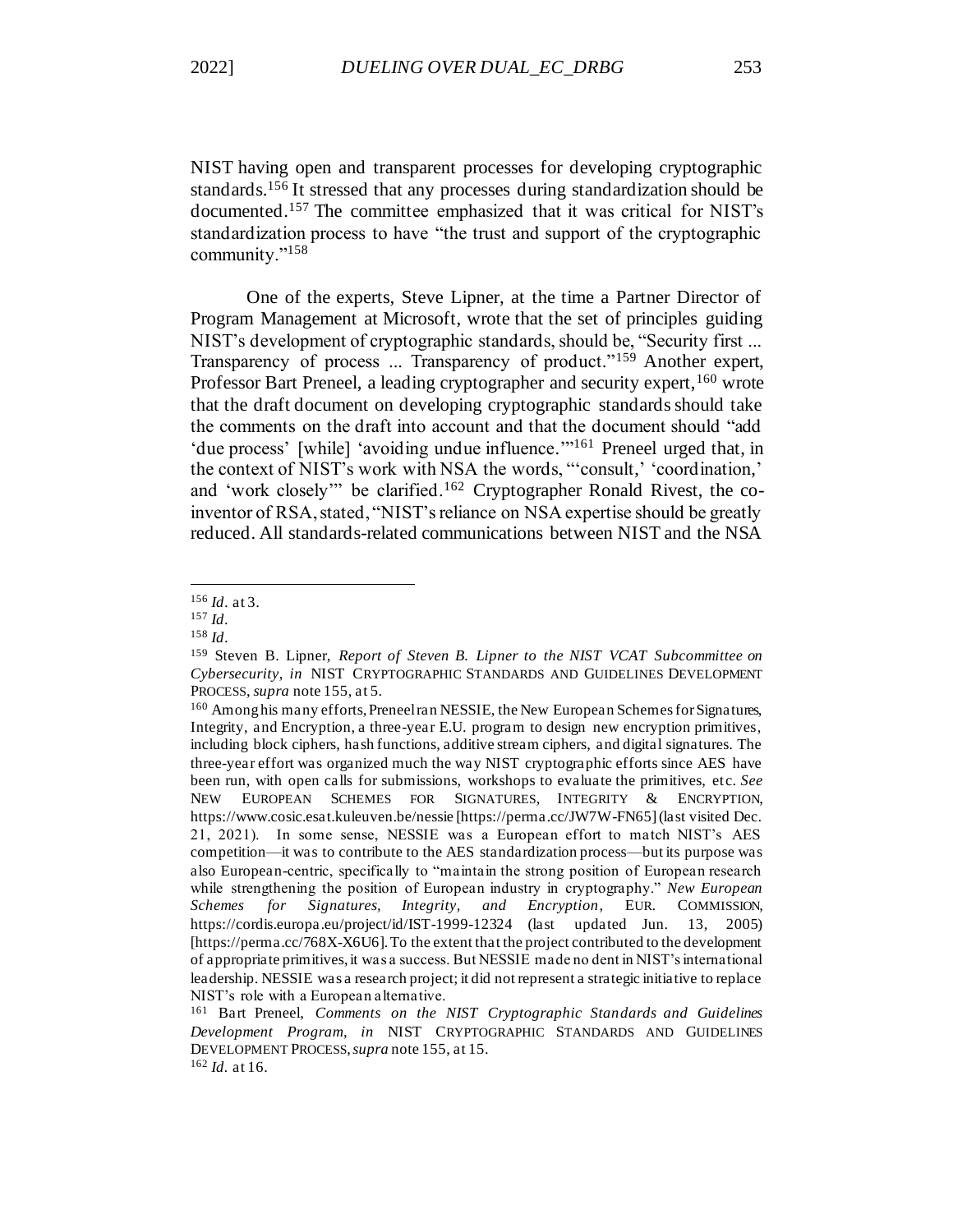NIST having open and transparent processes for developing cryptographic standards.[156] It stressed that any processes during standardization should be documented.[157] The committee emphasized that it was critical for NIST's standardization process to have "the trust and support of the cryptographic community."[158]

One of the experts, Steve Lipner, at the time a Partner Director of Program Management at Microsoft, wrote that the set of principles guiding NIST's development of cryptographic standards, should be, "Security first ... Transparency of process ... Transparency of product."[159] Another expert, Professor Bart Preneel, a leading cryptographer and security expert,[160] wrote that the draft document on developing cryptographic standards should take the comments on the draft into account and that the document should "add 'due process' [while] 'avoiding undue influence.'"[161] Preneel urged that, in the context of NIST's work with NSA the words, "'consult,' 'coordination,' and 'work closely'" be clarified.[162] Cryptographer Ronald Rivest, the co-inventor of RSA, stated, "NIST's reliance on NSA expertise should be greatly reduced. All standards-related communications between NIST and the NSA

---

[156] *Id.* at 3.

[157] *Id.*

[158] *Id.*

[159] Steven B. Lipner, *Report of Steven B. Lipner to the NIST VCAT Subcommittee on Cybersecurity*, *in* NIST CRYPTOGRAPHIC STANDARDS AND GUIDELINES DEVELOPMENT PROCESS, *supra* note 155, at 5.

[160] Among his many efforts, Preneel ran NESSIE, the New European Schemes for Signatures, Integrity, and Encryption, a three-year E.U. program to design new encryption primitives, including block ciphers, hash functions, additive stream ciphers, and digital signatures. The three-year effort was organized much the way NIST cryptographic efforts since AES have been run, with open calls for submissions, workshops to evaluate the primitives, etc. *See* NEW EUROPEAN SCHEMES FOR SIGNATURES, INTEGRITY & ENCRYPTION, https://www.cosic.esat.kuleuven.be/nessie [https://perma.cc/JW7W-FN65] (last visited Dec. 21, 2021). In some sense, NESSIE was a European effort to match NIST's AES competition—it was to contribute to the AES standardization process—but its purpose was also European-centric, specifically to "maintain the strong position of European research while strengthening the position of European industry in cryptography." *New European Schemes for Signatures, Integrity, and Encryption*, EUR. COMMISSION, https://cordis.europa.eu/project/id/IST-1999-12324 (last updated Jun. 13, 2005) [https://perma.cc/768X-X6U6]. To the extent that the project contributed to the development of appropriate primitives, it was a success. But NESSIE made no dent in NIST's international leadership. NESSIE was a research project; it did not represent a strategic initiative to replace NIST's role with a European alternative.

[161] Bart Preneel, *Comments on the NIST Cryptographic Standards and Guidelines Development Program*, *in* NIST CRYPTOGRAPHIC STANDARDS AND GUIDELINES DEVELOPMENT PROCESS, *supra* note 155, at 15.

[162] *Id.* at 16.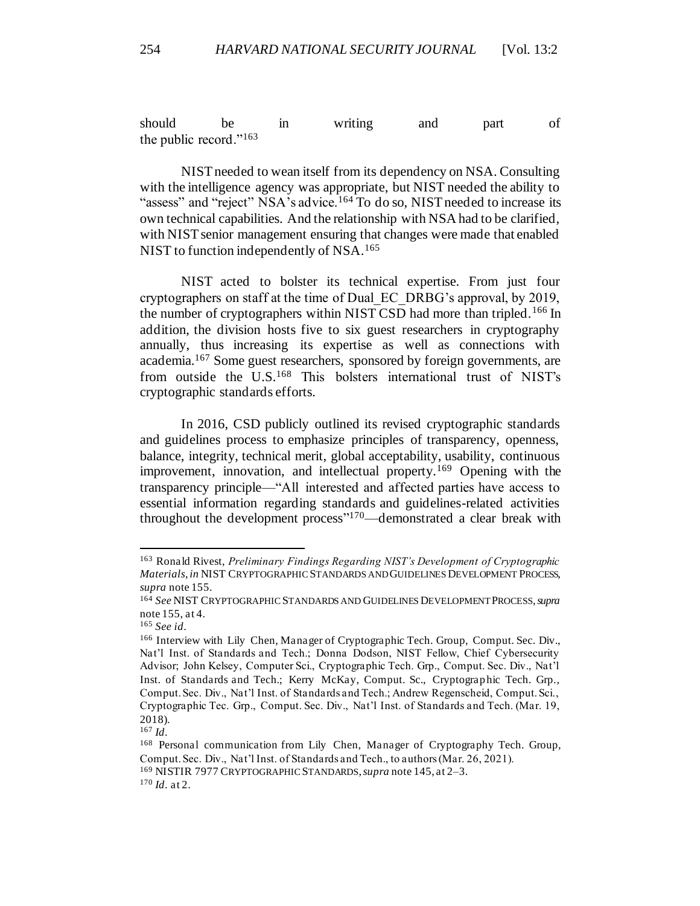should be in writing and part of the public record."[163]

NIST needed to wean itself from its dependency on NSA. Consulting with the intelligence agency was appropriate, but NIST needed the ability to "assess" and "reject" NSA's advice.[164] To do so, NIST needed to increase its own technical capabilities. And the relationship with NSA had to be clarified, with NIST senior management ensuring that changes were made that enabled NIST to function independently of NSA.[165]

NIST acted to bolster its technical expertise. From just four cryptographers on staff at the time of Dual_EC_DRBG's approval, by 2019, the number of cryptographers within NIST CSD had more than tripled.[166] In addition, the division hosts five to six guest researchers in cryptography annually, thus increasing its expertise as well as connections with academia.[167] Some guest researchers, sponsored by foreign governments, are from outside the U.S.[168] This bolsters international trust of NIST's cryptographic standards efforts.

In 2016, CSD publicly outlined its revised cryptographic standards and guidelines process to emphasize principles of transparency, openness, balance, integrity, technical merit, global acceptability, usability, continuous improvement, innovation, and intellectual property.[169] Opening with the transparency principle—"All interested and affected parties have access to essential information regarding standards and guidelines-related activities throughout the development process"[170]—demonstrated a clear break with

---

[163] Ronald Rivest, *Preliminary Findings Regarding NIST's Development of Cryptographic Materials*, *in* NIST CRYPTOGRAPHIC STANDARDS AND GUIDELINES DEVELOPMENT PROCESS, *supra* note 155.

[164] *See* NIST CRYPTOGRAPHIC STANDARDS AND GUIDELINES DEVELOPMENT PROCESS, *supra* note 155, at 4.

[165] *See id.*

[166] Interview with Lily Chen, Manager of Cryptographic Tech. Group, Comput. Sec. Div., Nat'l Inst. of Standards and Tech.; Donna Dodson, NIST Fellow, Chief Cybersecurity Advisor; John Kelsey, Computer Sci., Cryptographic Tech. Grp., Comput. Sec. Div., Nat'l Inst. of Standards and Tech.; Kerry McKay, Comput. Sc., Cryptographic Tech. Grp., Comput. Sec. Div., Nat'l Inst. of Standards and Tech.; Andrew Regenscheid, Comput. Sci., Cryptographic Tec. Grp., Comput. Sec. Div., Nat'l Inst. of Standards and Tech. (Mar. 19, 2018).

[167] *Id.*

[168] Personal communication from Lily Chen, Manager of Cryptography Tech. Group, Comput. Sec. Div., Nat'l Inst. of Standards and Tech., to authors (Mar. 26, 2021).

[169] NISTIR 7977 CRYPTOGRAPHIC STANDARDS, *supra* note 145, at 2–3.

[170] *Id.* at 2.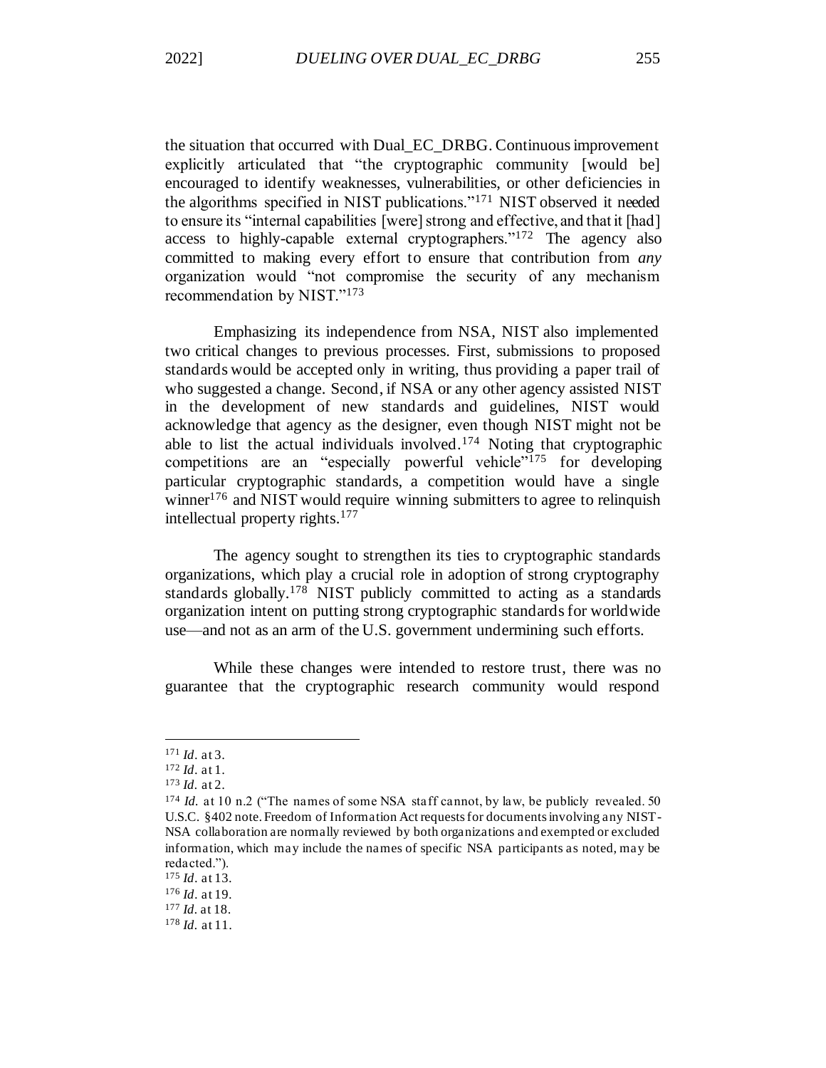the situation that occurred with Dual_EC_DRBG. Continuous improvement explicitly articulated that "the cryptographic community [would be] encouraged to identify weaknesses, vulnerabilities, or other deficiencies in the algorithms specified in NIST publications."[171] NIST observed it needed to ensure its "internal capabilities [were] strong and effective, and that it [had] access to highly-capable external cryptographers."[172] The agency also committed to making every effort to ensure that contribution from *any* organization would "not compromise the security of any mechanism recommendation by NIST."[173]

Emphasizing its independence from NSA, NIST also implemented two critical changes to previous processes. First, submissions to proposed standards would be accepted only in writing, thus providing a paper trail of who suggested a change. Second, if NSA or any other agency assisted NIST in the development of new standards and guidelines, NIST would acknowledge that agency as the designer, even though NIST might not be able to list the actual individuals involved.[174] Noting that cryptographic competitions are an "especially powerful vehicle"[175] for developing particular cryptographic standards, a competition would have a single winner[176] and NIST would require winning submitters to agree to relinquish intellectual property rights.[177]

The agency sought to strengthen its ties to cryptographic standards organizations, which play a crucial role in adoption of strong cryptography standards globally.[178] NIST publicly committed to acting as a standards organization intent on putting strong cryptographic standards for worldwide use—and not as an arm of the U.S. government undermining such efforts.

While these changes were intended to restore trust, there was no guarantee that the cryptographic research community would respond

---

[171] *Id.* at 3.

[172] *Id.* at 1.

[173] *Id.* at 2.

[174] *Id.* at 10 n.2 ("The names of some NSA staff cannot, by law, be publicly revealed. 50 U.S.C. §402 note. Freedom of Information Act requests for documents involving any NIST-NSA collaboration are normally reviewed by both organizations and exempted or excluded information, which may include the names of specific NSA participants as noted, may be redacted.").

[175] *Id.* at 13.

[176] *Id.* at 19.

[177] *Id.* at 18.

[178] *Id.* at 11.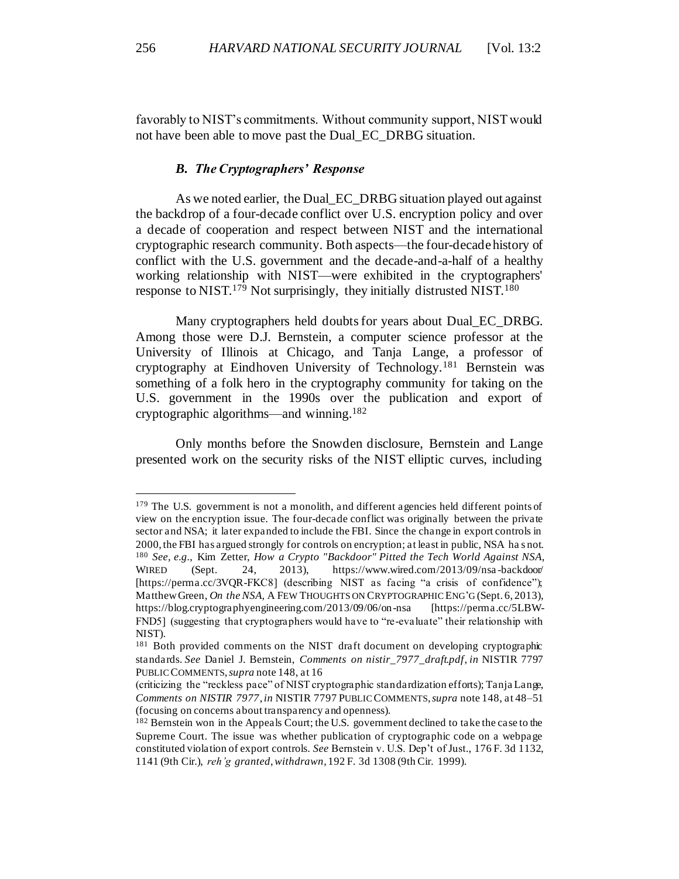favorably to NIST's commitments. Without community support, NIST would not have been able to move past the Dual_EC_DRBG situation.

### *B. The Cryptographers' Response*

As we noted earlier, the Dual_EC_DRBG situation played out against the backdrop of a four-decade conflict over U.S. encryption policy and over a decade of cooperation and respect between NIST and the international cryptographic research community. Both aspects—the four-decade history of conflict with the U.S. government and the decade-and-a-half of a healthy working relationship with NIST—were exhibited in the cryptographers' response to NIST.[179] Not surprisingly, they initially distrusted NIST.[180]

Many cryptographers held doubts for years about Dual_EC_DRBG. Among those were D.J. Bernstein, a computer science professor at the University of Illinois at Chicago, and Tanja Lange, a professor of cryptography at Eindhoven University of Technology.[181] Bernstein was something of a folk hero in the cryptography community for taking on the U.S. government in the 1990s over the publication and export of cryptographic algorithms—and winning.[182]

Only months before the Snowden disclosure, Bernstein and Lange presented work on the security risks of the NIST elliptic curves, including

---

[179] The U.S. government is not a monolith, and different agencies held different points of view on the encryption issue. The four-decade conflict was originally between the private sector and NSA; it later expanded to include the FBI. Since the change in export controls in 2000, the FBI has argued strongly for controls on encryption; at least in public, NSA has not.

[180] *See, e.g.*, Kim Zetter, *How a Crypto "Backdoor" Pitted the Tech World Against NSA*, WIRED (Sept. 24, 2013), https://www.wired.com/2013/09/nsa-backdoor/ [https://perma.cc/3VQR-FKC8] (describing NIST as facing "a crisis of confidence"); Matthew Green, *On the NSA*, A FEW THOUGHTS ON CRYPTOGRAPHIC ENG'G (Sept. 6, 2013), https://blog.cryptographyengineering.com/2013/09/06/on-nsa [https://perma.cc/5LBW-FND5] (suggesting that cryptographers would have to "re-evaluate" their relationship with NIST).

[181] Both provided comments on the NIST draft document on developing cryptographic standards. *See* Daniel J. Bernstein, *Comments on nistir_7977_draft.pdf*, *in* NISTIR 7797 PUBLIC COMMENTS, *supra* note 148, at 16 (criticizing the "reckless pace" of NIST cryptographic standardization efforts); Tanja Lange, *Comments on NISTIR 7977*, *in* NISTIR 7797 PUBLIC COMMENTS, *supra* note 148, at 48–51 (focusing on concerns about transparency and openness).

[182] Bernstein won in the Appeals Court; the U.S. government declined to take the case to the Supreme Court. The issue was whether publication of cryptographic code on a webpage constituted violation of export controls. *See* Bernstein v. U.S. Dep't of Just., 176 F. 3d 1132, 1141 (9th Cir.), *reh'g granted*, *withdrawn*, 192 F. 3d 1308 (9th Cir. 1999).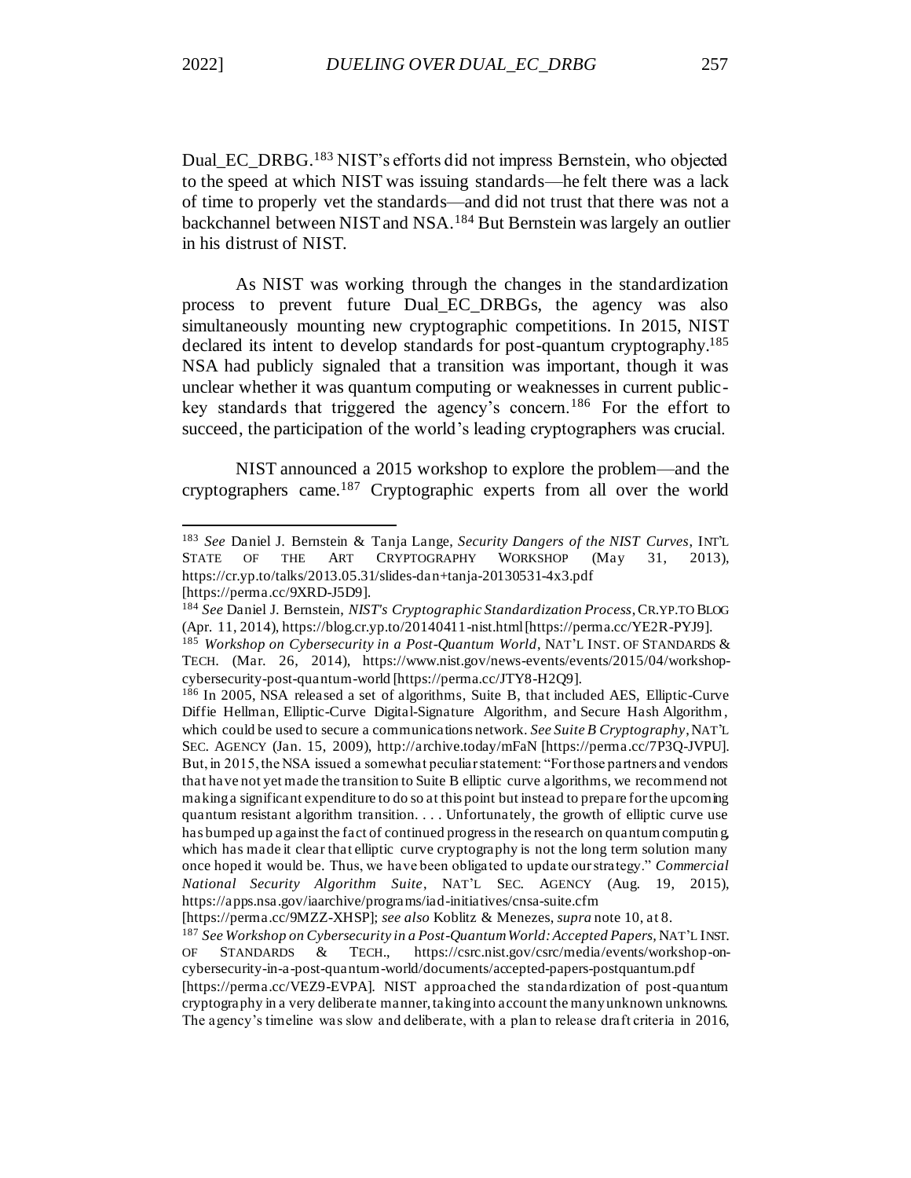Dual_EC_DRBG.[183] NIST's efforts did not impress Bernstein, who objected to the speed at which NIST was issuing standards—he felt there was a lack of time to properly vet the standards—and did not trust that there was not a backchannel between NIST and NSA.[184] But Bernstein was largely an outlier in his distrust of NIST.

As NIST was working through the changes in the standardization process to prevent future Dual_EC_DRBGs, the agency was also simultaneously mounting new cryptographic competitions. In 2015, NIST declared its intent to develop standards for post-quantum cryptography.[185] NSA had publicly signaled that a transition was important, though it was unclear whether it was quantum computing or weaknesses in current public-key standards that triggered the agency's concern.[186] For the effort to succeed, the participation of the world's leading cryptographers was crucial.

NIST announced a 2015 workshop to explore the problem—and the cryptographers came.[187] Cryptographic experts from all over the world

---

[183] *See* Daniel J. Bernstein & Tanja Lange, *Security Dangers of the NIST Curves*, INT'L STATE OF THE ART CRYPTOGRAPHY WORKSHOP (May 31, 2013), https://cr.yp.to/talks/2013.05.31/slides-dan+tanja-20130531-4x3.pdf [https://perma.cc/9XRD-J5D9].

[184] *See* Daniel J. Bernstein, *NIST's Cryptographic Standardization Process*, CR.YP.TO BLOG (Apr. 11, 2014), https://blog.cr.yp.to/20140411-nist.html [https://perma.cc/YE2R-PYJ9].

[185] *Workshop on Cybersecurity in a Post-Quantum World*, NAT'L INST. OF STANDARDS & TECH. (Mar. 26, 2014), https://www.nist.gov/news-events/events/2015/04/workshop-cybersecurity-post-quantum-world [https://perma.cc/JTY8-H2Q9].

[186] In 2005, NSA released a set of algorithms, Suite B, that included AES, Elliptic-Curve Diffie Hellman, Elliptic-Curve Digital-Signature Algorithm, and Secure Hash Algorithm, which could be used to secure a communications network. *See Suite B Cryptography*, NAT'L SEC. AGENCY (Jan. 15, 2009), http://archive.today/mFaN [https://perma.cc/7P3Q-JVPU]. But, in 2015, the NSA issued a somewhat peculiar statement: "For those partners and vendors that have not yet made the transition to Suite B elliptic curve algorithms, we recommend not making a significant expenditure to do so at this point but instead to prepare for the upcoming quantum resistant algorithm transition. . . . Unfortunately, the growth of elliptic curve use has bumped up against the fact of continued progress in the research on quantum computing, which has made it clear that elliptic curve cryptography is not the long term solution many once hoped it would be. Thus, we have been obligated to update our strategy." *Commercial National Security Algorithm Suite*, NAT'L SEC. AGENCY (Aug. 19, 2015), https://apps.nsa.gov/iaarchive/programs/iad-initiatives/cnsa-suite.cfm [https://perma.cc/9MZZ-XHSP]; *see also* Koblitz & Menezes, *supra* note 10, at 8.

[187] *See Workshop on Cybersecurity in a Post-Quantum World: Accepted Papers*, NAT'L INST. OF STANDARDS & TECH., https://csrc.nist.gov/csrc/media/events/workshop-on-cybersecurity-in-a-post-quantum-world/documents/accepted-papers-postquantum.pdf [https://perma.cc/VEZ9-EVPA]. NIST approached the standardization of post-quantum cryptography in a very deliberate manner, taking into account the many unknown unknowns. The agency's timeline was slow and deliberate, with a plan to release draft criteria in 2016,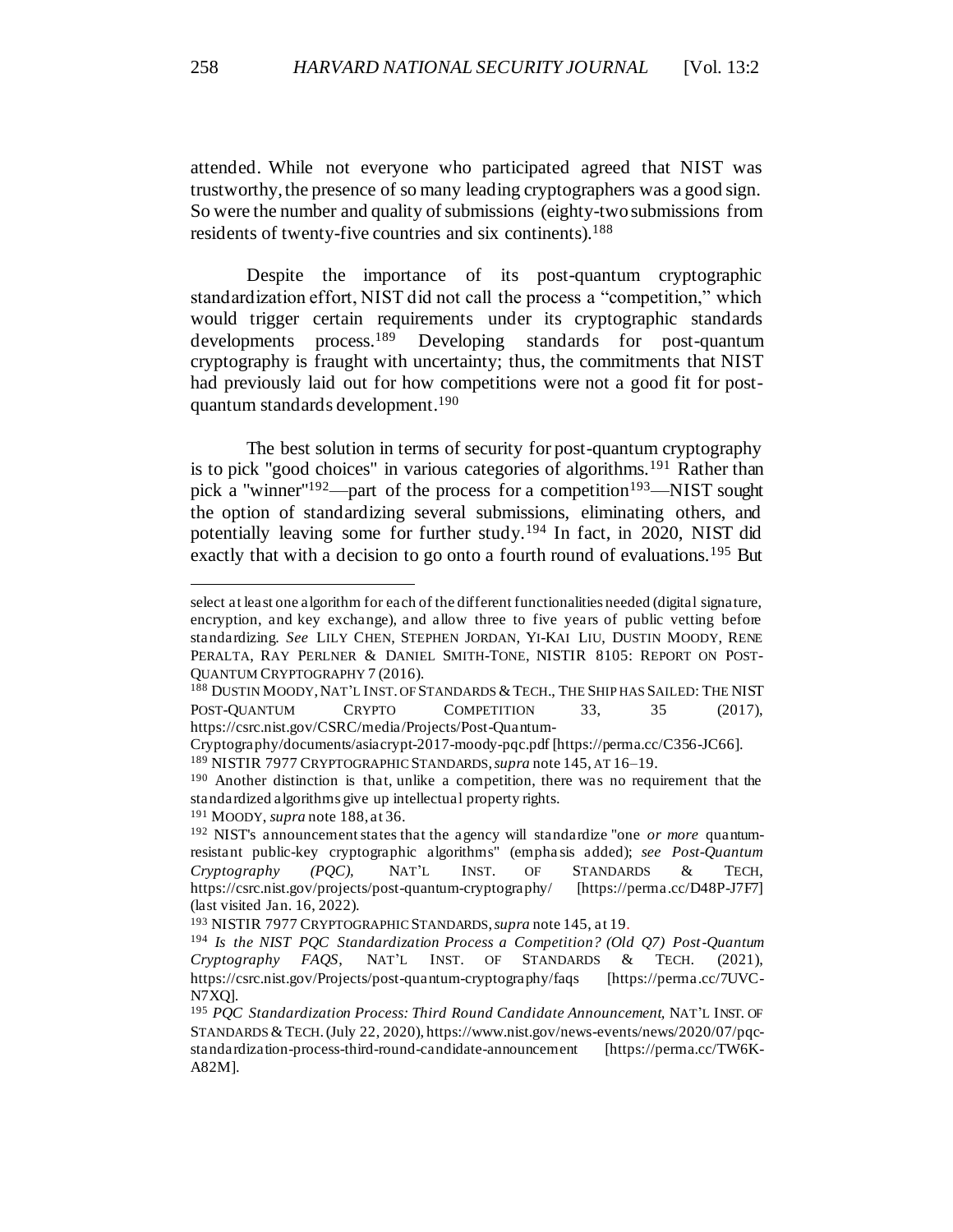attended. While not everyone who participated agreed that NIST was trustworthy, the presence of so many leading cryptographers was a good sign. So were the number and quality of submissions (eighty-two submissions from residents of twenty-five countries and six continents).[188]

Despite the importance of its post-quantum cryptographic standardization effort, NIST did not call the process a "competition," which would trigger certain requirements under its cryptographic standards developments process.[189] Developing standards for post-quantum cryptography is fraught with uncertainty; thus, the commitments that NIST had previously laid out for how competitions were not a good fit for post-quantum standards development.[190]

The best solution in terms of security for post-quantum cryptography is to pick "good choices" in various categories of algorithms.[191] Rather than pick a "winner"[192]—part of the process for a competition[193]—NIST sought the option of standardizing several submissions, eliminating others, and potentially leaving some for further study.[194] In fact, in 2020, NIST did exactly that with a decision to go onto a fourth round of evaluations.[195] But

---

select at least one algorithm for each of the different functionalities needed (digital signature, encryption, and key exchange), and allow three to five years of public vetting before standardizing. *See* LILY CHEN, STEPHEN JORDAN, YI-KAI LIU, DUSTIN MOODY, RENE PERALTA, RAY PERLNER & DANIEL SMITH-TONE, NISTIR 8105: REPORT ON POST-QUANTUM CRYPTOGRAPHY 7 (2016).

[188] DUSTIN MOODY, NAT'L INST. OF STANDARDS & TECH., THE SHIP HAS SAILED: THE NIST POST-QUANTUM CRYPTO COMPETITION 33, 35 (2017), https://csrc.nist.gov/CSRC/media/Projects/Post-Quantum-Cryptography/documents/asiacrypt-2017-moody-pqc.pdf [https://perma.cc/C356-JC66].

[189] NISTIR 7977 CRYPTOGRAPHIC STANDARDS, *supra* note 145, AT 16–19.

[190] Another distinction is that, unlike a competition, there was no requirement that the standardized algorithms give up intellectual property rights.

[191] MOODY, *supra* note 188, at 36.

[192] NIST's announcement states that the agency will standardize "one *or more* quantum-resistant public-key cryptographic algorithms" (emphasis added); *see Post-Quantum Cryptography (PQC)*, NAT'L INST. OF STANDARDS & TECH, https://csrc.nist.gov/projects/post-quantum-cryptography/ [https://perma.cc/D48P-J7F7] (last visited Jan. 16, 2022).

[193] NISTIR 7977 CRYPTOGRAPHIC STANDARDS, *supra* note 145, at 19.

[194] *Is the NIST PQC Standardization Process a Competition? (Old Q7) Post-Quantum Cryptography FAQS*, NAT'L INST. OF STANDARDS & TECH. (2021), https://csrc.nist.gov/Projects/post-quantum-cryptography/faqs [https://perma.cc/7UVC-N7XQ].

[195] *PQC Standardization Process: Third Round Candidate Announcement*, NAT'L INST. OF STANDARDS & TECH. (July 22, 2020), https://www.nist.gov/news-events/news/2020/07/pqc-standardization-process-third-round-candidate-announcement [https://perma.cc/TW6K-A82M].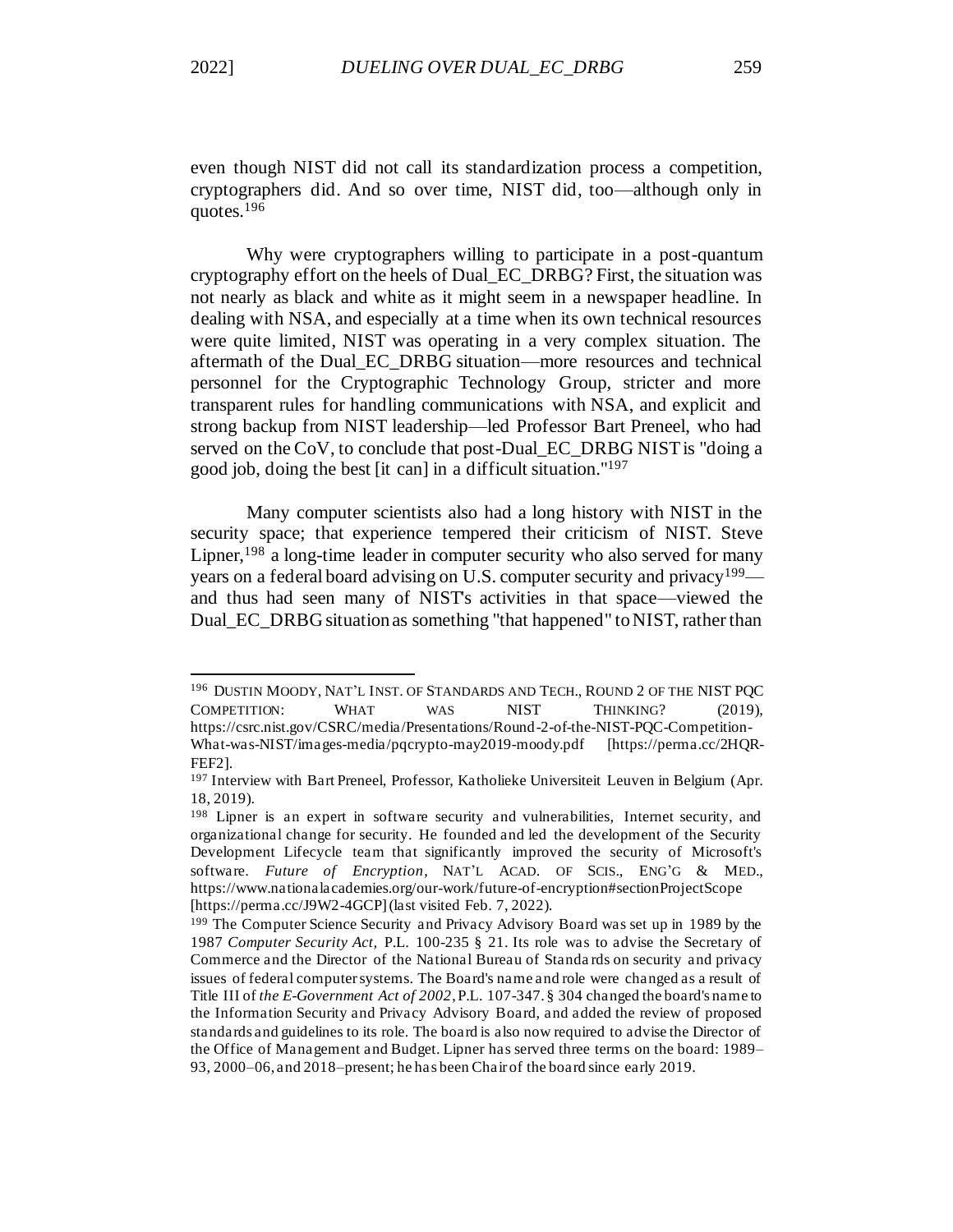even though NIST did not call its standardization process a competition, cryptographers did. And so over time, NIST did, too—although only in quotes.[196]

Why were cryptographers willing to participate in a post-quantum cryptography effort on the heels of Dual_EC_DRBG? First, the situation was not nearly as black and white as it might seem in a newspaper headline. In dealing with NSA, and especially at a time when its own technical resources were quite limited, NIST was operating in a very complex situation. The aftermath of the Dual_EC_DRBG situation—more resources and technical personnel for the Cryptographic Technology Group, stricter and more transparent rules for handling communications with NSA, and explicit and strong backup from NIST leadership—led Professor Bart Preneel, who had served on the CoV, to conclude that post-Dual_EC_DRBG NIST is "doing a good job, doing the best [it can] in a difficult situation."[197]

Many computer scientists also had a long history with NIST in the security space; that experience tempered their criticism of NIST. Steve Lipner,[198] a long-time leader in computer security who also served for many years on a federal board advising on U.S. computer security and privacy[199]—and thus had seen many of NIST's activities in that space—viewed the Dual_EC_DRBG situation as something "that happened" to NIST, rather than

---

[196] DUSTIN MOODY, NAT'L INST. OF STANDARDS AND TECH., ROUND 2 OF THE NIST PQC COMPETITION: WHAT WAS NIST THINKING? (2019), https://csrc.nist.gov/CSRC/media/Presentations/Round-2-of-the-NIST-PQC-Competition-What-was-NIST/images-media/pqcrypto-may2019-moody.pdf [https://perma.cc/2HQR-FEF2].

[197] Interview with Bart Preneel, Professor, Katholieke Universiteit Leuven in Belgium (Apr. 18, 2019).

[198] Lipner is an expert in software security and vulnerabilities, Internet security, and organizational change for security. He founded and led the development of the Security Development Lifecycle team that significantly improved the security of Microsoft's software. *Future of Encryption*, NAT'L ACAD. OF SCIS., ENG'G & MED., https://www.nationalacademies.org/our-work/future-of-encryption#sectionProjectScope [https://perma.cc/J9W2-4GCP] (last visited Feb. 7, 2022).

[199] The Computer Science Security and Privacy Advisory Board was set up in 1989 by the 1987 *Computer Security Act,* P.L. 100-235 § 21. Its role was to advise the Secretary of Commerce and the Director of the National Bureau of Standards on security and privacy issues of federal computer systems. The Board's name and role were changed as a result of Title III of *the E-Government Act of 2002*, P.L. 107-347. § 304 changed the board's name to the Information Security and Privacy Advisory Board, and added the review of proposed standards and guidelines to its role. The board is also now required to advise the Director of the Office of Management and Budget. Lipner has served three terms on the board: 1989–93, 2000–06, and 2018–present; he has been Chair of the board since early 2019.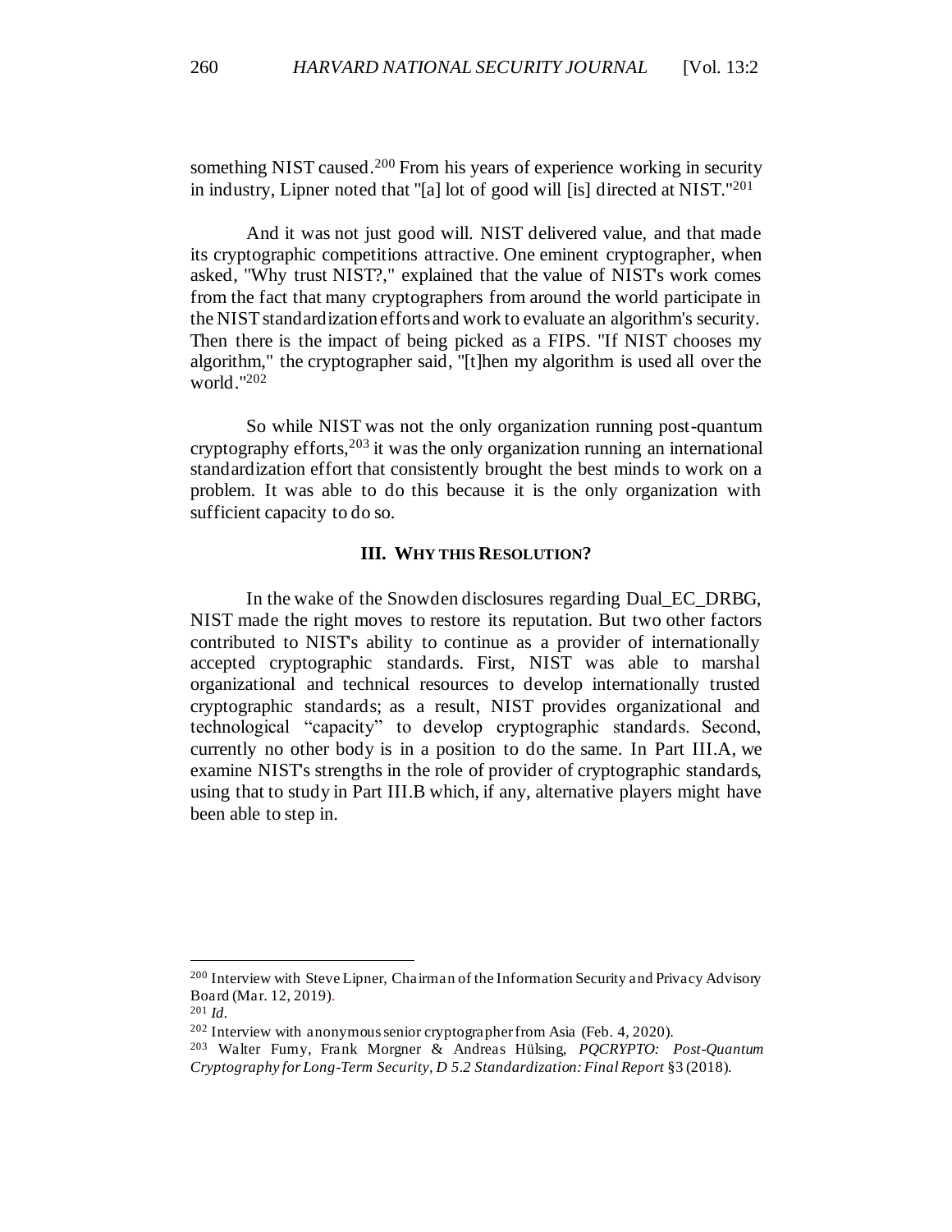something NIST caused.[200] From his years of experience working in security in industry, Lipner noted that "[a] lot of good will [is] directed at NIST."[201]

And it was not just good will. NIST delivered value, and that made its cryptographic competitions attractive. One eminent cryptographer, when asked, "Why trust NIST?," explained that the value of NIST's work comes from the fact that many cryptographers from around the world participate in the NIST standardization efforts and work to evaluate an algorithm's security. Then there is the impact of being picked as a FIPS. "If NIST chooses my algorithm," the cryptographer said, "[t]hen my algorithm is used all over the world."[202]

So while NIST was not the only organization running post-quantum cryptography efforts,[203] it was the only organization running an international standardization effort that consistently brought the best minds to work on a problem. It was able to do this because it is the only organization with sufficient capacity to do so.

## III. Why this Resolution?

In the wake of the Snowden disclosures regarding Dual_EC_DRBG, NIST made the right moves to restore its reputation. But two other factors contributed to NIST's ability to continue as a provider of internationally accepted cryptographic standards. First, NIST was able to marshal organizational and technical resources to develop internationally trusted cryptographic standards; as a result, NIST provides organizational and technological "capacity" to develop cryptographic standards. Second, currently no other body is in a position to do the same. In Part III.A, we examine NIST's strengths in the role of provider of cryptographic standards, using that to study in Part III.B which, if any, alternative players might have been able to step in.

---

[200] Interview with Steve Lipner, Chairman of the Information Security and Privacy Advisory Board (Mar. 12, 2019).

[201] *Id.*

[202] Interview with anonymous senior cryptographer from Asia (Feb. 4, 2020).

[203] Walter Fumy, Frank Morgner & Andreas Hülsing, *PQCRYPTO: Post-Quantum Cryptography for Long-Term Security, D 5.2 Standardization: Final Report* §3 (2018).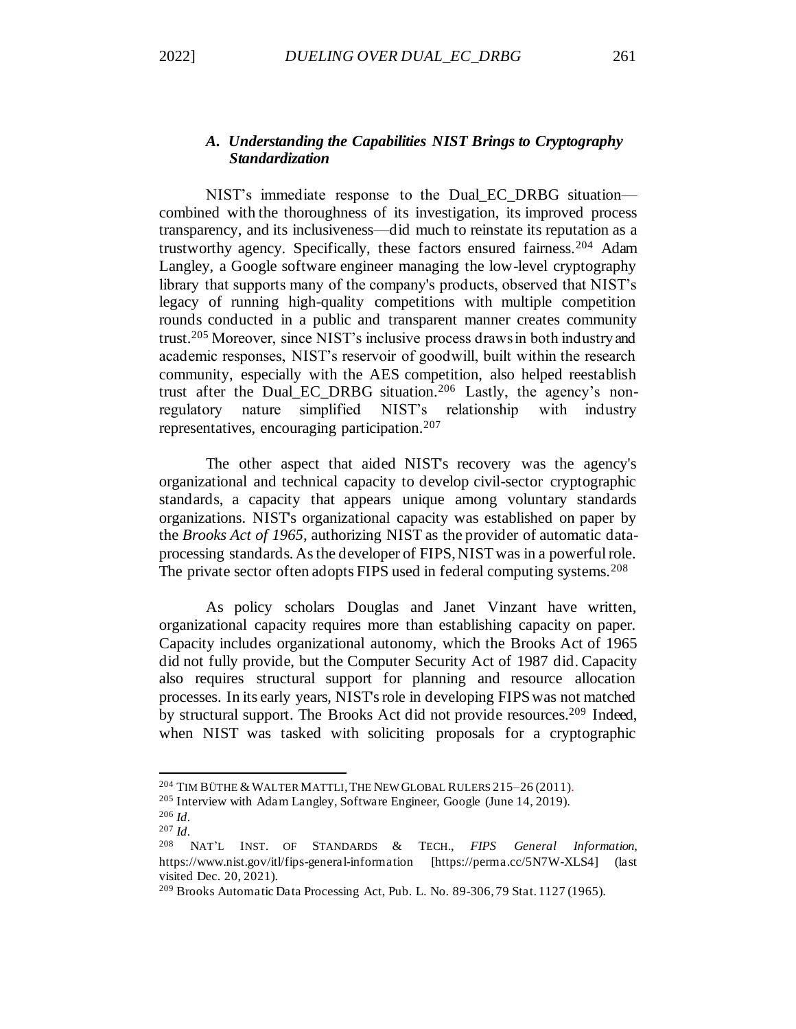### *A. Understanding the Capabilities NIST Brings to Cryptography Standardization*

NIST's immediate response to the Dual_EC_DRBG situation—combined with the thoroughness of its investigation, its improved process transparency, and its inclusiveness—did much to reinstate its reputation as a trustworthy agency. Specifically, these factors ensured fairness.[204] Adam Langley, a Google software engineer managing the low-level cryptography library that supports many of the company's products, observed that NIST's legacy of running high-quality competitions with multiple competition rounds conducted in a public and transparent manner creates community trust.[205] Moreover, since NIST's inclusive process draws in both industry and academic responses, NIST's reservoir of goodwill, built within the research community, especially with the AES competition, also helped reestablish trust after the Dual_EC_DRBG situation.[206] Lastly, the agency's non-regulatory nature simplified NIST's relationship with industry representatives, encouraging participation.[207]

The other aspect that aided NIST's recovery was the agency's organizational and technical capacity to develop civil-sector cryptographic standards, a capacity that appears unique among voluntary standards organizations. NIST's organizational capacity was established on paper by the *Brooks Act of 1965*, authorizing NIST as the provider of automatic data-processing standards. As the developer of FIPS, NIST was in a powerful role. The private sector often adopts FIPS used in federal computing systems.[208]

As policy scholars Douglas and Janet Vinzant have written, organizational capacity requires more than establishing capacity on paper. Capacity includes organizational autonomy, which the Brooks Act of 1965 did not fully provide, but the Computer Security Act of 1987 did. Capacity also requires structural support for planning and resource allocation processes. In its early years, NIST's role in developing FIPS was not matched by structural support. The Brooks Act did not provide resources.[209] Indeed, when NIST was tasked with soliciting proposals for a cryptographic

---

[204] TIM BÜTHE & WALTER MATTLI, THE NEW GLOBAL RULERS 215–26 (2011).

[205] Interview with Adam Langley, Software Engineer, Google (June 14, 2019).

[206] *Id.*

[207] *Id.*

[208] NAT'L INST. OF STANDARDS & TECH., *FIPS General Information*, https://www.nist.gov/itl/fips-general-information [https://perma.cc/5N7W-XLS4] (last visited Dec. 20, 2021).

[209] Brooks Automatic Data Processing Act, Pub. L. No. 89-306, 79 Stat. 1127 (1965).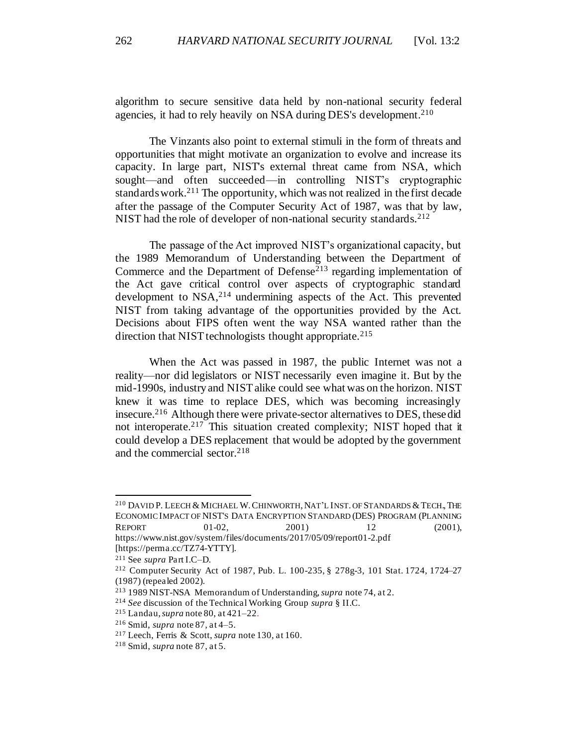algorithm to secure sensitive data held by non-national security federal agencies, it had to rely heavily on NSA during DES's development.[210]

The Vinzants also point to external stimuli in the form of threats and opportunities that might motivate an organization to evolve and increase its capacity. In large part, NIST's external threat came from NSA, which sought—and often succeeded—in controlling NIST's cryptographic standards work.[211] The opportunity, which was not realized in the first decade after the passage of the Computer Security Act of 1987, was that by law, NIST had the role of developer of non-national security standards.[212]

The passage of the Act improved NIST's organizational capacity, but the 1989 Memorandum of Understanding between the Department of Commerce and the Department of Defense[213] regarding implementation of the Act gave critical control over aspects of cryptographic standard development to NSA,[214] undermining aspects of the Act. This prevented NIST from taking advantage of the opportunities provided by the Act. Decisions about FIPS often went the way NSA wanted rather than the direction that NIST technologists thought appropriate.[215]

When the Act was passed in 1987, the public Internet was not a reality—nor did legislators or NIST necessarily even imagine it. But by the mid-1990s, industry and NIST alike could see what was on the horizon. NIST knew it was time to replace DES, which was becoming increasingly insecure.[216] Although there were private-sector alternatives to DES, these did not interoperate.[217] This situation created complexity; NIST hoped that it could develop a DES replacement that would be adopted by the government and the commercial sector.[218]

---

[210] DAVID P. LEECH & MICHAEL W. CHINWORTH, NAT'L INST. OF STANDARDS & TECH., THE ECONOMIC IMPACT OF NIST'S DATA ENCRYPTION STANDARD (DES) PROGRAM (PLANNING REPORT 01-02, 2001) 12 (2001), https://www.nist.gov/system/files/documents/2017/05/09/report01-2.pdf [https://perma.cc/TZ74-YTTY].

[211] See *supra* Part I.C–D.

[212] Computer Security Act of 1987, Pub. L. 100-235, § 278g-3, 101 Stat. 1724, 1724–27 (1987) (repealed 2002).

[213] 1989 NIST-NSA Memorandum of Understanding, *supra* note 74, at 2.

[214] *See* discussion of the Technical Working Group *supra* § II.C.

[215] Landau, *supra* note 80, at 421–22.

[216] Smid, *supra* note 87, at 4–5.

[217] Leech, Ferris & Scott, *supra* note 130, at 160.

[218] Smid, *supra* note 87, at 5.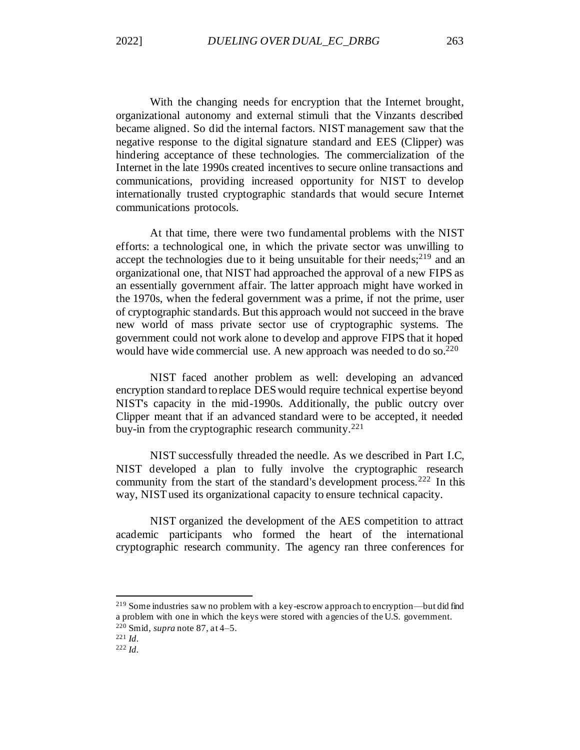With the changing needs for encryption that the Internet brought, organizational autonomy and external stimuli that the Vinzants described became aligned. So did the internal factors. NIST management saw that the negative response to the digital signature standard and EES (Clipper) was hindering acceptance of these technologies. The commercialization of the Internet in the late 1990s created incentives to secure online transactions and communications, providing increased opportunity for NIST to develop internationally trusted cryptographic standards that would secure Internet communications protocols.

At that time, there were two fundamental problems with the NIST efforts: a technological one, in which the private sector was unwilling to accept the technologies due to it being unsuitable for their needs;[219] and an organizational one, that NIST had approached the approval of a new FIPS as an essentially government affair. The latter approach might have worked in the 1970s, when the federal government was a prime, if not the prime, user of cryptographic standards. But this approach would not succeed in the brave new world of mass private sector use of cryptographic systems. The government could not work alone to develop and approve FIPS that it hoped would have wide commercial use. A new approach was needed to do so.[220]

NIST faced another problem as well: developing an advanced encryption standard to replace DES would require technical expertise beyond NIST's capacity in the mid-1990s. Additionally, the public outcry over Clipper meant that if an advanced standard were to be accepted, it needed buy-in from the cryptographic research community.[221]

NIST successfully threaded the needle. As we described in Part I.C, NIST developed a plan to fully involve the cryptographic research community from the start of the standard's development process.[222] In this way, NIST used its organizational capacity to ensure technical capacity.

NIST organized the development of the AES competition to attract academic participants who formed the heart of the international cryptographic research community. The agency ran three conferences for

---

[219] Some industries saw no problem with a key-escrow approach to encryption—but did find a problem with one in which the keys were stored with agencies of the U.S. government.

[220] Smid, *supra* note 87, at 4–5.

[221] *Id.*

[222] *Id.*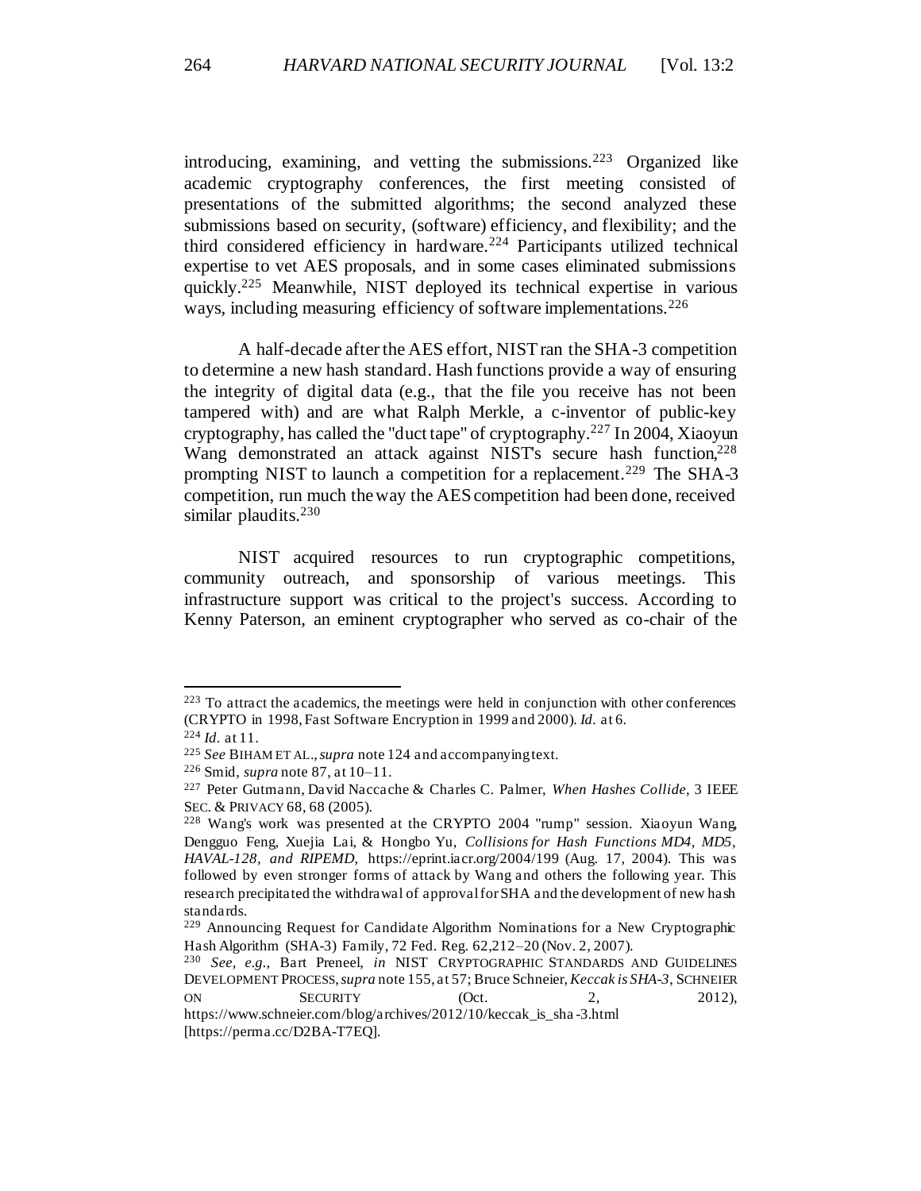introducing, examining, and vetting the submissions.[223] Organized like academic cryptography conferences, the first meeting consisted of presentations of the submitted algorithms; the second analyzed these submissions based on security, (software) efficiency, and flexibility; and the third considered efficiency in hardware.[224] Participants utilized technical expertise to vet AES proposals, and in some cases eliminated submissions quickly.[225] Meanwhile, NIST deployed its technical expertise in various ways, including measuring efficiency of software implementations.[226]

A half-decade after the AES effort, NIST ran the SHA-3 competition to determine a new hash standard. Hash functions provide a way of ensuring the integrity of digital data (e.g., that the file you receive has not been tampered with) and are what Ralph Merkle, a c-inventor of public-key cryptography, has called the "duct tape" of cryptography.[227] In 2004, Xiaoyun Wang demonstrated an attack against NIST's secure hash function,[228] prompting NIST to launch a competition for a replacement.[229] The SHA-3 competition, run much the way the AES competition had been done, received similar plaudits.[230]

NIST acquired resources to run cryptographic competitions, community outreach, and sponsorship of various meetings. This infrastructure support was critical to the project's success. According to Kenny Paterson, an eminent cryptographer who served as co-chair of the

---

[223] To attract the academics, the meetings were held in conjunction with other conferences (CRYPTO in 1998, Fast Software Encryption in 1999 and 2000). *Id.* at 6.

[224] *Id.* at 11.

[225] *See* BIHAM ET AL., *supra* note 124 and accompanying text.

[226] Smid, *supra* note 87, at 10–11.

[227] Peter Gutmann, David Naccache & Charles C. Palmer, *When Hashes Collide*, 3 IEEE SEC. & PRIVACY 68, 68 (2005).

[228] Wang's work was presented at the CRYPTO 2004 "rump" session. Xiaoyun Wang, Dengguo Feng, Xuejia Lai, & Hongbo Yu, *Collisions for Hash Functions MD4, MD5, HAVAL-128, and RIPEMD*, https://eprint.iacr.org/2004/199 (Aug. 17, 2004). This was followed by even stronger forms of attack by Wang and others the following year. This research precipitated the withdrawal of approval for SHA and the development of new hash standards.

[229] Announcing Request for Candidate Algorithm Nominations for a New Cryptographic Hash Algorithm (SHA-3) Family, 72 Fed. Reg. 62,212–20 (Nov. 2, 2007).

[230] *See, e.g.*, Bart Preneel, *in* NIST CRYPTOGRAPHIC STANDARDS AND GUIDELINES DEVELOPMENT PROCESS, *supra* note 155, at 57; Bruce Schneier, *Keccak is SHA-3*, SCHNEIER ON SECURITY (Oct. 2, 2012), https://www.schneier.com/blog/archives/2012/10/keccak_is_sha-3.html [https://perma.cc/D2BA-T7EQ].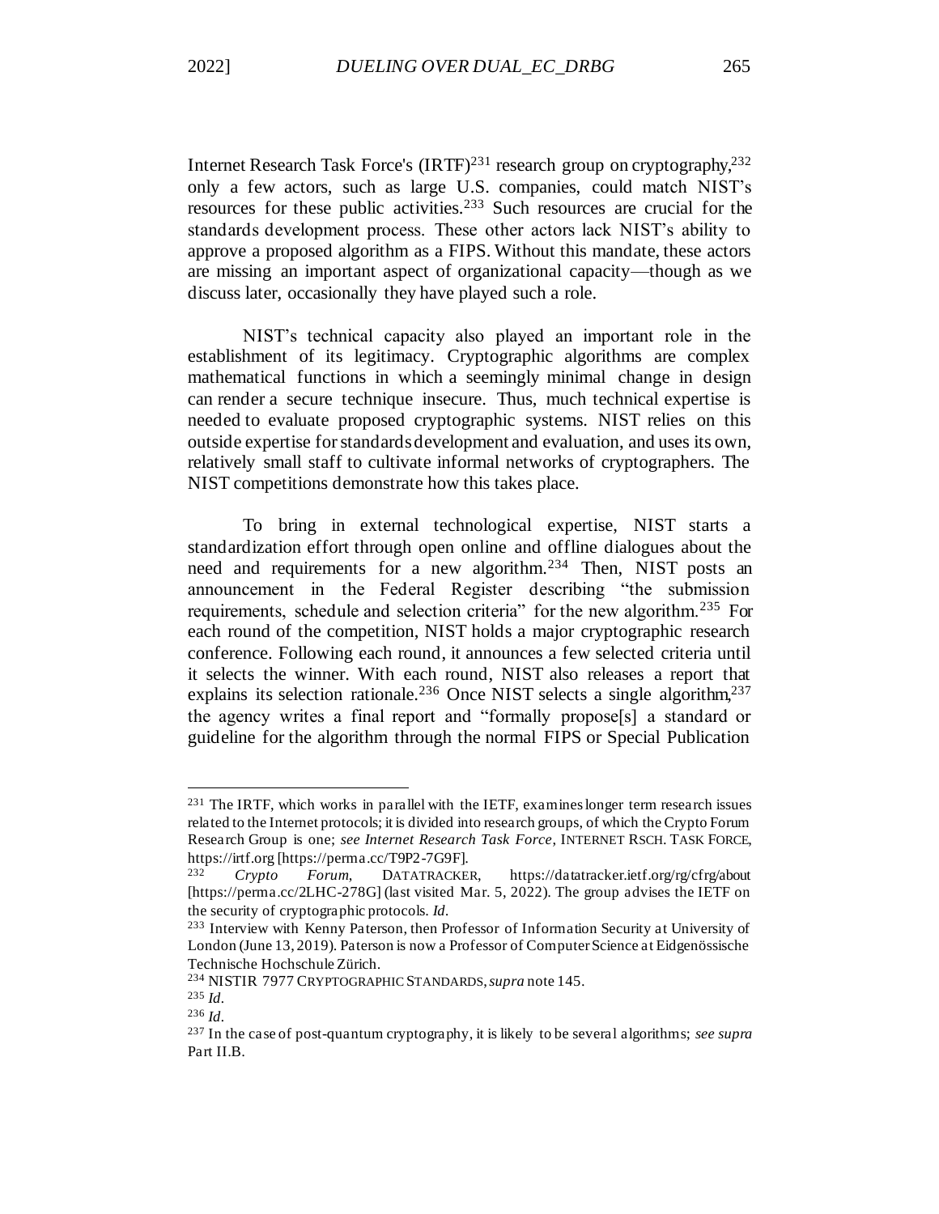Internet Research Task Force's (IRTF)[231] research group on cryptography,[232] only a few actors, such as large U.S. companies, could match NIST's resources for these public activities.[233] Such resources are crucial for the standards development process. These other actors lack NIST's ability to approve a proposed algorithm as a FIPS. Without this mandate, these actors are missing an important aspect of organizational capacity—though as we discuss later, occasionally they have played such a role.

NIST's technical capacity also played an important role in the establishment of its legitimacy. Cryptographic algorithms are complex mathematical functions in which a seemingly minimal change in design can render a secure technique insecure. Thus, much technical expertise is needed to evaluate proposed cryptographic systems. NIST relies on this outside expertise for standards development and evaluation, and uses its own, relatively small staff to cultivate informal networks of cryptographers. The NIST competitions demonstrate how this takes place.

To bring in external technological expertise, NIST starts a standardization effort through open online and offline dialogues about the need and requirements for a new algorithm.[234] Then, NIST posts an announcement in the Federal Register describing "the submission requirements, schedule and selection criteria" for the new algorithm.[235] For each round of the competition, NIST holds a major cryptographic research conference. Following each round, it announces a few selected criteria until it selects the winner. With each round, NIST also releases a report that explains its selection rationale.[236] Once NIST selects a single algorithm,[237] the agency writes a final report and "formally propose[s] a standard or guideline for the algorithm through the normal FIPS or Special Publication

---

[231] The IRTF, which works in parallel with the IETF, examines longer term research issues related to the Internet protocols; it is divided into research groups, of which the Crypto Forum Research Group is one; *see Internet Research Task Force*, INTERNET RSCH. TASK FORCE, https://irtf.org [https://perma.cc/T9P2-7G9F].

[232] *Crypto Forum*, DATATRACKER, https://datatracker.ietf.org/rg/cfrg/about [https://perma.cc/2LHC-278G] (last visited Mar. 5, 2022). The group advises the IETF on the security of cryptographic protocols. *Id.*

[233] Interview with Kenny Paterson, then Professor of Information Security at University of London (June 13, 2019). Paterson is now a Professor of Computer Science at Eidgenössische Technische Hochschule Zürich.

[234] NISTIR 7977 CRYPTOGRAPHIC STANDARDS, *supra* note 145.

[235] *Id.*

[236] *Id.*

[237] In the case of post-quantum cryptography, it is likely to be several algorithms; *see supra* Part II.B.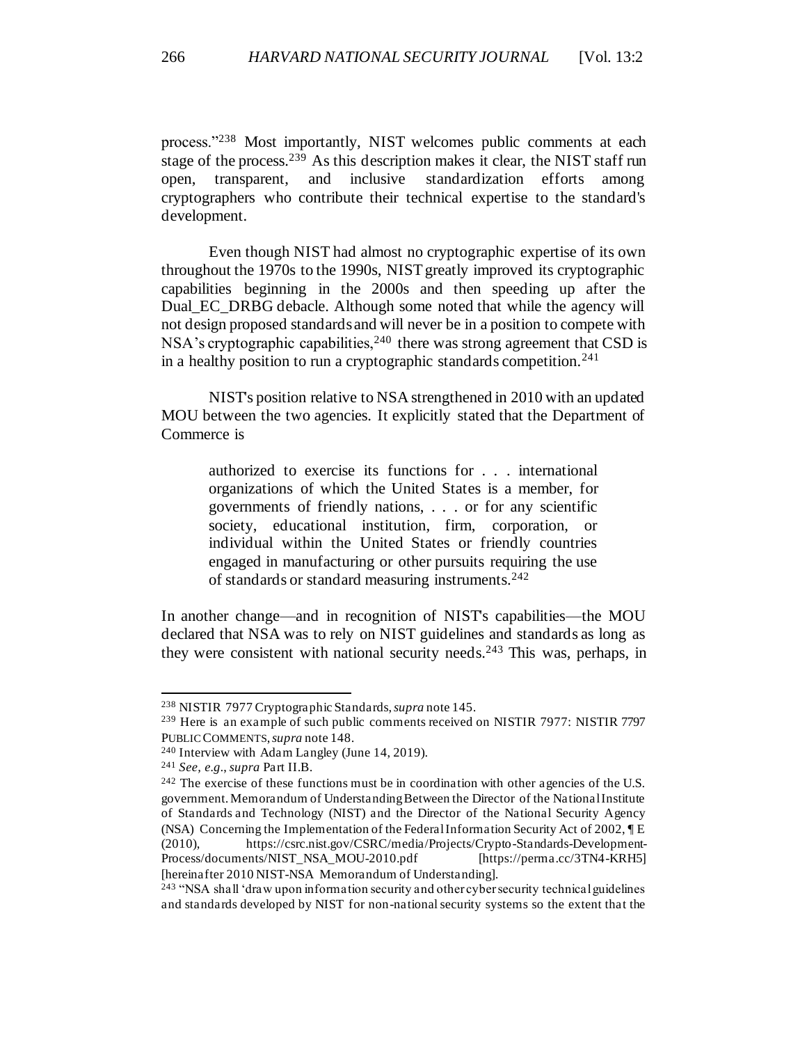process."[238] Most importantly, NIST welcomes public comments at each stage of the process.[239] As this description makes it clear, the NIST staff run open, transparent, and inclusive standardization efforts among cryptographers who contribute their technical expertise to the standard's development.

Even though NIST had almost no cryptographic expertise of its own throughout the 1970s to the 1990s, NIST greatly improved its cryptographic capabilities beginning in the 2000s and then speeding up after the Dual_EC_DRBG debacle. Although some noted that while the agency will not design proposed standards and will never be in a position to compete with NSA's cryptographic capabilities,[240] there was strong agreement that CSD is in a healthy position to run a cryptographic standards competition.[241]

NIST's position relative to NSA strengthened in 2010 with an updated MOU between the two agencies. It explicitly stated that the Department of Commerce is

> authorized to exercise its functions for . . . international organizations of which the United States is a member, for governments of friendly nations, . . . or for any scientific society, educational institution, firm, corporation, or individual within the United States or friendly countries engaged in manufacturing or other pursuits requiring the use of standards or standard measuring instruments.[242]

In another change—and in recognition of NIST's capabilities—the MOU declared that NSA was to rely on NIST guidelines and standards as long as they were consistent with national security needs.[243] This was, perhaps, in

---

[238] NISTIR 7977 Cryptographic Standards, *supra* note 145.

[239] Here is an example of such public comments received on NISTIR 7977: NISTIR 7797 PUBLIC COMMENTS, *supra* note 148.

[240] Interview with Adam Langley (June 14, 2019).

[241] *See, e.g.*, *supra* Part II.B.

[242] The exercise of these functions must be in coordination with other agencies of the U.S. government. Memorandum of Understanding Between the Director of the National Institute of Standards and Technology (NIST) and the Director of the National Security Agency (NSA) Concerning the Implementation of the Federal Information Security Act of 2002, ¶ E (2010), https://csrc.nist.gov/CSRC/media/Projects/Crypto-Standards-Development-Process/documents/NIST_NSA_MOU-2010.pdf [https://perma.cc/3TN4-KRH5] [hereinafter 2010 NIST-NSA Memorandum of Understanding].

[243] "NSA shall 'draw upon information security and other cybersecurity technical guidelines and standards developed by NIST for non-national security systems so the extent that the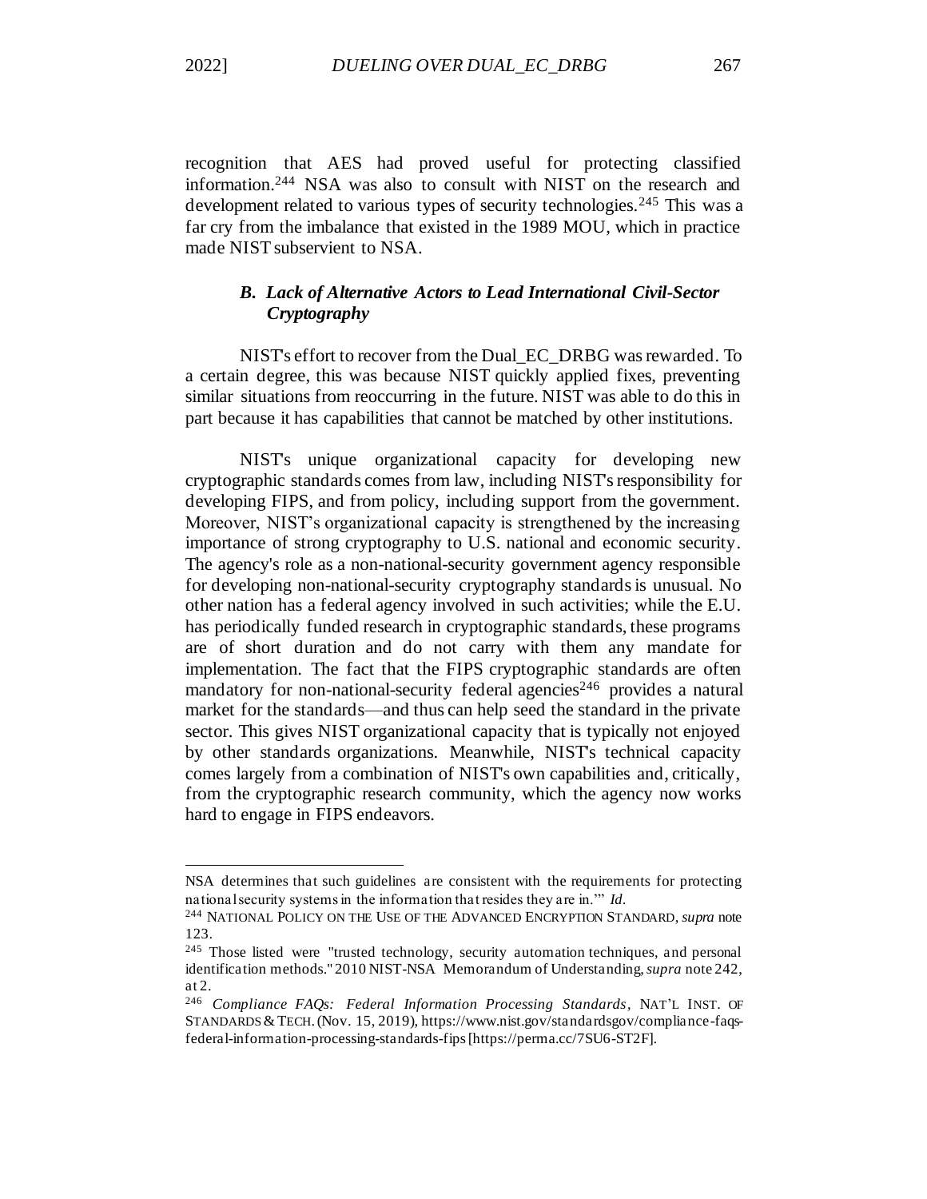recognition that AES had proved useful for protecting classified information.[244] NSA was also to consult with NIST on the research and development related to various types of security technologies.[245] This was a far cry from the imbalance that existed in the 1989 MOU, which in practice made NIST subservient to NSA.

### *B. Lack of Alternative Actors to Lead International Civil-Sector Cryptography*

NIST's effort to recover from the Dual_EC_DRBG was rewarded. To a certain degree, this was because NIST quickly applied fixes, preventing similar situations from reoccurring in the future. NIST was able to do this in part because it has capabilities that cannot be matched by other institutions.

NIST's unique organizational capacity for developing new cryptographic standards comes from law, including NIST's responsibility for developing FIPS, and from policy, including support from the government. Moreover, NIST's organizational capacity is strengthened by the increasing importance of strong cryptography to U.S. national and economic security. The agency's role as a non-national-security government agency responsible for developing non-national-security cryptography standards is unusual. No other nation has a federal agency involved in such activities; while the E.U. has periodically funded research in cryptographic standards, these programs are of short duration and do not carry with them any mandate for implementation. The fact that the FIPS cryptographic standards are often mandatory for non-national-security federal agencies[246] provides a natural market for the standards—and thus can help seed the standard in the private sector. This gives NIST organizational capacity that is typically not enjoyed by other standards organizations. Meanwhile, NIST's technical capacity comes largely from a combination of NIST's own capabilities and, critically, from the cryptographic research community, which the agency now works hard to engage in FIPS endeavors.

---

NSA determines that such guidelines are consistent with the requirements for protecting national security systems in the information that resides they are in.'" *Id.*

[244] NATIONAL POLICY ON THE USE OF THE ADVANCED ENCRYPTION STANDARD, *supra* note 123.

[245] Those listed were "trusted technology, security automation techniques, and personal identification methods." 2010 NIST-NSA Memorandum of Understanding, *supra* note 242, at 2.

[246] *Compliance FAQs: Federal Information Processing Standards*, NAT'L INST. OF STANDARDS & TECH. (Nov. 15, 2019), https://www.nist.gov/standardsgov/compliance-faqs-federal-information-processing-standards-fips [https://perma.cc/7SU6-ST2F].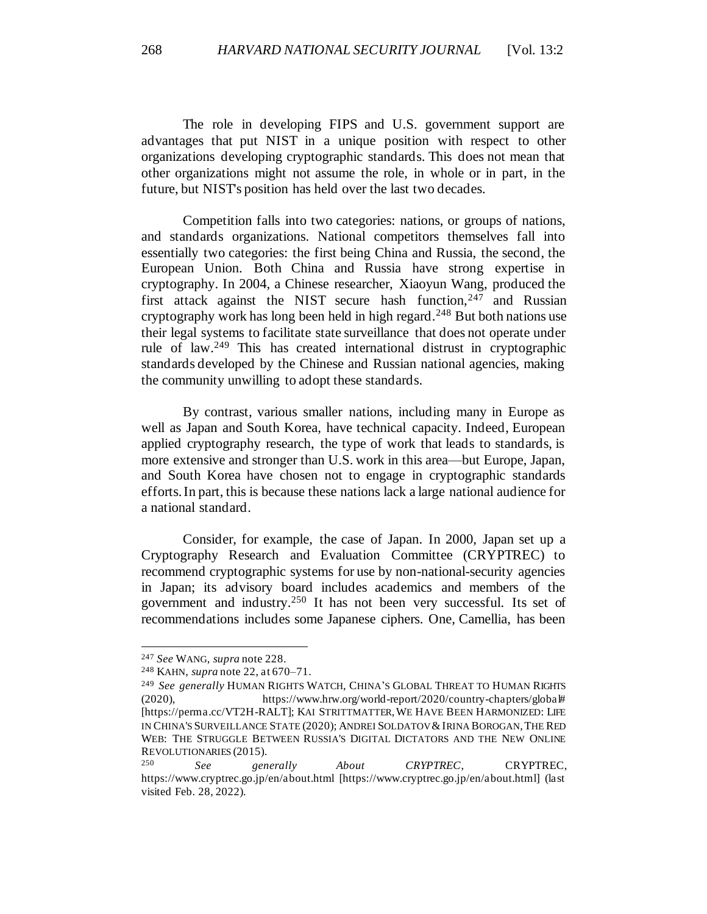The role in developing FIPS and U.S. government support are advantages that put NIST in a unique position with respect to other organizations developing cryptographic standards. This does not mean that other organizations might not assume the role, in whole or in part, in the future, but NIST's position has held over the last two decades.

Competition falls into two categories: nations, or groups of nations, and standards organizations. National competitors themselves fall into essentially two categories: the first being China and Russia, the second, the European Union. Both China and Russia have strong expertise in cryptography. In 2004, a Chinese researcher, Xiaoyun Wang, produced the first attack against the NIST secure hash function,[247] and Russian cryptography work has long been held in high regard.[248] But both nations use their legal systems to facilitate state surveillance that does not operate under rule of law.[249] This has created international distrust in cryptographic standards developed by the Chinese and Russian national agencies, making the community unwilling to adopt these standards.

By contrast, various smaller nations, including many in Europe as well as Japan and South Korea, have technical capacity. Indeed, European applied cryptography research, the type of work that leads to standards, is more extensive and stronger than U.S. work in this area—but Europe, Japan, and South Korea have chosen not to engage in cryptographic standards efforts. In part, this is because these nations lack a large national audience for a national standard.

Consider, for example, the case of Japan. In 2000, Japan set up a Cryptography Research and Evaluation Committee (CRYPTREC) to recommend cryptographic systems for use by non-national-security agencies in Japan; its advisory board includes academics and members of the government and industry.[250] It has not been very successful. Its set of recommendations includes some Japanese ciphers. One, Camellia, has been

---

[247] *See* WANG, *supra* note 228.

[248] KAHN, *supra* note 22, at 670–71.

[249] *See generally* HUMAN RIGHTS WATCH, CHINA'S GLOBAL THREAT TO HUMAN RIGHTS (2020), https://www.hrw.org/world-report/2020/country-chapters/global# [https://perma.cc/VT2H-RALT]; KAI STRITTMATTER, WE HAVE BEEN HARMONIZED: LIFE IN CHINA'S SURVEILLANCE STATE (2020); ANDREI SOLDATOV & IRINA BOROGAN, THE RED WEB: THE STRUGGLE BETWEEN RUSSIA'S DIGITAL DICTATORS AND THE NEW ONLINE REVOLUTIONARIES (2015).

[250] *See generally* *About CRYPTREC*, CRYPTREC, https://www.cryptrec.go.jp/en/about.html [https://www.cryptrec.go.jp/en/about.html] (last visited Feb. 28, 2022).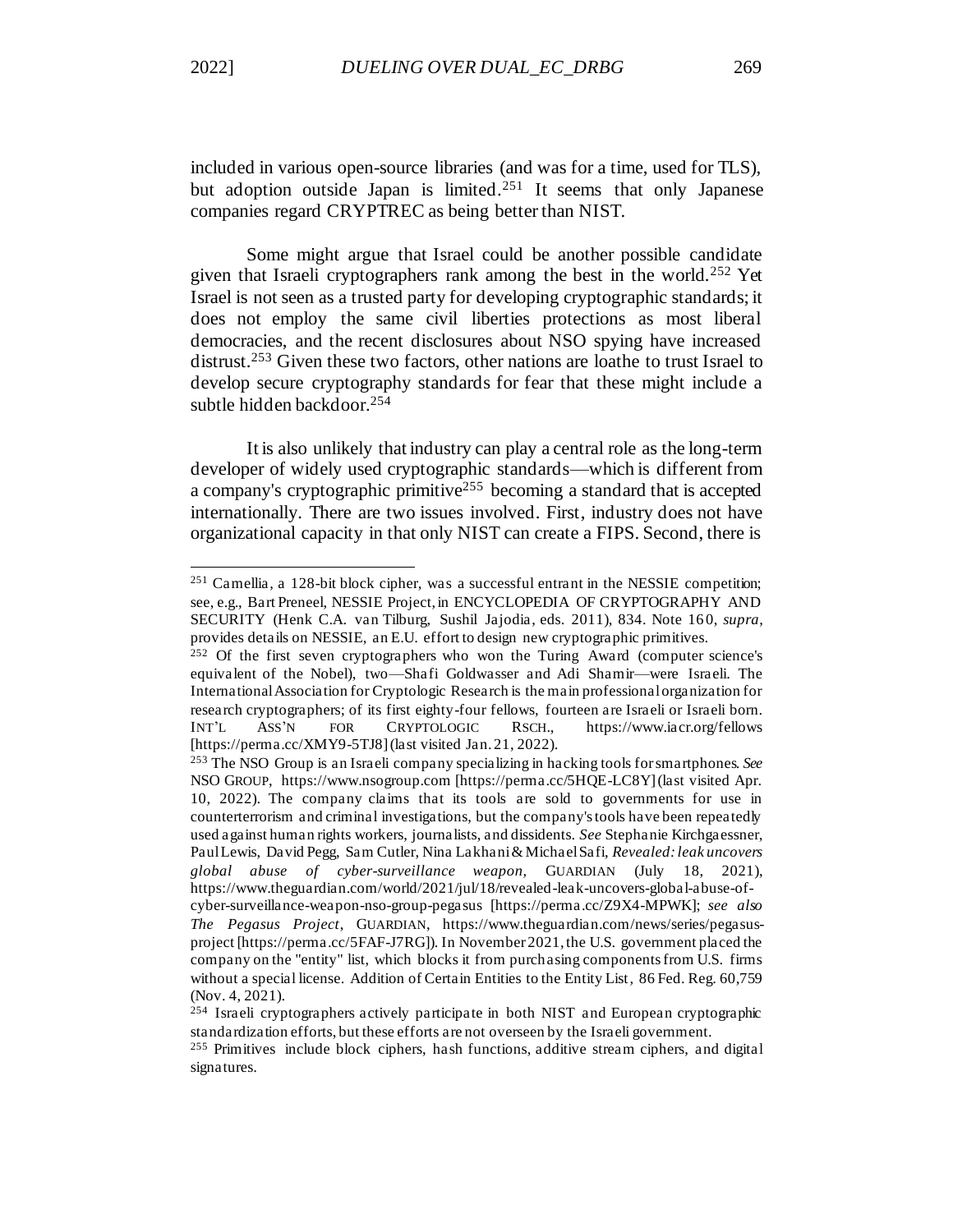included in various open-source libraries (and was for a time, used for TLS), but adoption outside Japan is limited.[251] It seems that only Japanese companies regard CRYPTREC as being better than NIST.

Some might argue that Israel could be another possible candidate given that Israeli cryptographers rank among the best in the world.[252] Yet Israel is not seen as a trusted party for developing cryptographic standards; it does not employ the same civil liberties protections as most liberal democracies, and the recent disclosures about NSO spying have increased distrust.[253] Given these two factors, other nations are loathe to trust Israel to develop secure cryptography standards for fear that these might include a subtle hidden backdoor.[254]

It is also unlikely that industry can play a central role as the long-term developer of widely used cryptographic standards—which is different from a company's cryptographic primitive[255] becoming a standard that is accepted internationally. There are two issues involved. First, industry does not have organizational capacity in that only NIST can create a FIPS. Second, there is

---

[251] Camellia, a 128-bit block cipher, was a successful entrant in the NESSIE competition; see, e.g., Bart Preneel, NESSIE Project, in ENCYCLOPEDIA OF CRYPTOGRAPHY AND SECURITY (Henk C.A. van Tilburg, Sushil Jajodia, eds. 2011), 834. Note 160, *supra*, provides details on NESSIE, an E.U. effort to design new cryptographic primitives.

[252] Of the first seven cryptographers who won the Turing Award (computer science's equivalent of the Nobel), two—Shafi Goldwasser and Adi Shamir—were Israeli. The International Association for Cryptologic Research is the main professional organization for research cryptographers; of its first eighty-four fellows, fourteen are Israeli or Israeli born. INT'L ASS'N FOR CRYPTOLOGIC RSCH., https://www.iacr.org/fellows [https://perma.cc/XMY9-5TJ8] (last visited Jan. 21, 2022).

[253] The NSO Group is an Israeli company specializing in hacking tools for smartphones. *See* NSO GROUP, https://www.nsogroup.com [https://perma.cc/5HQE-LC8Y] (last visited Apr. 10, 2022). The company claims that its tools are sold to governments for use in counterterrorism and criminal investigations, but the company's tools have been repeatedly used against human rights workers, journalists, and dissidents. *See* Stephanie Kirchgaessner, Paul Lewis, David Pegg, Sam Cutler, Nina Lakhani & Michael Safi, *Revealed: leak uncovers global abuse of cyber-surveillance weapon*, GUARDIAN (July 18, 2021), https://www.theguardian.com/world/2021/jul/18/revealed-leak-uncovers-global-abuse-of-cyber-surveillance-weapon-nso-group-pegasus [https://perma.cc/Z9X4-MPWK]; *see also The Pegasus Project*, GUARDIAN, https://www.theguardian.com/news/series/pegasus-project [https://perma.cc/5FAF-J7RG]). In November 2021, the U.S. government placed the company on the "entity" list, which blocks it from purchasing components from U.S. firms without a special license. Addition of Certain Entities to the Entity List, 86 Fed. Reg. 60,759 (Nov. 4, 2021).

[254] Israeli cryptographers actively participate in both NIST and European cryptographic standardization efforts, but these efforts are not overseen by the Israeli government.

[255] Primitives include block ciphers, hash functions, additive stream ciphers, and digital signatures.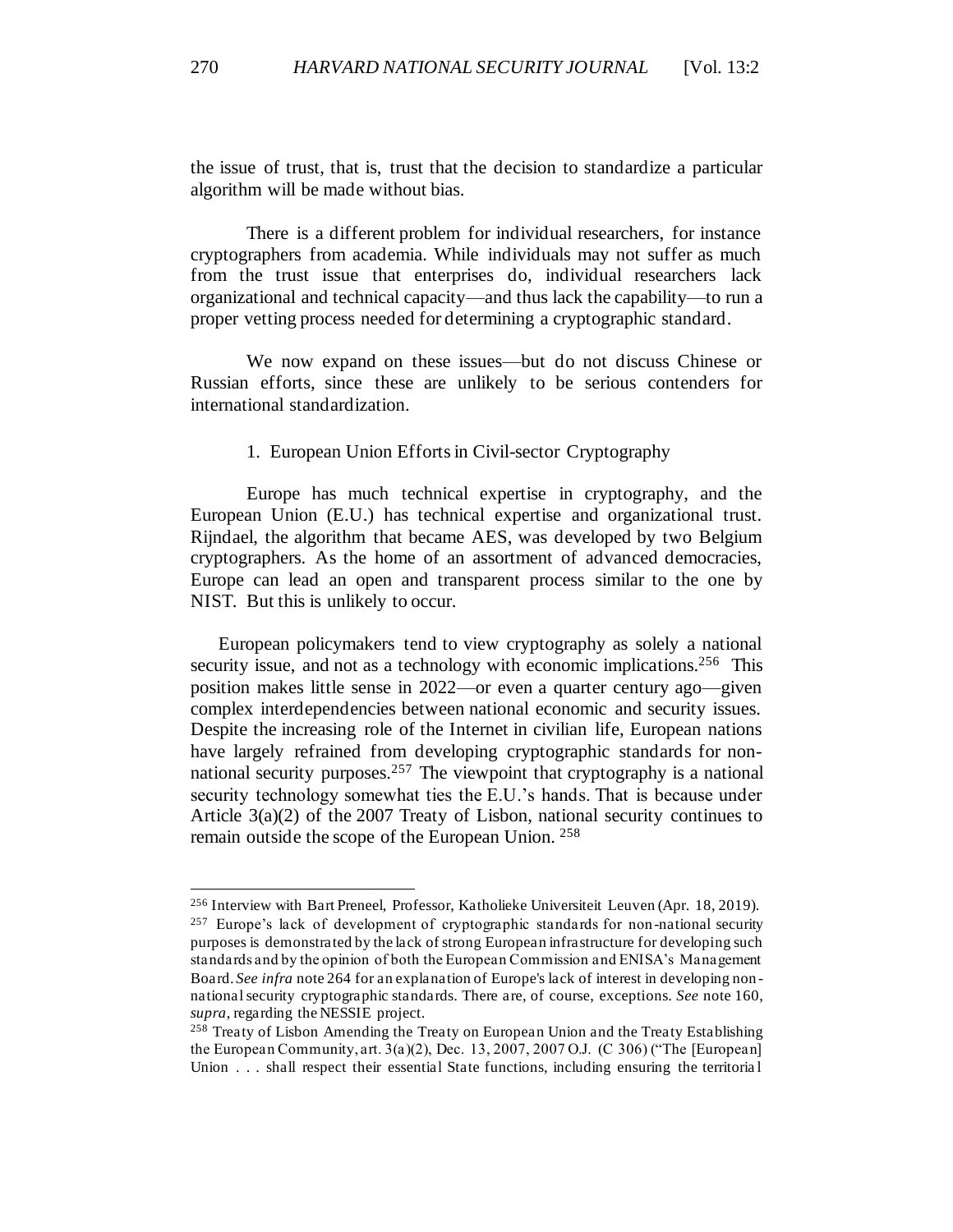the issue of trust, that is, trust that the decision to standardize a particular algorithm will be made without bias.

There is a different problem for individual researchers, for instance cryptographers from academia. While individuals may not suffer as much from the trust issue that enterprises do, individual researchers lack organizational and technical capacity—and thus lack the capability—to run a proper vetting process needed for determining a cryptographic standard.

We now expand on these issues—but do not discuss Chinese or Russian efforts, since these are unlikely to be serious contenders for international standardization.

### 1. European Union Efforts in Civil-sector Cryptography

Europe has much technical expertise in cryptography, and the European Union (E.U.) has technical expertise and organizational trust. Rijndael, the algorithm that became AES, was developed by two Belgium cryptographers. As the home of an assortment of advanced democracies, Europe can lead an open and transparent process similar to the one by NIST. But this is unlikely to occur.

European policymakers tend to view cryptography as solely a national security issue, and not as a technology with economic implications.[256] This position makes little sense in 2022—or even a quarter century ago—given complex interdependencies between national economic and security issues. Despite the increasing role of the Internet in civilian life, European nations have largely refrained from developing cryptographic standards for non-national security purposes.[257] The viewpoint that cryptography is a national security technology somewhat ties the E.U.'s hands. That is because under Article 3(a)(2) of the 2007 Treaty of Lisbon, national security continues to remain outside the scope of the European Union.[258]

---

[256] Interview with Bart Preneel, Professor, Katholieke Universiteit Leuven (Apr. 18, 2019).

[257] Europe's lack of development of cryptographic standards for non-national security purposes is demonstrated by the lack of strong European infrastructure for developing such standards and by the opinion of both the European Commission and ENISA's Management Board. *See infra* note 264 for an explanation of Europe's lack of interest in developing non-national security cryptographic standards. There are, of course, exceptions. *See* note 160, *supra*, regarding the NESSIE project.

[258] Treaty of Lisbon Amending the Treaty on European Union and the Treaty Establishing the European Community, art. 3(a)(2), Dec. 13, 2007, 2007 O.J. (C 306) ("The [European] Union . . . shall respect their essential State functions, including ensuring the territorial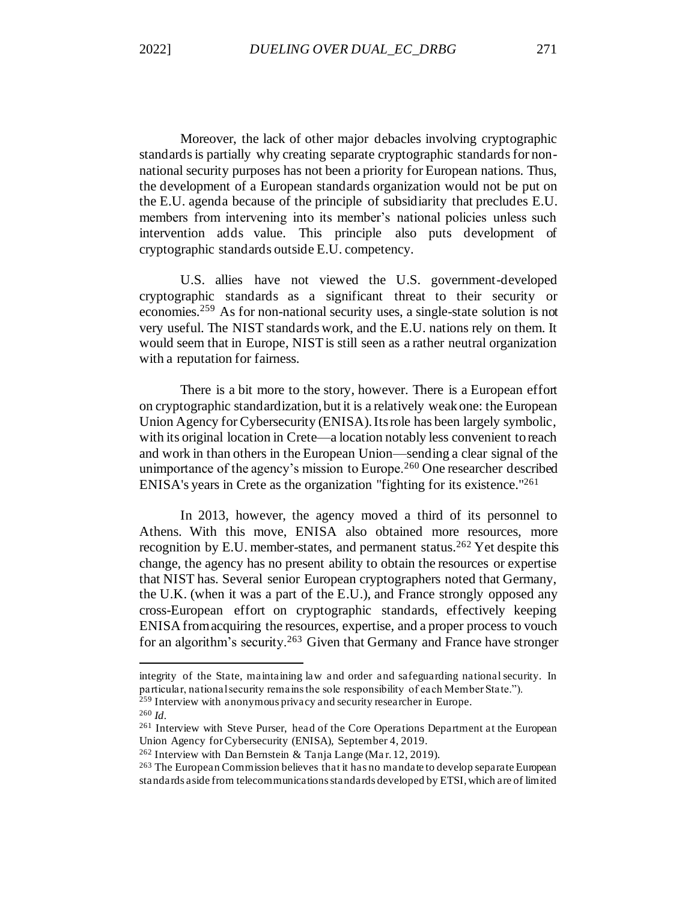Moreover, the lack of other major debacles involving cryptographic standards is partially why creating separate cryptographic standards for non-national security purposes has not been a priority for European nations. Thus, the development of a European standards organization would not be put on the E.U. agenda because of the principle of subsidiarity that precludes E.U. members from intervening into its member's national policies unless such intervention adds value. This principle also puts development of cryptographic standards outside E.U. competency.

U.S. allies have not viewed the U.S. government-developed cryptographic standards as a significant threat to their security or economies.[259] As for non-national security uses, a single-state solution is not very useful. The NIST standards work, and the E.U. nations rely on them. It would seem that in Europe, NIST is still seen as a rather neutral organization with a reputation for fairness.

There is a bit more to the story, however. There is a European effort on cryptographic standardization, but it is a relatively weak one: the European Union Agency for Cybersecurity (ENISA). Its role has been largely symbolic, with its original location in Crete—a location notably less convenient to reach and work in than others in the European Union—sending a clear signal of the unimportance of the agency's mission to Europe.[260] One researcher described ENISA's years in Crete as the organization "fighting for its existence."[261]

In 2013, however, the agency moved a third of its personnel to Athens. With this move, ENISA also obtained more resources, more recognition by E.U. member-states, and permanent status.[262] Yet despite this change, the agency has no present ability to obtain the resources or expertise that NIST has. Several senior European cryptographers noted that Germany, the U.K. (when it was a part of the E.U.), and France strongly opposed any cross-European effort on cryptographic standards, effectively keeping ENISA from acquiring the resources, expertise, and a proper process to vouch for an algorithm's security.[263] Given that Germany and France have stronger

---

integrity of the State, maintaining law and order and safeguarding national security. In particular, national security remains the sole responsibility of each Member State.").

[259] Interview with anonymous privacy and security researcher in Europe.

[260] *Id.*

[261] Interview with Steve Purser, head of the Core Operations Department at the European Union Agency for Cybersecurity (ENISA), September 4, 2019.

[262] Interview with Dan Bernstein & Tanja Lange (Mar. 12, 2019).

[263] The European Commission believes that it has no mandate to develop separate European standards aside from telecommunications standards developed by ETSI, which are of limited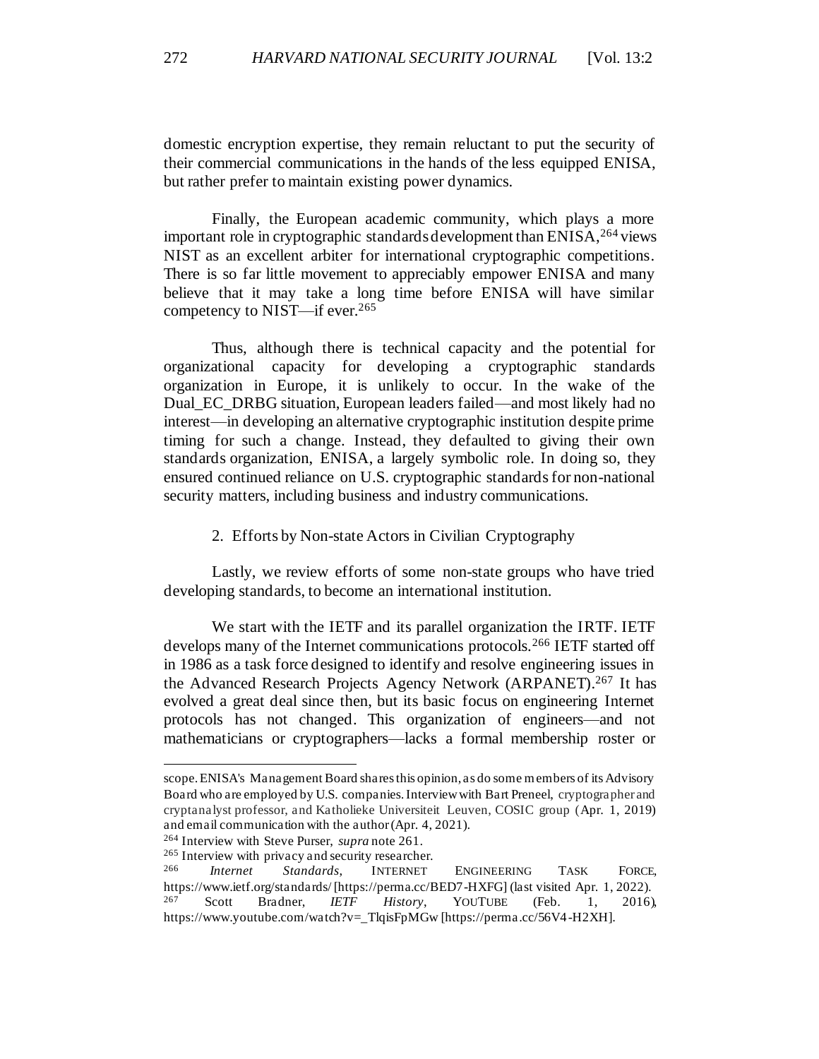domestic encryption expertise, they remain reluctant to put the security of their commercial communications in the hands of the less equipped ENISA, but rather prefer to maintain existing power dynamics.

Finally, the European academic community, which plays a more important role in cryptographic standards development than ENISA,[264] views NIST as an excellent arbiter for international cryptographic competitions. There is so far little movement to appreciably empower ENISA and many believe that it may take a long time before ENISA will have similar competency to NIST—if ever.[265]

Thus, although there is technical capacity and the potential for organizational capacity for developing a cryptographic standards organization in Europe, it is unlikely to occur. In the wake of the Dual_EC_DRBG situation, European leaders failed—and most likely had no interest—in developing an alternative cryptographic institution despite prime timing for such a change. Instead, they defaulted to giving their own standards organization, ENISA, a largely symbolic role. In doing so, they ensured continued reliance on U.S. cryptographic standards for non-national security matters, including business and industry communications.

### 2. Efforts by Non-state Actors in Civilian Cryptography

Lastly, we review efforts of some non-state groups who have tried developing standards, to become an international institution.

We start with the IETF and its parallel organization the IRTF. IETF develops many of the Internet communications protocols.[266] IETF started off in 1986 as a task force designed to identify and resolve engineering issues in the Advanced Research Projects Agency Network (ARPANET).[267] It has evolved a great deal since then, but its basic focus on engineering Internet protocols has not changed. This organization of engineers—and not mathematicians or cryptographers—lacks a formal membership roster or

---

scope. ENISA's Management Board shares this opinion, as do some members of its Advisory Board who are employed by U.S. companies. Interview with Bart Preneel, cryptographer and cryptanalyst professor, and Katholieke Universiteit Leuven, COSIC group (Apr. 1, 2019) and email communication with the author (Apr. 4, 2021).

[264] Interview with Steve Purser, *supra* note 261.

[265] Interview with privacy and security researcher.

[266] *Internet Standards*, INTERNET ENGINEERING TASK FORCE, https://www.ietf.org/standards/ [https://perma.cc/BED7-HXFG] (last visited Apr. 1, 2022).

[267] Scott Bradner, *IETF History*, YOUTUBE (Feb. 1, 2016), https://www.youtube.com/watch?v=_TlqisFpMGw [https://perma.cc/56V4-H2XH].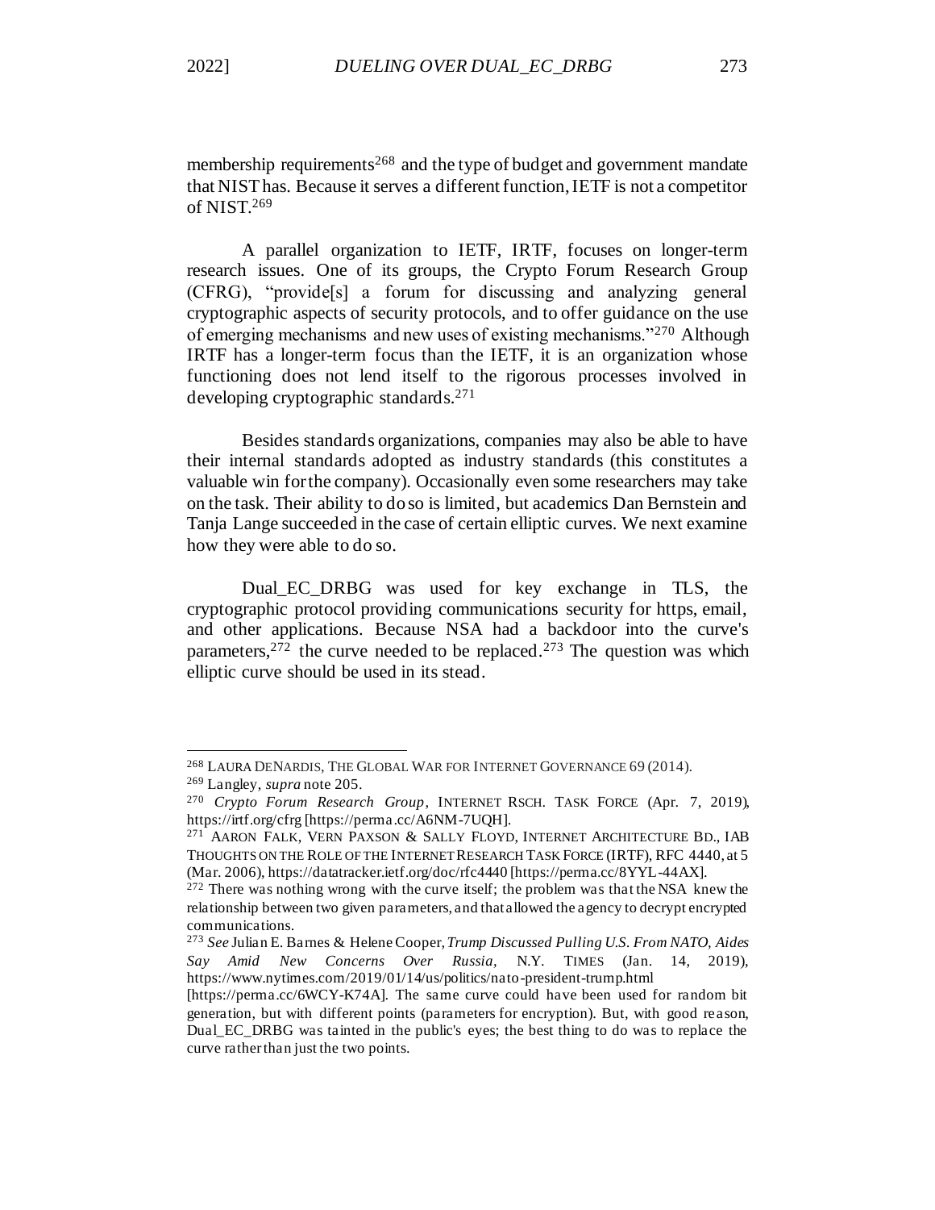membership requirements[268] and the type of budget and government mandate that NIST has. Because it serves a different function, IETF is not a competitor of NIST.[269]

A parallel organization to IETF, IRTF, focuses on longer-term research issues. One of its groups, the Crypto Forum Research Group (CFRG), "provide[s] a forum for discussing and analyzing general cryptographic aspects of security protocols, and to offer guidance on the use of emerging mechanisms and new uses of existing mechanisms."[270] Although IRTF has a longer-term focus than the IETF, it is an organization whose functioning does not lend itself to the rigorous processes involved in developing cryptographic standards.[271]

Besides standards organizations, companies may also be able to have their internal standards adopted as industry standards (this constitutes a valuable win for the company). Occasionally even some researchers may take on the task. Their ability to do so is limited, but academics Dan Bernstein and Tanja Lange succeeded in the case of certain elliptic curves. We next examine how they were able to do so.

Dual_EC_DRBG was used for key exchange in TLS, the cryptographic protocol providing communications security for https, email, and other applications. Because NSA had a backdoor into the curve's parameters,[272] the curve needed to be replaced.[273] The question was which elliptic curve should be used in its stead.

---

[268] LAURA DENARDIS, THE GLOBAL WAR FOR INTERNET GOVERNANCE 69 (2014).

[269] Langley, *supra* note 205.

[270] *Crypto Forum Research Group*, INTERNET RSCH. TASK FORCE (Apr. 7, 2019), https://irtf.org/cfrg [https://perma.cc/A6NM-7UQH].

[271] AARON FALK, VERN PAXSON & SALLY FLOYD, INTERNET ARCHITECTURE BD., IAB THOUGHTS ON THE ROLE OF THE INTERNET RESEARCH TASK FORCE (IRTF), RFC 4440, at 5 (Mar. 2006), https://datatracker.ietf.org/doc/rfc4440 [https://perma.cc/8YYL-44AX].

[272] There was nothing wrong with the curve itself; the problem was that the NSA knew the relationship between two given parameters, and that allowed the agency to decrypt encrypted communications.

[273] *See* Julian E. Barnes & Helene Cooper, *Trump Discussed Pulling U.S. From NATO, Aides Say Amid New Concerns Over Russia*, N.Y. TIMES (Jan. 14, 2019), https://www.nytimes.com/2019/01/14/us/politics/nato-president-trump.html [https://perma.cc/6WCY-K74A]. The same curve could have been used for random bit generation, but with different points (parameters for encryption). But, with good reason, Dual_EC_DRBG was tainted in the public's eyes; the best thing to do was to replace the curve rather than just the two points.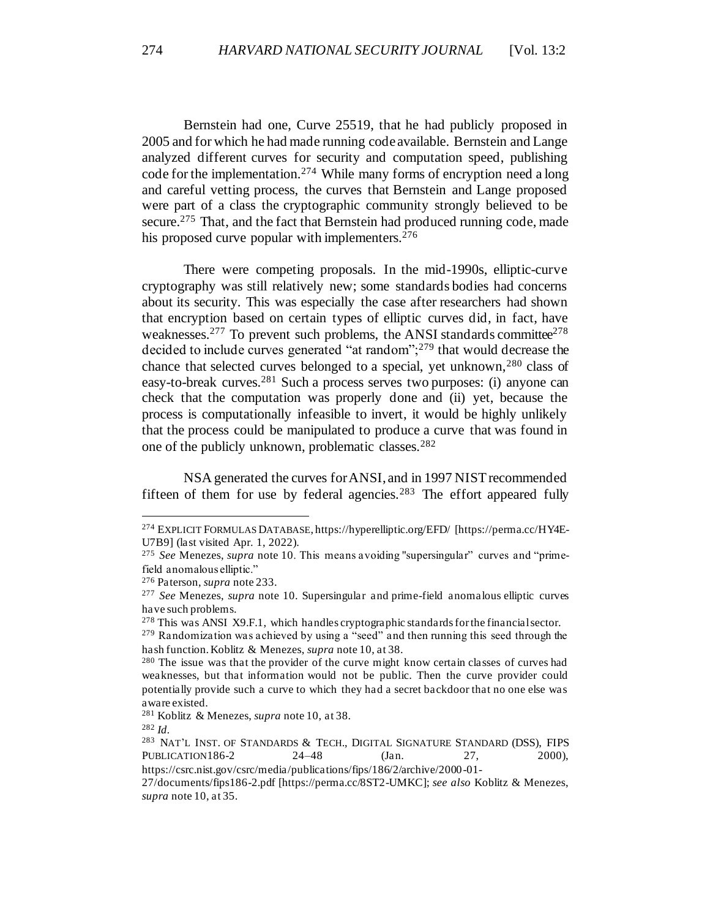Bernstein had one, Curve 25519, that he had publicly proposed in 2005 and for which he had made running code available. Bernstein and Lange analyzed different curves for security and computation speed, publishing code for the implementation.[274] While many forms of encryption need a long and careful vetting process, the curves that Bernstein and Lange proposed were part of a class the cryptographic community strongly believed to be secure.[275] That, and the fact that Bernstein had produced running code, made his proposed curve popular with implementers.[276]

There were competing proposals. In the mid-1990s, elliptic-curve cryptography was still relatively new; some standards bodies had concerns about its security. This was especially the case after researchers had shown that encryption based on certain types of elliptic curves did, in fact, have weaknesses.[277] To prevent such problems, the ANSI standards committee[278] decided to include curves generated "at random";[279] that would decrease the chance that selected curves belonged to a special, yet unknown,[280] class of easy-to-break curves.[281] Such a process serves two purposes: (i) anyone can check that the computation was properly done and (ii) yet, because the process is computationally infeasible to invert, it would be highly unlikely that the process could be manipulated to produce a curve that was found in one of the publicly unknown, problematic classes.[282]

NSA generated the curves for ANSI, and in 1997 NIST recommended fifteen of them for use by federal agencies.[283] The effort appeared fully

---

[274] EXPLICIT FORMULAS DATABASE, https://hyperelliptic.org/EFD/ [https://perma.cc/HY4E-U7B9] (last visited Apr. 1, 2022).

[275] *See* Menezes, *supra* note 10. This means avoiding "supersingular" curves and "prime-field anomalous elliptic."

[276] Paterson, *supra* note 233.

[277] *See* Menezes, *supra* note 10. Supersingular and prime-field anomalous elliptic curves have such problems.

[278] This was ANSI X9.F.1, which handles cryptographic standards for the financial sector.

[279] Randomization was achieved by using a "seed" and then running this seed through the hash function. Koblitz & Menezes, *supra* note 10, at 38.

[280] The issue was that the provider of the curve might know certain classes of curves had weaknesses, but that information would not be public. Then the curve provider could potentially provide such a curve to which they had a secret backdoor that no one else was aware existed.

[281] Koblitz & Menezes, *supra* note 10, at 38.

[282] *Id.*

[283] NAT'L INST. OF STANDARDS & TECH., DIGITAL SIGNATURE STANDARD (DSS), FIPS PUBLICATION186-2 24–48 (Jan. 27, 2000), https://csrc.nist.gov/csrc/media/publications/fips/186/2/archive/2000-01-27/documents/fips186-2.pdf [https://perma.cc/8ST2-UMKC]; *see also* Koblitz & Menezes, *supra* note 10, at 35.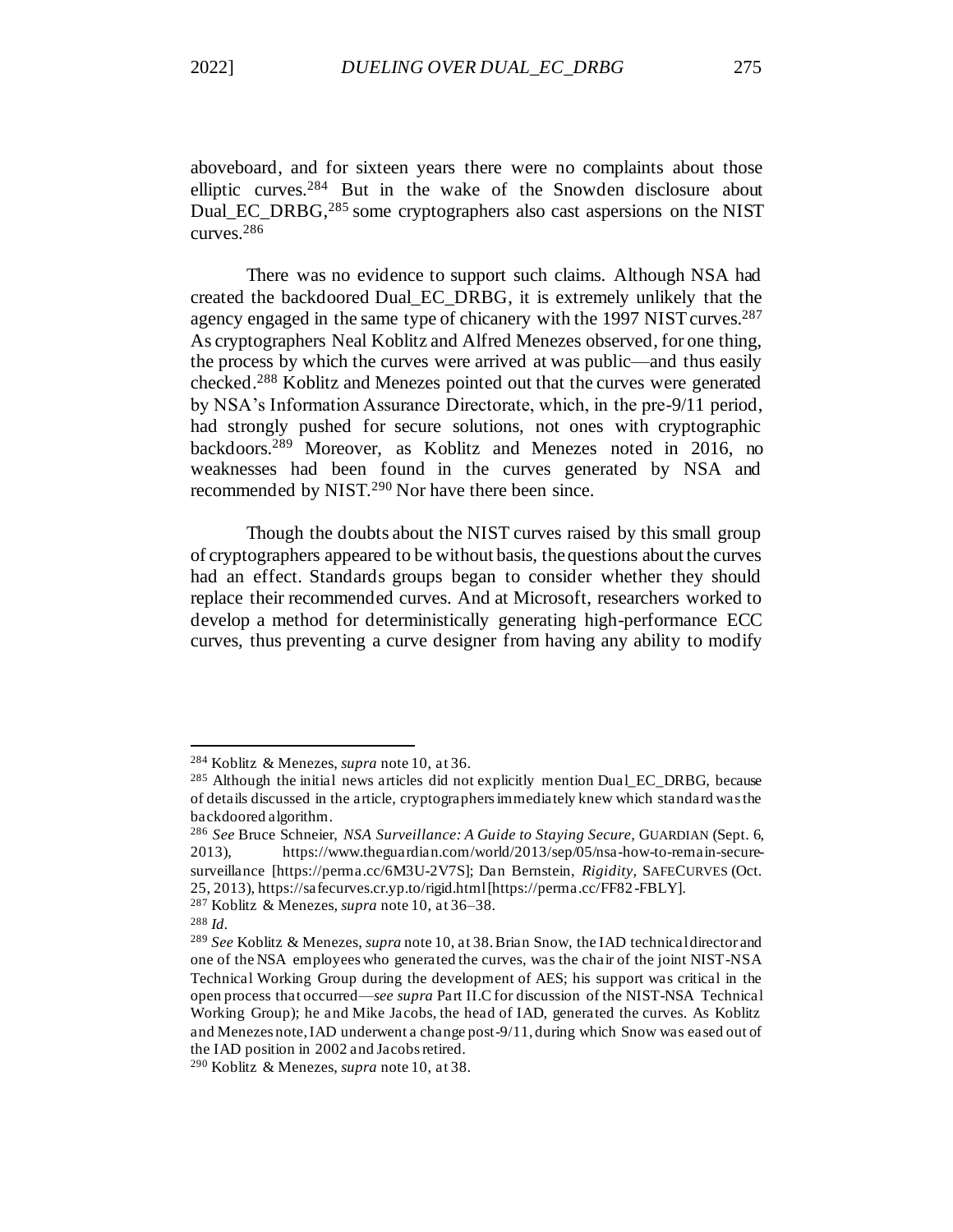aboveboard, and for sixteen years there were no complaints about those elliptic curves.[284] But in the wake of the Snowden disclosure about Dual_EC_DRBG,[285] some cryptographers also cast aspersions on the NIST curves.[286]

There was no evidence to support such claims. Although NSA had created the backdoored Dual_EC_DRBG, it is extremely unlikely that the agency engaged in the same type of chicanery with the 1997 NIST curves.[287] As cryptographers Neal Koblitz and Alfred Menezes observed, for one thing, the process by which the curves were arrived at was public—and thus easily checked.[288] Koblitz and Menezes pointed out that the curves were generated by NSA's Information Assurance Directorate, which, in the pre-9/11 period, had strongly pushed for secure solutions, not ones with cryptographic backdoors.[289] Moreover, as Koblitz and Menezes noted in 2016, no weaknesses had been found in the curves generated by NSA and recommended by NIST.[290] Nor have there been since.

Though the doubts about the NIST curves raised by this small group of cryptographers appeared to be without basis, the questions about the curves had an effect. Standards groups began to consider whether they should replace their recommended curves. And at Microsoft, researchers worked to develop a method for deterministically generating high-performance ECC curves, thus preventing a curve designer from having any ability to modify

---

[284] Koblitz & Menezes, *supra* note 10, at 36.

[285] Although the initial news articles did not explicitly mention Dual_EC_DRBG, because of details discussed in the article, cryptographers immediately knew which standard was the backdoored algorithm.

[286] *See* Bruce Schneier, *NSA Surveillance: A Guide to Staying Secure*, GUARDIAN (Sept. 6, 2013), https://www.theguardian.com/world/2013/sep/05/nsa-how-to-remain-secure-surveillance [https://perma.cc/6M3U-2V7S]; Dan Bernstein, *Rigidity*, SAFECURVES (Oct. 25, 2013), https://safecurves.cr.yp.to/rigid.html [https://perma.cc/FF82-FBLY].

[287] Koblitz & Menezes, *supra* note 10, at 36–38.

[288] *Id.*

[289] *See* Koblitz & Menezes, *supra* note 10, at 38. Brian Snow, the IAD technical director and one of the NSA employees who generated the curves, was the chair of the joint NIST-NSA Technical Working Group during the development of AES; his support was critical in the open process that occurred—*see supra* Part II.C for discussion of the NIST-NSA Technical Working Group); he and Mike Jacobs, the head of IAD, generated the curves. As Koblitz and Menezes note, IAD underwent a change post-9/11, during which Snow was eased out of the IAD position in 2002 and Jacobs retired.

[290] Koblitz & Menezes, *supra* note 10, at 38.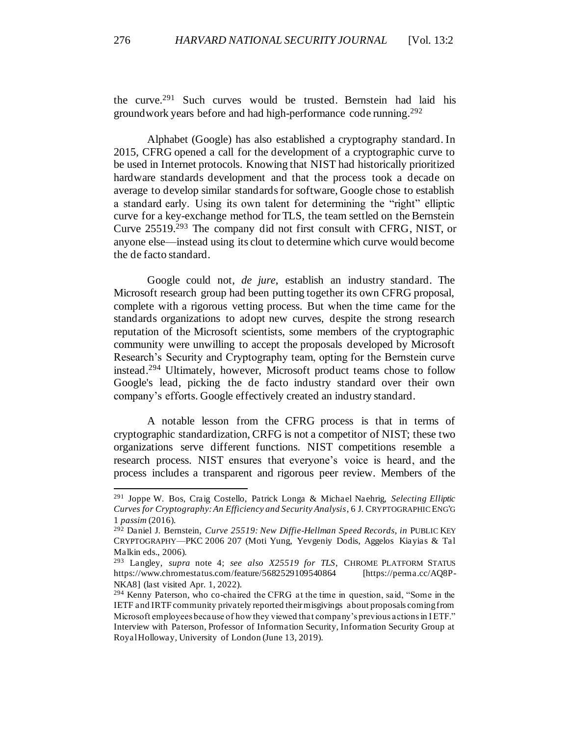the curve.[291] Such curves would be trusted. Bernstein had laid his groundwork years before and had high-performance code running.[292]

Alphabet (Google) has also established a cryptography standard. In 2015, CFRG opened a call for the development of a cryptographic curve to be used in Internet protocols. Knowing that NIST had historically prioritized hardware standards development and that the process took a decade on average to develop similar standards for software, Google chose to establish a standard early. Using its own talent for determining the "right" elliptic curve for a key-exchange method for TLS, the team settled on the Bernstein Curve 25519.[293] The company did not first consult with CFRG, NIST, or anyone else—instead using its clout to determine which curve would become the de facto standard.

Google could not, *de jure*, establish an industry standard. The Microsoft research group had been putting together its own CFRG proposal, complete with a rigorous vetting process. But when the time came for the standards organizations to adopt new curves, despite the strong research reputation of the Microsoft scientists, some members of the cryptographic community were unwilling to accept the proposals developed by Microsoft Research's Security and Cryptography team, opting for the Bernstein curve instead.[294] Ultimately, however, Microsoft product teams chose to follow Google's lead, picking the de facto industry standard over their own company's efforts. Google effectively created an industry standard.

A notable lesson from the CFRG process is that in terms of cryptographic standardization, CRFG is not a competitor of NIST; these two organizations serve different functions. NIST competitions resemble a research process. NIST ensures that everyone's voice is heard, and the process includes a transparent and rigorous peer review. Members of the

---

[291] Joppe W. Bos, Craig Costello, Patrick Longa & Michael Naehrig, *Selecting Elliptic Curves for Cryptography: An Efficiency and Security Analysis*, 6 J. CRYPTOGRAPHIC ENG'G 1 *passim* (2016).

[292] Daniel J. Bernstein, *Curve 25519: New Diffie-Hellman Speed Records*, *in* PUBLIC KEY CRYPTOGRAPHY—PKC 2006 207 (Moti Yung, Yevgeniy Dodis, Aggelos Kiayias & Tal Malkin eds., 2006).

[293] Langley, *supra* note 4; *see also X25519 for TLS*, CHROME PLATFORM STATUS https://www.chromestatus.com/feature/5682529109540864 [https://perma.cc/AQ8P-NKA8] (last visited Apr. 1, 2022).

[294] Kenny Paterson, who co-chaired the CFRG at the time in question, said, "Some in the IETF and IRTF community privately reported their misgivings about proposals coming from Microsoft employees because of how they viewed that company's previous actions in IETF." Interview with Paterson, Professor of Information Security, Information Security Group at Royal Holloway, University of London (June 13, 2019).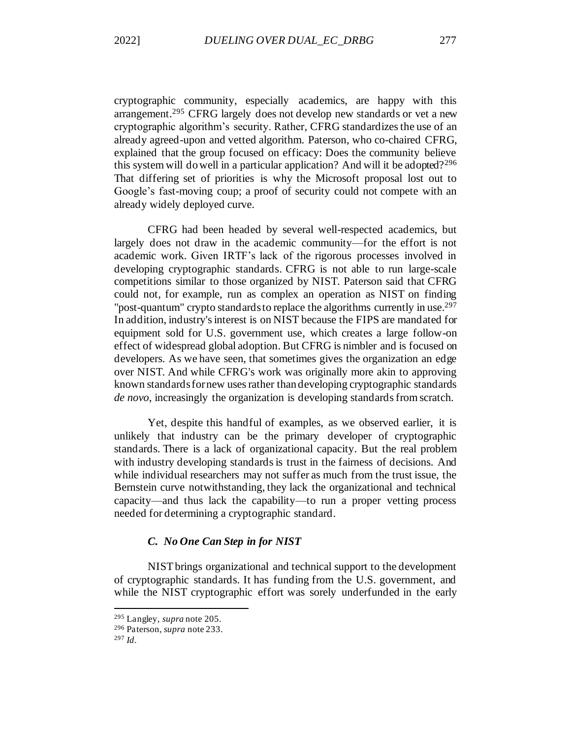cryptographic community, especially academics, are happy with this arrangement.[295] CFRG largely does not develop new standards or vet a new cryptographic algorithm's security. Rather, CFRG standardizes the use of an already agreed-upon and vetted algorithm. Paterson, who co-chaired CFRG, explained that the group focused on efficacy: Does the community believe this system will do well in a particular application? And will it be adopted?[296] That differing set of priorities is why the Microsoft proposal lost out to Google's fast-moving coup; a proof of security could not compete with an already widely deployed curve.

CFRG had been headed by several well-respected academics, but largely does not draw in the academic community—for the effort is not academic work. Given IRTF's lack of the rigorous processes involved in developing cryptographic standards. CFRG is not able to run large-scale competitions similar to those organized by NIST. Paterson said that CFRG could not, for example, run as complex an operation as NIST on finding "post-quantum" crypto standards to replace the algorithms currently in use.[297] In addition, industry's interest is on NIST because the FIPS are mandated for equipment sold for U.S. government use, which creates a large follow-on effect of widespread global adoption. But CFRG is nimbler and is focused on developers. As we have seen, that sometimes gives the organization an edge over NIST. And while CFRG's work was originally more akin to approving known standards for new uses rather than developing cryptographic standards *de novo*, increasingly the organization is developing standards from scratch.

Yet, despite this handful of examples, as we observed earlier, it is unlikely that industry can be the primary developer of cryptographic standards. There is a lack of organizational capacity. But the real problem with industry developing standards is trust in the fairness of decisions. And while individual researchers may not suffer as much from the trust issue, the Bernstein curve notwithstanding, they lack the organizational and technical capacity—and thus lack the capability—to run a proper vetting process needed for determining a cryptographic standard.

### *C. No One Can Step in for NIST*

NIST brings organizational and technical support to the development of cryptographic standards. It has funding from the U.S. government, and while the NIST cryptographic effort was sorely underfunded in the early

---

[295] Langley, *supra* note 205.

[296] Paterson, *supra* note 233.

[297] *Id*.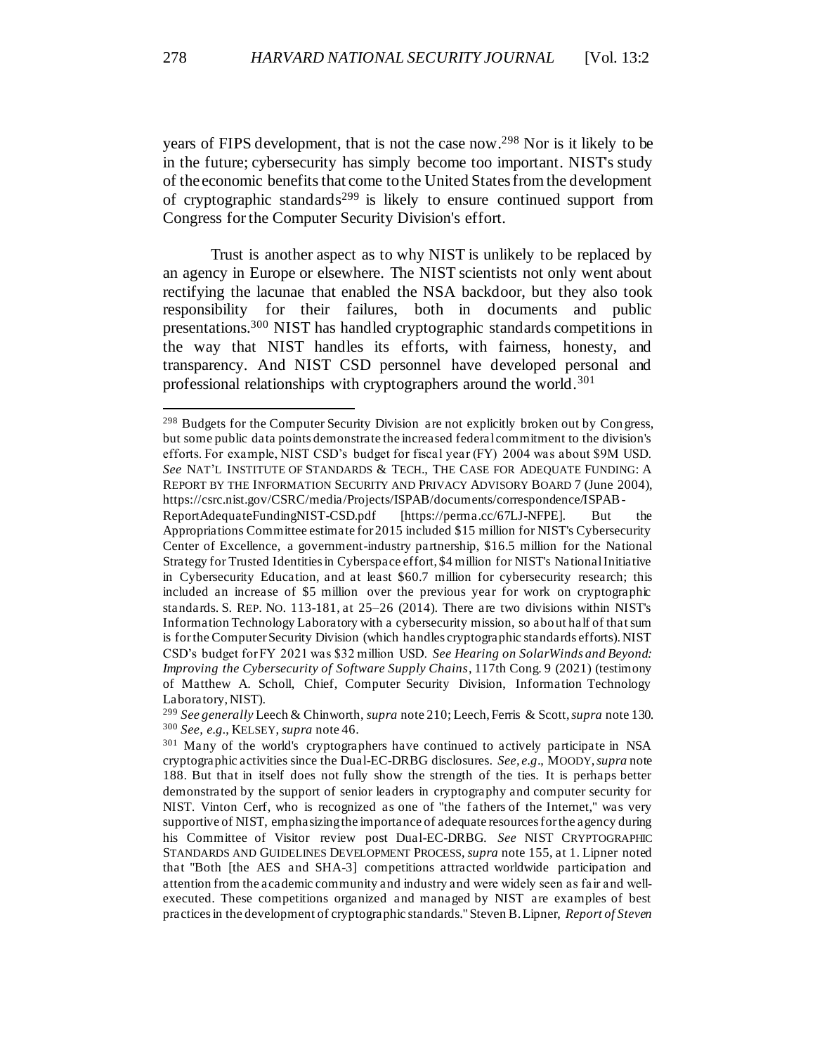years of FIPS development, that is not the case now.[298] Nor is it likely to be in the future; cybersecurity has simply become too important. NIST's study of the economic benefits that come to the United States from the development of cryptographic standards[299] is likely to ensure continued support from Congress for the Computer Security Division's effort.

Trust is another aspect as to why NIST is unlikely to be replaced by an agency in Europe or elsewhere. The NIST scientists not only went about rectifying the lacunae that enabled the NSA backdoor, but they also took responsibility for their failures, both in documents and public presentations.[300] NIST has handled cryptographic standards competitions in the way that NIST handles its efforts, with fairness, honesty, and transparency. And NIST CSD personnel have developed personal and professional relationships with cryptographers around the world.[301]

---

[298] Budgets for the Computer Security Division are not explicitly broken out by Congress, but some public data points demonstrate the increased federal commitment to the division's efforts. For example, NIST CSD's budget for fiscal year (FY) 2004 was about $9M USD. *See* NAT'L INSTITUTE OF STANDARDS & TECH., THE CASE FOR ADEQUATE FUNDING: A REPORT BY THE INFORMATION SECURITY AND PRIVACY ADVISORY BOARD 7 (June 2004), https://csrc.nist.gov/CSRC/media/Projects/ISPAB/documents/correspondence/ISPAB-ReportAdequateFundingNIST-CSD.pdf [https://perma.cc/67LJ-NFPE]. But the Appropriations Committee estimate for 2015 included $15 million for NIST's Cybersecurity Center of Excellence, a government-industry partnership, $16.5 million for the National Strategy for Trusted Identities in Cyberspace effort, $4 million for NIST's National Initiative in Cybersecurity Education, and at least $60.7 million for cybersecurity research; this included an increase of $5 million over the previous year for work on cryptographic standards. S. REP. NO. 113-181, at 25–26 (2014). There are two divisions within NIST's Information Technology Laboratory with a cybersecurity mission, so about half of that sum is for the Computer Security Division (which handles cryptographic standards efforts). NIST CSD's budget for FY 2021 was $32 million USD. *See Hearing on SolarWinds and Beyond: Improving the Cybersecurity of Software Supply Chains*, 117th Cong. 9 (2021) (testimony of Matthew A. Scholl, Chief, Computer Security Division, Information Technology Laboratory, NIST).

[299] *See generally* Leech & Chinworth, *supra* note 210; Leech, Ferris & Scott, *supra* note 130.

[300] *See, e.g.*, KELSEY, *supra* note 46.

[301] Many of the world's cryptographers have continued to actively participate in NSA cryptographic activities since the Dual-EC-DRBG disclosures. *See, e.g.*, MOODY, *supra* note 188. But that in itself does not fully show the strength of the ties. It is perhaps better demonstrated by the support of senior leaders in cryptography and computer security for NIST. Vinton Cerf, who is recognized as one of "the fathers of the Internet," was very supportive of NIST, emphasizing the importance of adequate resources for the agency during his Committee of Visitor review post Dual-EC-DRBG. *See* NIST CRYPTOGRAPHIC STANDARDS AND GUIDELINES DEVELOPMENT PROCESS, *supra* note 155, at 1. Lipner noted that "Both [the AES and SHA-3] competitions attracted worldwide participation and attention from the academic community and industry and were widely seen as fair and well-executed. These competitions organized and managed by NIST are examples of best practices in the development of cryptographic standards." Steven B. Lipner, *Report of Steven*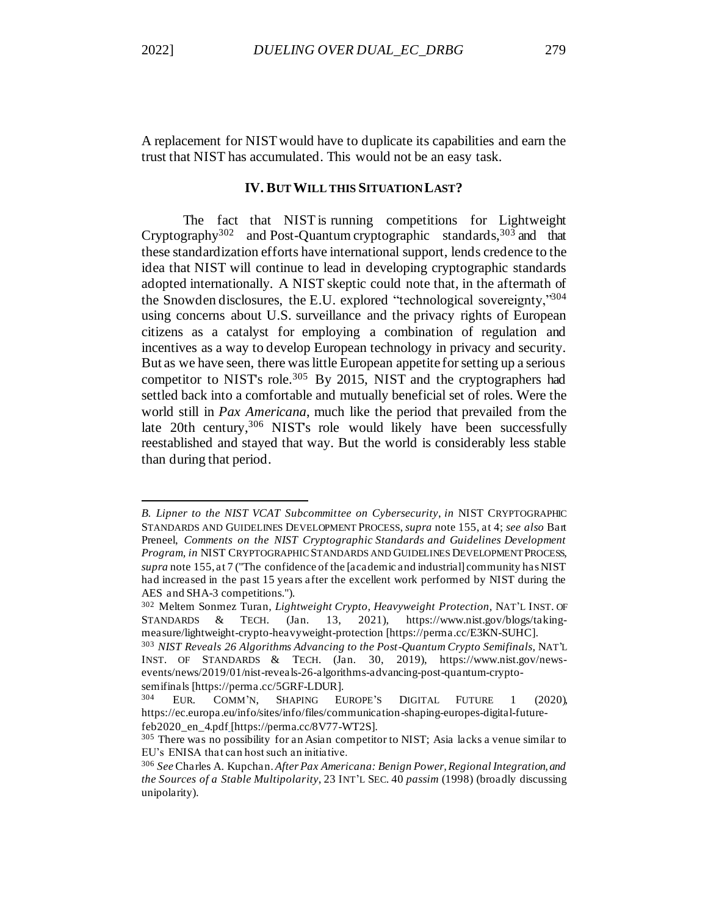A replacement for NIST would have to duplicate its capabilities and earn the trust that NIST has accumulated. This would not be an easy task.

## IV. BUT WILL THIS SITUATION LAST?

The fact that NIST is running competitions for Lightweight Cryptography[302] and Post-Quantum cryptographic standards,[303] and that these standardization efforts have international support, lends credence to the idea that NIST will continue to lead in developing cryptographic standards adopted internationally. A NIST skeptic could note that, in the aftermath of the Snowden disclosures, the E.U. explored "technological sovereignty,"[304] using concerns about U.S. surveillance and the privacy rights of European citizens as a catalyst for employing a combination of regulation and incentives as a way to develop European technology in privacy and security. But as we have seen, there was little European appetite for setting up a serious competitor to NIST's role.[305] By 2015, NIST and the cryptographers had settled back into a comfortable and mutually beneficial set of roles. Were the world still in *Pax Americana*, much like the period that prevailed from the late 20th century,[306] NIST's role would likely have been successfully reestablished and stayed that way. But the world is considerably less stable than during that period.

---

*B. Lipner to the NIST VCAT Subcommittee on Cybersecurity*, *in* NIST CRYPTOGRAPHIC STANDARDS AND GUIDELINES DEVELOPMENT PROCESS, *supra* note 155, at 4; *see also* Bart Preneel, *Comments on the NIST Cryptographic Standards and Guidelines Development Program*, *in* NIST CRYPTOGRAPHIC STANDARDS AND GUIDELINES DEVELOPMENT PROCESS, *supra* note 155, at 7 ("The confidence of the [academic and industrial] community has NIST had increased in the past 15 years after the excellent work performed by NIST during the AES and SHA-3 competitions.").

[302] Meltem Sonmez Turan, *Lightweight Crypto, Heavyweight Protection*, NAT'L INST. OF STANDARDS & TECH. (Jan. 13, 2021), https://www.nist.gov/blogs/taking-measure/lightweight-crypto-heavyweight-protection [https://perma.cc/E3KN-SUHC].

[303] *NIST Reveals 26 Algorithms Advancing to the Post-Quantum Crypto Semifinals*, NAT'L INST. OF STANDARDS & TECH. (Jan. 30, 2019), https://www.nist.gov/news-events/news/2019/01/nist-reveals-26-algorithms-advancing-post-quantum-crypto-semifinals [https://perma.cc/5GRF-LDUR].

[304] EUR. COMM'N, SHAPING EUROPE'S DIGITAL FUTURE 1 (2020), https://ec.europa.eu/info/sites/info/files/communication-shaping-europes-digital-future-feb2020_en_4.pdf [https://perma.cc/8V77-WT2S].

[305] There was no possibility for an Asian competitor to NIST; Asia lacks a venue similar to EU's ENISA that can host such an initiative.

[306] *See* Charles A. Kupchan. *After Pax Americana: Benign Power, Regional Integration, and the Sources of a Stable Multipolarity*, 23 INT'L SEC. 40 *passim* (1998) (broadly discussing unipolarity).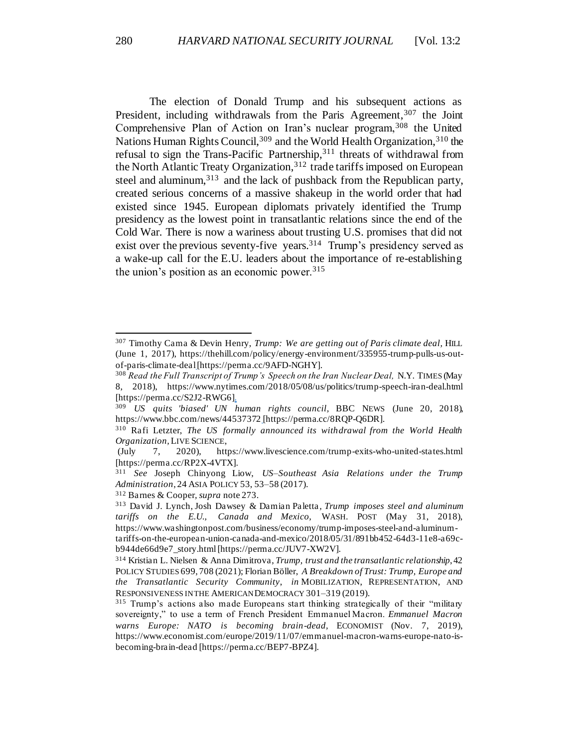The election of Donald Trump and his subsequent actions as President, including withdrawals from the Paris Agreement,[307] the Joint Comprehensive Plan of Action on Iran's nuclear program,[308] the United Nations Human Rights Council,[309] and the World Health Organization,[310] the refusal to sign the Trans-Pacific Partnership,[311] threats of withdrawal from the North Atlantic Treaty Organization,[312] trade tariffs imposed on European steel and aluminum,[313] and the lack of pushback from the Republican party, created serious concerns of a massive shakeup in the world order that had existed since 1945. European diplomats privately identified the Trump presidency as the lowest point in transatlantic relations since the end of the Cold War. There is now a wariness about trusting U.S. promises that did not exist over the previous seventy-five years.[314] Trump's presidency served as a wake-up call for the E.U. leaders about the importance of re-establishing the union's position as an economic power.[315]

---

[307] Timothy Cama & Devin Henry, *Trump: We are getting out of Paris climate deal*, HILL (June 1, 2017), https://thehill.com/policy/energy-environment/335955-trump-pulls-us-out-of-paris-climate-deal[https://perma.cc/9AFD-NGHY].

[308] *Read the Full Transcript of Trump's Speech on the Iran Nuclear Deal,* N.Y. TIMES (May 8, 2018), https://www.nytimes.com/2018/05/08/us/politics/trump-speech-iran-deal.html [https://perma.cc/S2J2-RWG6].

[309] *US quits 'biased' UN human rights council*, BBC NEWS (June 20, 2018), https://www.bbc.com/news/44537372 [https://perma.cc/8RQP-Q6DR].

[310] Rafi Letzter, *The US formally announced its withdrawal from the World Health Organization*, LIVE SCIENCE, (July 7, 2020), https://www.livescience.com/trump-exits-who-united-states.html [https://perma.cc/RP2X-4VTX].

[311] *See* Joseph Chinyong Liow, *US–Southeast Asia Relations under the Trump Administration*, 24 ASIA POLICY 53, 53–58 (2017).

[312] Barnes & Cooper, *supra* note 273.

[313] David J. Lynch, Josh Dawsey & Damian Paletta, *Trump imposes steel and aluminum tariffs on the E.U., Canada and Mexico*, WASH. POST (May 31, 2018), https://www.washingtonpost.com/business/economy/trump-imposes-steel-and-aluminum-tariffs-on-the-european-union-canada-and-mexico/2018/05/31/891bb452-64d3-11e8-a69c-b944de66d9e7_story.html [https://perma.cc/JUV7-XW2V].

[314] Kristian L. Nielsen & Anna Dimitrova, *Trump, trust and the transatlantic relationship*, 42 POLICY STUDIES 699, 708 (2021); Florian Böller, *A Breakdown of Trust: Trump, Europe and the Transatlantic Security Community*, *in* MOBILIZATION, REPRESENTATION, AND RESPONSIVENESS IN THE AMERICAN DEMOCRACY 301–319 (2019).

[315] Trump's actions also made Europeans start thinking strategically of their "military sovereignty," to use a term of French President Emmanuel Macron. *Emmanuel Macron warns Europe: NATO is becoming brain-dead*, ECONOMIST (Nov. 7, 2019), https://www.economist.com/europe/2019/11/07/emmanuel-macron-warns-europe-nato-is-becoming-brain-dead [https://perma.cc/BEP7-BPZ4].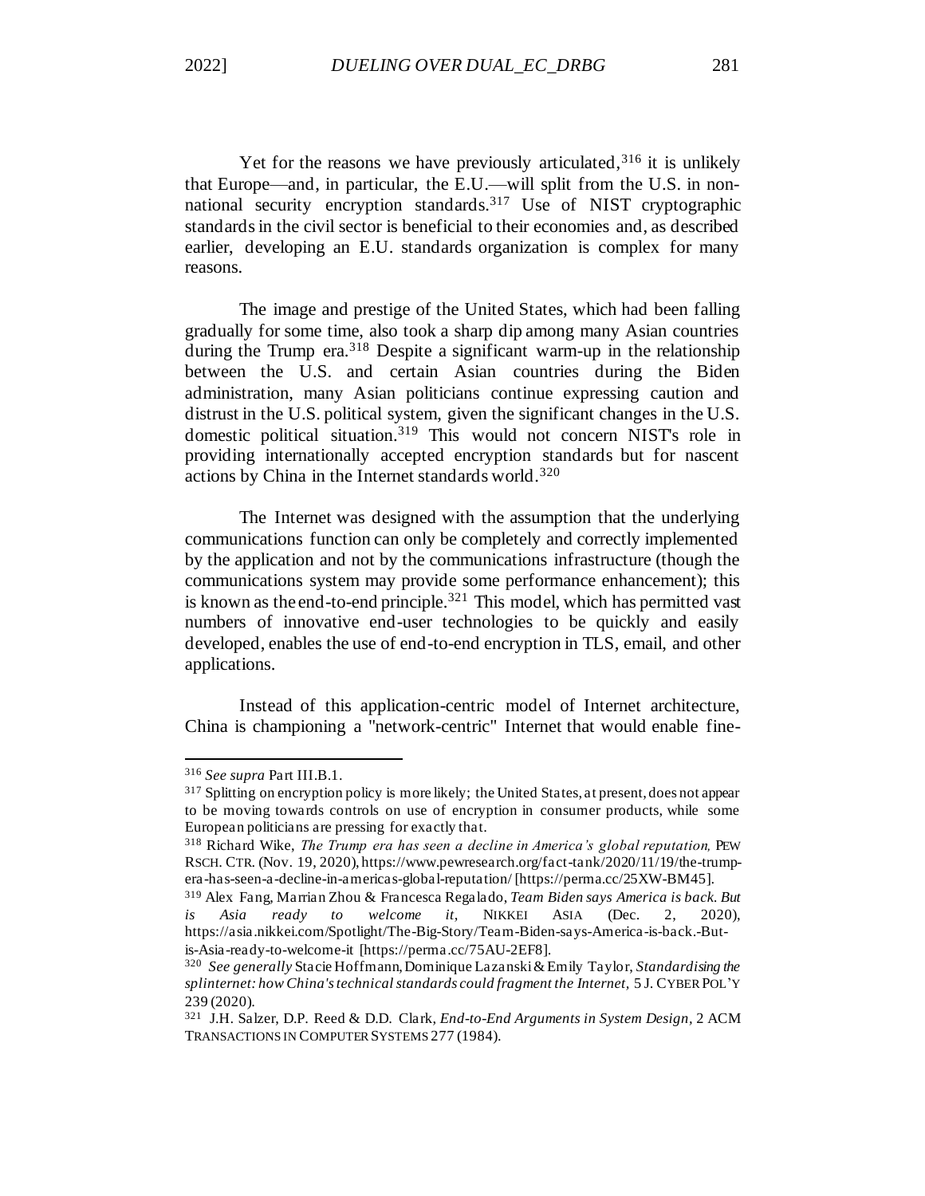Yet for the reasons we have previously articulated,[316] it is unlikely that Europe—and, in particular, the E.U.—will split from the U.S. in non-national security encryption standards.[317] Use of NIST cryptographic standards in the civil sector is beneficial to their economies and, as described earlier, developing an E.U. standards organization is complex for many reasons.

The image and prestige of the United States, which had been falling gradually for some time, also took a sharp dip among many Asian countries during the Trump era.[318] Despite a significant warm-up in the relationship between the U.S. and certain Asian countries during the Biden administration, many Asian politicians continue expressing caution and distrust in the U.S. political system, given the significant changes in the U.S. domestic political situation.[319] This would not concern NIST's role in providing internationally accepted encryption standards but for nascent actions by China in the Internet standards world.[320]

The Internet was designed with the assumption that the underlying communications function can only be completely and correctly implemented by the application and not by the communications infrastructure (though the communications system may provide some performance enhancement); this is known as the end-to-end principle.[321] This model, which has permitted vast numbers of innovative end-user technologies to be quickly and easily developed, enables the use of end-to-end encryption in TLS, email, and other applications.

Instead of this application-centric model of Internet architecture, China is championing a "network-centric" Internet that would enable fine-

---

[316] *See supra* Part III.B.1.

[317] Splitting on encryption policy is more likely; the United States, at present, does not appear to be moving towards controls on use of encryption in consumer products, while some European politicians are pressing for exactly that.

[318] Richard Wike, *The Trump era has seen a decline in America's global reputation,* PEW RSCH. CTR. (Nov. 19, 2020), https://www.pewresearch.org/fact-tank/2020/11/19/the-trump-era-has-seen-a-decline-in-americas-global-reputation/ [https://perma.cc/25XW-BM45].

[319] Alex Fang, Marrian Zhou & Francesca Regalado, *Team Biden says America is back. But is Asia ready to welcome it,* NIKKEI ASIA (Dec. 2, 2020), https://asia.nikkei.com/Spotlight/The-Big-Story/Team-Biden-says-America-is-back.-But-is-Asia-ready-to-welcome-it [https://perma.cc/75AU-2EF8].

[320] *See generally* Stacie Hoffmann, Dominique Lazanski & Emily Taylor, *Standardising the splinternet: how China's technical standards could fragment the Internet,* 5 J. CYBER POL'Y 239 (2020).

[321] J.H. Salzer, D.P. Reed & D.D. Clark, *End-to-End Arguments in System Design,* 2 ACM TRANSACTIONS IN COMPUTER SYSTEMS 277 (1984).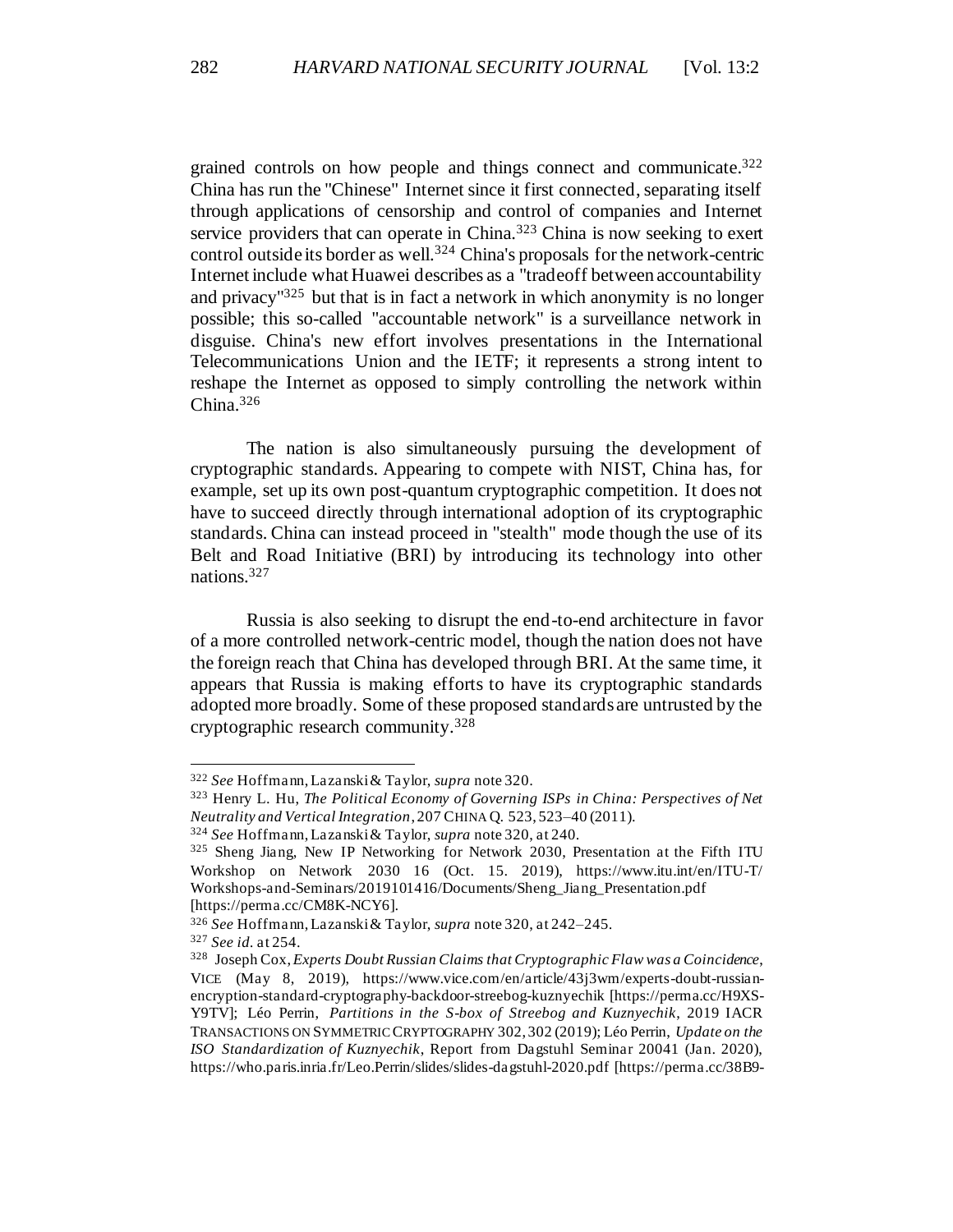grained controls on how people and things connect and communicate.[322] China has run the "Chinese" Internet since it first connected, separating itself through applications of censorship and control of companies and Internet service providers that can operate in China.[323] China is now seeking to exert control outside its border as well.[324] China's proposals for the network-centric Internet include what Huawei describes as a "tradeoff between accountability and privacy"[325] but that is in fact a network in which anonymity is no longer possible; this so-called "accountable network" is a surveillance network in disguise. China's new effort involves presentations in the International Telecommunications Union and the IETF; it represents a strong intent to reshape the Internet as opposed to simply controlling the network within China.[326]

The nation is also simultaneously pursuing the development of cryptographic standards. Appearing to compete with NIST, China has, for example, set up its own post-quantum cryptographic competition. It does not have to succeed directly through international adoption of its cryptographic standards. China can instead proceed in "stealth" mode though the use of its Belt and Road Initiative (BRI) by introducing its technology into other nations.[327]

Russia is also seeking to disrupt the end-to-end architecture in favor of a more controlled network-centric model, though the nation does not have the foreign reach that China has developed through BRI. At the same time, it appears that Russia is making efforts to have its cryptographic standards adopted more broadly. Some of these proposed standards are untrusted by the cryptographic research community.[328]

---

[322] *See* Hoffmann, Lazanski & Taylor, *supra* note 320.

[323] Henry L. Hu, *The Political Economy of Governing ISPs in China: Perspectives of Net Neutrality and Vertical Integration*, 207 CHINA Q. 523, 523–40 (2011).

[324] *See* Hoffmann, Lazanski & Taylor, *supra* note 320, at 240.

[325] Sheng Jiang, New IP Networking for Network 2030, Presentation at the Fifth ITU Workshop on Network 2030 16 (Oct. 15. 2019), https://www.itu.int/en/ITU-T/Workshops-and-Seminars/2019101416/Documents/Sheng_Jiang_Presentation.pdf [https://perma.cc/CM8K-NCY6].

[326] *See* Hoffmann, Lazanski & Taylor, *supra* note 320, at 242–245.

[327] *See id.* at 254.

[328] Joseph Cox, *Experts Doubt Russian Claims that Cryptographic Flaw was a Coincidence*, VICE (May 8, 2019), https://www.vice.com/en/article/43j3wm/experts-doubt-russian-encryption-standard-cryptography-backdoor-streebog-kuznyechik [https://perma.cc/H9XS-Y9TV]; Léo Perrin, *Partitions in the S-box of Streebog and Kuznyechik*, 2019 IACR TRANSACTIONS ON SYMMETRIC CRYPTOGRAPHY 302, 302 (2019); Léo Perrin, *Update on the ISO Standardization of Kuznyechik*, Report from Dagstuhl Seminar 20041 (Jan. 2020), https://who.paris.inria.fr/Leo.Perrin/slides/slides-dagstuhl-2020.pdf [https://perma.cc/38B9-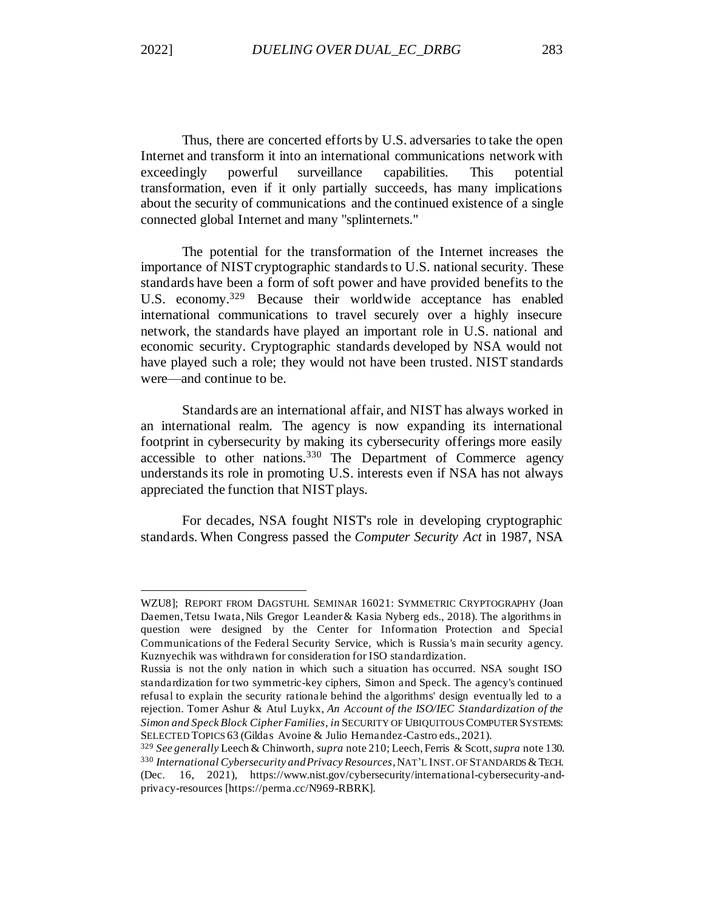Thus, there are concerted efforts by U.S. adversaries to take the open Internet and transform it into an international communications network with exceedingly powerful surveillance capabilities. This potential transformation, even if it only partially succeeds, has many implications about the security of communications and the continued existence of a single connected global Internet and many "splinternets."

The potential for the transformation of the Internet increases the importance of NIST cryptographic standards to U.S. national security. These standards have been a form of soft power and have provided benefits to the U.S. economy.[329] Because their worldwide acceptance has enabled international communications to travel securely over a highly insecure network, the standards have played an important role in U.S. national and economic security. Cryptographic standards developed by NSA would not have played such a role; they would not have been trusted. NIST standards were—and continue to be.

Standards are an international affair, and NIST has always worked in an international realm. The agency is now expanding its international footprint in cybersecurity by making its cybersecurity offerings more easily accessible to other nations.[330] The Department of Commerce agency understands its role in promoting U.S. interests even if NSA has not always appreciated the function that NIST plays.

For decades, NSA fought NIST's role in developing cryptographic standards. When Congress passed the *Computer Security Act* in 1987, NSA

---

WZU8]; REPORT FROM DAGSTUHL SEMINAR 16021: SYMMETRIC CRYPTOGRAPHY (Joan Daemen, Tetsu Iwata, Nils Gregor Leander & Kasia Nyberg eds., 2018). The algorithms in question were designed by the Center for Information Protection and Special Communications of the Federal Security Service, which is Russia's main security agency. Kuznyechik was withdrawn for consideration for ISO standardization.

Russia is not the only nation in which such a situation has occurred. NSA sought ISO standardization for two symmetric-key ciphers, Simon and Speck. The agency's continued refusal to explain the security rationale behind the algorithms' design eventually led to a rejection. Tomer Ashur & Atul Luykx, *An Account of the ISO/IEC Standardization of the Simon and Speck Block Cipher Families*, *in* SECURITY OF UBIQUITOUS COMPUTER SYSTEMS: SELECTED TOPICS 63 (Gildas Avoine & Julio Hernandez-Castro eds., 2021).

[329] *See generally* Leech & Chinworth, *supra* note 210; Leech, Ferris & Scott, *supra* note 130.

[330] *International Cybersecurity and Privacy Resources*, NAT'L INST. OF STANDARDS & TECH. (Dec. 16, 2021), https://www.nist.gov/cybersecurity/international-cybersecurity-and-privacy-resources [https://perma.cc/N969-RBRK].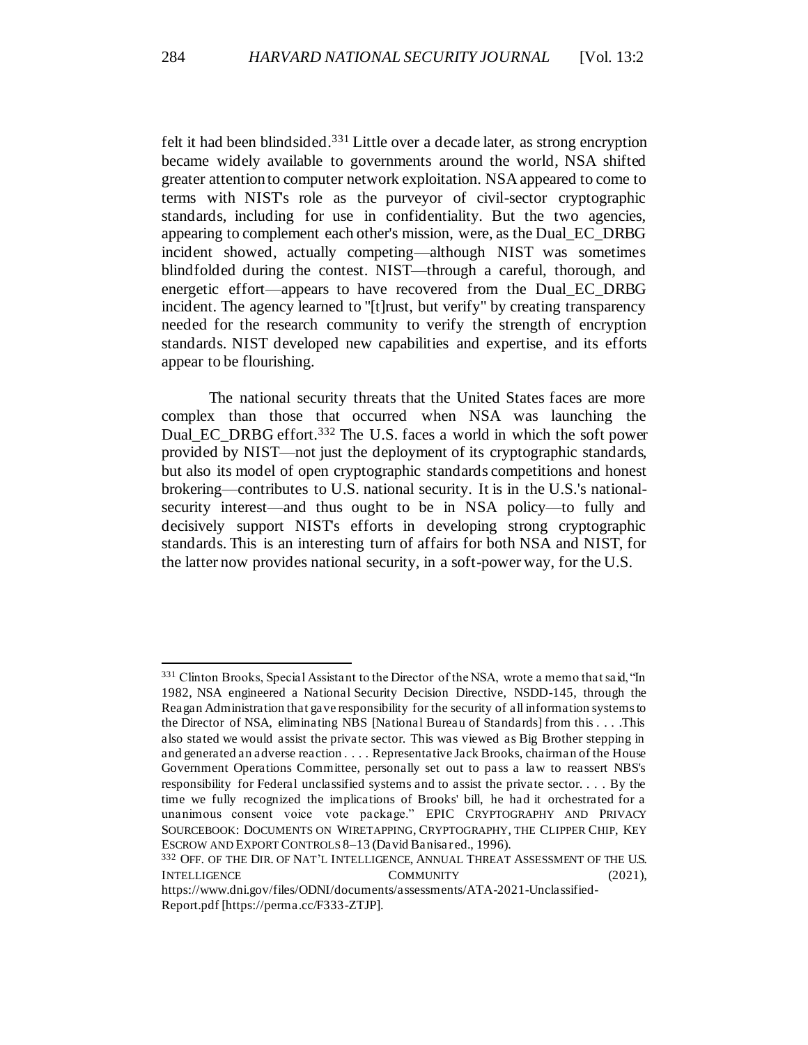felt it had been blindsided.[331] Little over a decade later, as strong encryption became widely available to governments around the world, NSA shifted greater attention to computer network exploitation. NSA appeared to come to terms with NIST's role as the purveyor of civil-sector cryptographic standards, including for use in confidentiality. But the two agencies, appearing to complement each other's mission, were, as the Dual_EC_DRBG incident showed, actually competing—although NIST was sometimes blindfolded during the contest. NIST—through a careful, thorough, and energetic effort—appears to have recovered from the Dual_EC_DRBG incident. The agency learned to "[t]rust, but verify" by creating transparency needed for the research community to verify the strength of encryption standards. NIST developed new capabilities and expertise, and its efforts appear to be flourishing.

The national security threats that the United States faces are more complex than those that occurred when NSA was launching the Dual_EC_DRBG effort.[332] The U.S. faces a world in which the soft power provided by NIST—not just the deployment of its cryptographic standards, but also its model of open cryptographic standards competitions and honest brokering—contributes to U.S. national security. It is in the U.S.'s national-security interest—and thus ought to be in NSA policy—to fully and decisively support NIST's efforts in developing strong cryptographic standards. This is an interesting turn of affairs for both NSA and NIST, for the latter now provides national security, in a soft-power way, for the U.S.

---

[331] Clinton Brooks, Special Assistant to the Director of the NSA, wrote a memo that said, "In 1982, NSA engineered a National Security Decision Directive, NSDD-145, through the Reagan Administration that gave responsibility for the security of all information systems to the Director of NSA, eliminating NBS [National Bureau of Standards] from this . . . .This also stated we would assist the private sector. This was viewed as Big Brother stepping in and generated an adverse reaction . . . . Representative Jack Brooks, chairman of the House Government Operations Committee, personally set out to pass a law to reassert NBS's responsibility for Federal unclassified systems and to assist the private sector. . . . By the time we fully recognized the implications of Brooks' bill, he had it orchestrated for a unanimous consent voice vote package." EPIC CRYPTOGRAPHY AND PRIVACY SOURCEBOOK: DOCUMENTS ON WIRETAPPING, CRYPTOGRAPHY, THE CLIPPER CHIP, KEY ESCROW AND EXPORT CONTROLS 8–13 (David Banisar ed., 1996).

[332] OFF. OF THE DIR. OF NAT'L INTELLIGENCE, ANNUAL THREAT ASSESSMENT OF THE U.S. INTELLIGENCE COMMUNITY (2021), https://www.dni.gov/files/ODNI/documents/assessments/ATA-2021-Unclassified-Report.pdf [https://perma.cc/F333-ZTJP].